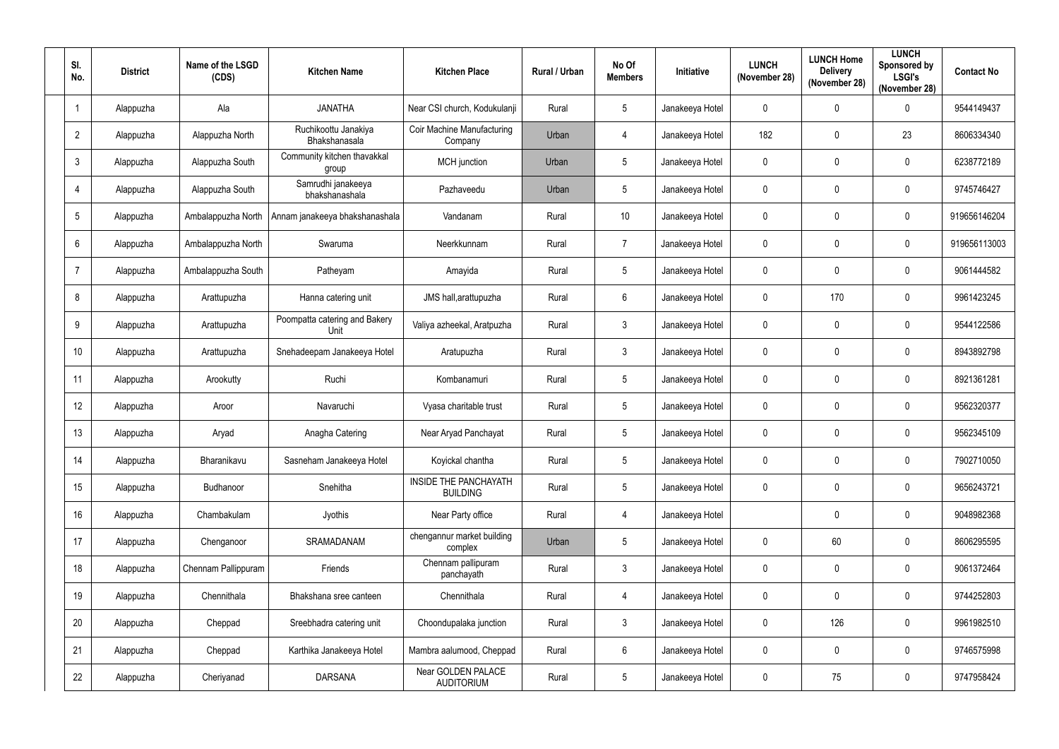| Sl. No. | District | Name of the LSGD (CDS) | Kitchen Name | Kitchen Place | Rural / Urban | No Of Members | Initiative | LUNCH (November 28) | LUNCH Home Delivery (November 28) | LUNCH Sponsored by LSGI's (November 28) | Contact No |
|---|---|---|---|---|---|---|---|---|---|---|---|
| 1 | Alappuzha | Ala | JANATHA | Near CSI church, Kodukulanji | Rural | 5 | Janakeeya Hotel | 0 | 0 | 0 | 9544149437 |
| 2 | Alappuzha | Alappuzha North | Ruchikoottu Janakiya Bhakshanasala | Coir Machine Manufacturing Company | Urban | 4 | Janakeeya Hotel | 182 | 0 | 23 | 8606334340 |
| 3 | Alappuzha | Alappuzha South | Community kitchen thavakkal group | MCH junction | Urban | 5 | Janakeeya Hotel | 0 | 0 | 0 | 6238772189 |
| 4 | Alappuzha | Alappuzha South | Samrudhi janakeeya bhakshanashala | Pazhaveedu | Urban | 5 | Janakeeya Hotel | 0 | 0 | 0 | 9745746427 |
| 5 | Alappuzha | Ambalappuzha North | Annam janakeeya bhakshanashala | Vandanam | Rural | 10 | Janakeeya Hotel | 0 | 0 | 0 | 919656146204 |
| 6 | Alappuzha | Ambalappuzha North | Swaruma | Neerkkunnam | Rural | 7 | Janakeeya Hotel | 0 | 0 | 0 | 919656113003 |
| 7 | Alappuzha | Ambalappuzha South | Patheyam | Amayida | Rural | 5 | Janakeeya Hotel | 0 | 0 | 0 | 9061444582 |
| 8 | Alappuzha | Arattupuzha | Hanna catering unit | JMS hall,arattupuzha | Rural | 6 | Janakeeya Hotel | 0 | 170 | 0 | 9961423245 |
| 9 | Alappuzha | Arattupuzha | Poompatta catering and Bakery Unit | Valiya azheekal, Aratpuzha | Rural | 3 | Janakeeya Hotel | 0 | 0 | 0 | 9544122586 |
| 10 | Alappuzha | Arattupuzha | Snehadeepam Janakeeya Hotel | Aratupuzha | Rural | 3 | Janakeeya Hotel | 0 | 0 | 0 | 8943892798 |
| 11 | Alappuzha | Arookutty | Ruchi | Kombanamuri | Rural | 5 | Janakeeya Hotel | 0 | 0 | 0 | 8921361281 |
| 12 | Alappuzha | Aroor | Navaruchi | Vyasa charitable trust | Rural | 5 | Janakeeya Hotel | 0 | 0 | 0 | 9562320377 |
| 13 | Alappuzha | Aryad | Anagha Catering | Near Aryad Panchayat | Rural | 5 | Janakeeya Hotel | 0 | 0 | 0 | 9562345109 |
| 14 | Alappuzha | Bharanikavu | Sasneham Janakeeya Hotel | Koyickal chantha | Rural | 5 | Janakeeya Hotel | 0 | 0 | 0 | 7902710050 |
| 15 | Alappuzha | Budhanoor | Snehitha | INSIDE THE PANCHAYATH BUILDING | Rural | 5 | Janakeeya Hotel | 0 | 0 | 0 | 9656243721 |
| 16 | Alappuzha | Chambakulam | Jyothis | Near Party office | Rural | 4 | Janakeeya Hotel | | 0 | 0 | 9048982368 |
| 17 | Alappuzha | Chenganoor | SRAMADANAM | chengannur market building complex | Urban | 5 | Janakeeya Hotel | 0 | 60 | 0 | 8606295595 |
| 18 | Alappuzha | Chennam Pallippuram | Friends | Chennam pallipuram panchayath | Rural | 3 | Janakeeya Hotel | 0 | 0 | 0 | 9061372464 |
| 19 | Alappuzha | Chennithala | Bhakshana sree canteen | Chennithala | Rural | 4 | Janakeeya Hotel | 0 | 0 | 0 | 9744252803 |
| 20 | Alappuzha | Cheppad | Sreebhadra catering unit | Choondupalaka junction | Rural | 3 | Janakeeya Hotel | 0 | 126 | 0 | 9961982510 |
| 21 | Alappuzha | Cheppad | Karthika Janakeeya Hotel | Mambra aalumood, Cheppad | Rural | 6 | Janakeeya Hotel | 0 | 0 | 0 | 9746575998 |
| 22 | Alappuzha | Cheriyanad | DARSANA | Near GOLDEN PALACE AUDITORIUM | Rural | 5 | Janakeeya Hotel | 0 | 75 | 0 | 9747958424 |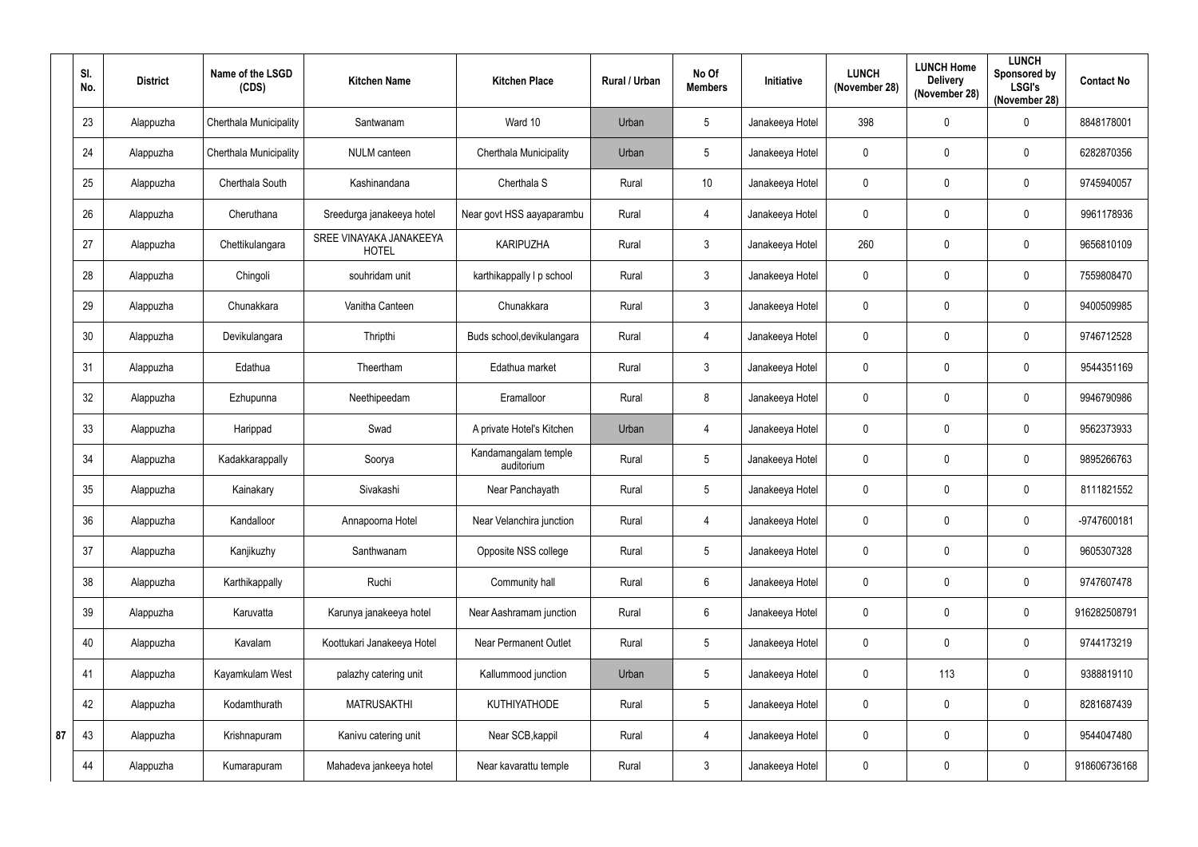| Sl. No. | District | Name of the LSGD (CDS) | Kitchen Name | Kitchen Place | Rural / Urban | No Of Members | Initiative | LUNCH (November 28) | LUNCH Home Delivery (November 28) | LUNCH Sponsored by LSGI's (November 28) | Contact No |
|---|---|---|---|---|---|---|---|---|---|---|---|
| 23 | Alappuzha | Cherthala Municipality | Santwanam | Ward 10 | Urban | 5 | Janakeeya Hotel | 398 | 0 | 0 | 8848178001 |
| 24 | Alappuzha | Cherthala Municipality | NULM canteen | Cherthala Municipality | Urban | 5 | Janakeeya Hotel | 0 | 0 | 0 | 6282870356 |
| 25 | Alappuzha | Cherthala South | Kashinandana | Cherthala S | Rural | 10 | Janakeeya Hotel | 0 | 0 | 0 | 9745940057 |
| 26 | Alappuzha | Cheruthana | Sreedurga janakeeya hotel | Near govt HSS aayaparambu | Rural | 4 | Janakeeya Hotel | 0 | 0 | 0 | 9961178936 |
| 27 | Alappuzha | Chettikulangara | SREE VINAYAKA JANAKEEYA HOTEL | KARIPUZHA | Rural | 3 | Janakeeya Hotel | 260 | 0 | 0 | 9656810109 |
| 28 | Alappuzha | Chingoli | souhridam unit | karthikappally l p school | Rural | 3 | Janakeeya Hotel | 0 | 0 | 0 | 7559808470 |
| 29 | Alappuzha | Chunakkara | Vanitha Canteen | Chunakkara | Rural | 3 | Janakeeya Hotel | 0 | 0 | 0 | 9400509985 |
| 30 | Alappuzha | Devikulangara | Thripthi | Buds school,devikulangara | Rural | 4 | Janakeeya Hotel | 0 | 0 | 0 | 9746712528 |
| 31 | Alappuzha | Edathua | Theertham | Edathua market | Rural | 3 | Janakeeya Hotel | 0 | 0 | 0 | 9544351169 |
| 32 | Alappuzha | Ezhupunna | Neethipeedam | Eramalloor | Rural | 8 | Janakeeya Hotel | 0 | 0 | 0 | 9946790986 |
| 33 | Alappuzha | Harippad | Swad | A private Hotel's Kitchen | Urban | 4 | Janakeeya Hotel | 0 | 0 | 0 | 9562373933 |
| 34 | Alappuzha | Kadakkarappally | Soorya | Kandamangalam temple auditorium | Rural | 5 | Janakeeya Hotel | 0 | 0 | 0 | 9895266763 |
| 35 | Alappuzha | Kainakary | Sivakashi | Near Panchayath | Rural | 5 | Janakeeya Hotel | 0 | 0 | 0 | 8111821552 |
| 36 | Alappuzha | Kandalloor | Annapoorna Hotel | Near Velanchira junction | Rural | 4 | Janakeeya Hotel | 0 | 0 | 0 | -9747600181 |
| 37 | Alappuzha | Kanjikuzhy | Santhwanam | Opposite NSS college | Rural | 5 | Janakeeya Hotel | 0 | 0 | 0 | 9605307328 |
| 38 | Alappuzha | Karthikappally | Ruchi | Community hall | Rural | 6 | Janakeeya Hotel | 0 | 0 | 0 | 9747607478 |
| 39 | Alappuzha | Karuvatta | Karunya janakeeya hotel | Near Aashramam junction | Rural | 6 | Janakeeya Hotel | 0 | 0 | 0 | 916282508791 |
| 40 | Alappuzha | Kavalam | Koottukari Janakeeya Hotel | Near Permanent Outlet | Rural | 5 | Janakeeya Hotel | 0 | 0 | 0 | 9744173219 |
| 41 | Alappuzha | Kayamkulam West | palazhy catering unit | Kallummood junction | Urban | 5 | Janakeeya Hotel | 0 | 113 | 0 | 9388819110 |
| 42 | Alappuzha | Kodamthurath | MATRUSAKTHI | KUTHIYATHODE | Rural | 5 | Janakeeya Hotel | 0 | 0 | 0 | 8281687439 |
| 43 | Alappuzha | Krishnapuram | Kanivu catering unit | Near SCB,kappil | Rural | 4 | Janakeeya Hotel | 0 | 0 | 0 | 9544047480 |
| 44 | Alappuzha | Kumarapuram | Mahadeva jankeeya hotel | Near kavarattu temple | Rural | 3 | Janakeeya Hotel | 0 | 0 | 0 | 918606736168 |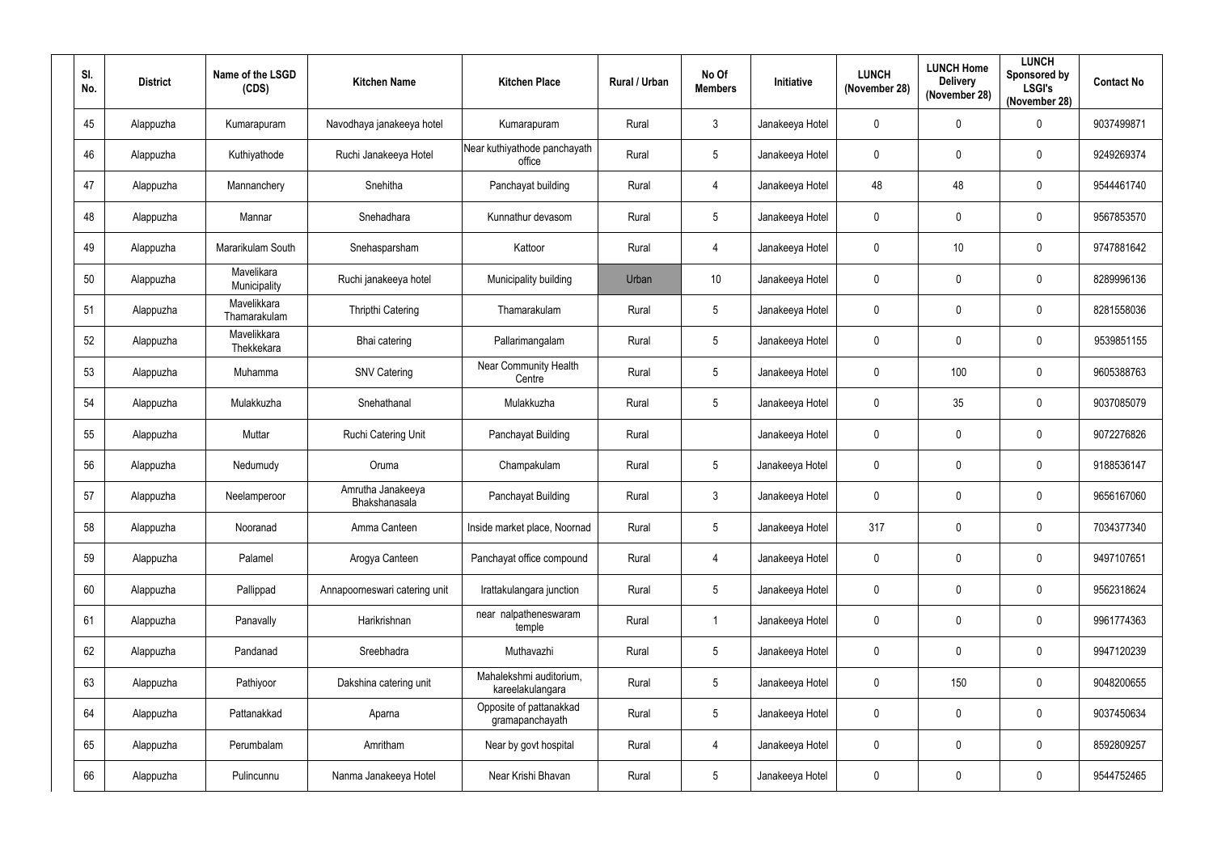| Sl. No. | District | Name of the LSGD (CDS) | Kitchen Name | Kitchen Place | Rural / Urban | No Of Members | Initiative | LUNCH (November 28) | LUNCH Home Delivery (November 28) | LUNCH Sponsored by LSGI's (November 28) | Contact No |
|---|---|---|---|---|---|---|---|---|---|---|---|
| 45 | Alappuzha | Kumarapuram | Navodhaya janakeeya hotel | Kumarapuram | Rural | 3 | Janakeeya Hotel | 0 | 0 | 0 | 9037499871 |
| 46 | Alappuzha | Kuthiyathode | Ruchi Janakeeya Hotel | Near kuthiyathode panchayath office | Rural | 5 | Janakeeya Hotel | 0 | 0 | 0 | 9249269374 |
| 47 | Alappuzha | Mannanchery | Snehitha | Panchayat building | Rural | 4 | Janakeeya Hotel | 48 | 48 | 0 | 9544461740 |
| 48 | Alappuzha | Mannar | Snehadhara | Kunnathur devasom | Rural | 5 | Janakeeya Hotel | 0 | 0 | 0 | 9567853570 |
| 49 | Alappuzha | Mararikulam South | Snehasparsham | Kattoor | Rural | 4 | Janakeeya Hotel | 0 | 10 | 0 | 9747881642 |
| 50 | Alappuzha | Mavelikara Municipality | Ruchi janakeeya hotel | Municipality building | Urban | 10 | Janakeeya Hotel | 0 | 0 | 0 | 8289996136 |
| 51 | Alappuzha | Mavelikkara Thamarakulam | Thripthi Catering | Thamarakulam | Rural | 5 | Janakeeya Hotel | 0 | 0 | 0 | 8281558036 |
| 52 | Alappuzha | Mavelikkara Thekkekara | Bhai catering | Pallarimangalam | Rural | 5 | Janakeeya Hotel | 0 | 0 | 0 | 9539851155 |
| 53 | Alappuzha | Muhamma | SNV Catering | Near Community Health Centre | Rural | 5 | Janakeeya Hotel | 0 | 100 | 0 | 9605388763 |
| 54 | Alappuzha | Mulakkuzha | Snehathanal | Mulakkuzha | Rural | 5 | Janakeeya Hotel | 0 | 35 | 0 | 9037085079 |
| 55 | Alappuzha | Muttar | Ruchi Catering Unit | Panchayat Building | Rural | | Janakeeya Hotel | 0 | 0 | 0 | 9072276826 |
| 56 | Alappuzha | Nedumudy | Oruma | Champakulam | Rural | 5 | Janakeeya Hotel | 0 | 0 | 0 | 9188536147 |
| 57 | Alappuzha | Neelamperoor | Amrutha Janakeeya Bhakshanasala | Panchayat Building | Rural | 3 | Janakeeya Hotel | 0 | 0 | 0 | 9656167060 |
| 58 | Alappuzha | Nooranad | Amma Canteen | Inside market place, Noornad | Rural | 5 | Janakeeya Hotel | 317 | 0 | 0 | 7034377340 |
| 59 | Alappuzha | Palamel | Arogya Canteen | Panchayat office compound | Rural | 4 | Janakeeya Hotel | 0 | 0 | 0 | 9497107651 |
| 60 | Alappuzha | Pallippad | Annapoorneswari catering unit | Irattakulangara junction | Rural | 5 | Janakeeya Hotel | 0 | 0 | 0 | 9562318624 |
| 61 | Alappuzha | Panavally | Harikrishnan | near nalpatheneswaram temple | Rural | 1 | Janakeeya Hotel | 0 | 0 | 0 | 9961774363 |
| 62 | Alappuzha | Pandanad | Sreebhadra | Muthavazhi | Rural | 5 | Janakeeya Hotel | 0 | 0 | 0 | 9947120239 |
| 63 | Alappuzha | Pathiyoor | Dakshina catering unit | Mahalekshmi auditorium, kareelakulangara | Rural | 5 | Janakeeya Hotel | 0 | 150 | 0 | 9048200655 |
| 64 | Alappuzha | Pattanakkad | Aparna | Opposite of pattanakkad gramapanchayath | Rural | 5 | Janakeeya Hotel | 0 | 0 | 0 | 9037450634 |
| 65 | Alappuzha | Perumbalam | Amritham | Near by govt hospital | Rural | 4 | Janakeeya Hotel | 0 | 0 | 0 | 8592809257 |
| 66 | Alappuzha | Pulincunnu | Nanma Janakeeya Hotel | Near Krishi Bhavan | Rural | 5 | Janakeeya Hotel | 0 | 0 | 0 | 9544752465 |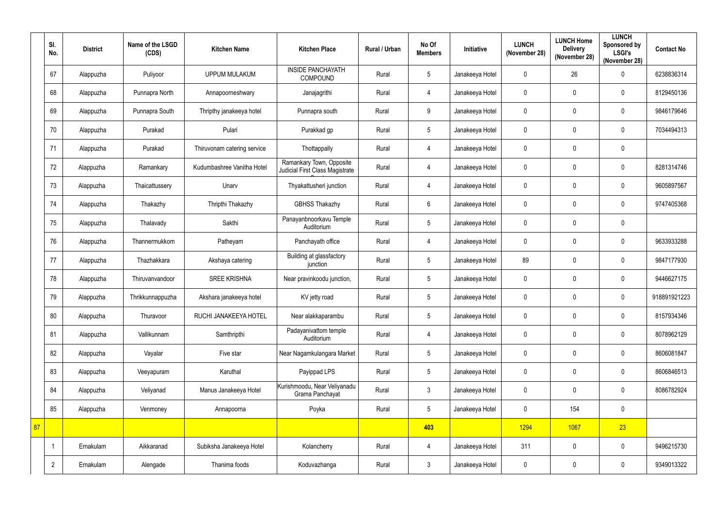| | Sl. No. | District | Name of the LSGD (CDS) | Kitchen Name | Kitchen Place | Rural / Urban | No Of Members | Initiative | LUNCH (November 28) | LUNCH Home Delivery (November 28) | LUNCH Sponsored by LSGI's (November 28) | Contact No |
|---|---|---|---|---|---|---|---|---|---|---|---|---|
| | 67 | Alappuzha | Puliyoor | UPPUM MULAKUM | INSIDE PANCHAYATH COMPOUND | Rural | 5 | Janakeeya Hotel | 0 | 26 | 0 | 6238836314 |
| | 68 | Alappuzha | Punnapra North | Annapoorneshwary | Janajagrithi | Rural | 4 | Janakeeya Hotel | 0 | 0 | 0 | 8129450136 |
| | 69 | Alappuzha | Punnapra South | Thripthy janakeeya hotel | Punnapra south | Rural | 9 | Janakeeya Hotel | 0 | 0 | 0 | 9846179646 |
| | 70 | Alappuzha | Purakad | Pulari | Purakkad gp | Rural | 5 | Janakeeya Hotel | 0 | 0 | 0 | 7034494313 |
| | 71 | Alappuzha | Purakad | Thiruvonam catering service | Thottappally | Rural | 4 | Janakeeya Hotel | 0 | 0 | 0 | |
| | 72 | Alappuzha | Ramankary | Kudumbashree Vanitha Hotel | Ramankary Town, Opposite Judicial First Class Magistrate Court | Rural | 4 | Janakeeya Hotel | 0 | 0 | 0 | 8281314746 |
| | 73 | Alappuzha | Thaicattussery | Unarv | Thyakattusheri junction | Rural | 4 | Janakeeya Hotel | 0 | 0 | 0 | 9605897567 |
| | 74 | Alappuzha | Thakazhy | Thripthi Thakazhy | GBHSS Thakazhy | Rural | 6 | Janakeeya Hotel | 0 | 0 | 0 | 9747405368 |
| | 75 | Alappuzha | Thalavady | Sakthi | Panayanbnoorkavu Temple Auditorium | Rural | 5 | Janakeeya Hotel | 0 | 0 | 0 | |
| | 76 | Alappuzha | Thannermukkom | Patheyam | Panchayath office | Rural | 4 | Janakeeya Hotel | 0 | 0 | 0 | 9633933288 |
| | 77 | Alappuzha | Thazhakkara | Akshaya catering | Building at glassfactory junction | Rural | 5 | Janakeeya Hotel | 89 | 0 | 0 | 9847177930 |
| | 78 | Alappuzha | Thiruvanvandoor | SREE KRISHNA | Near pravinkoodu junction, | Rural | 5 | Janakeeya Hotel | 0 | 0 | 0 | 9446627175 |
| | 79 | Alappuzha | Thrikkunnappuzha | Akshara janakeeya hotel | KV jetty road | Rural | 5 | Janakeeya Hotel | 0 | 0 | 0 | 918891921223 |
| | 80 | Alappuzha | Thuravoor | RUCHI JANAKEEYA HOTEL | Near alakkaparambu | Rural | 5 | Janakeeya Hotel | 0 | 0 | 0 | 8157934346 |
| | 81 | Alappuzha | Vallikunnam | Samthripthi | Padayanivattom temple Auditorium | Rural | 4 | Janakeeya Hotel | 0 | 0 | 0 | 8078962129 |
| | 82 | Alappuzha | Vayalar | Five star | Near Nagamkulangara Market | Rural | 5 | Janakeeya Hotel | 0 | 0 | 0 | 8606081847 |
| | 83 | Alappuzha | Veeyapuram | Karuthal | Payippad LPS | Rural | 5 | Janakeeya Hotel | 0 | 0 | 0 | 8606846513 |
| | 84 | Alappuzha | Veliyanad | Manus Janakeeya Hotel | Kurishmoodu, Near Veliyanadu Grama Panchayat | Rural | 3 | Janakeeya Hotel | 0 | 0 | 0 | 8086782924 |
| | 85 | Alappuzha | Venmoney | Annapoorna | Poyka | Rural | 5 | Janakeeya Hotel | 0 | 154 | 0 | |
| 87 | | | | | | | 403 | | 1294 | 1067 | 23 | |
| | 1 | Ernakulam | Aikkaranad | Subiksha Janakeeya Hotel | Kolancherry | Rural | 4 | Janakeeya Hotel | 311 | 0 | 0 | 9496215730 |
| | 2 | Ernakulam | Alengade | Thanima foods | Koduvazhanga | Rural | 3 | Janakeeya Hotel | 0 | 0 | 0 | 9349013322 |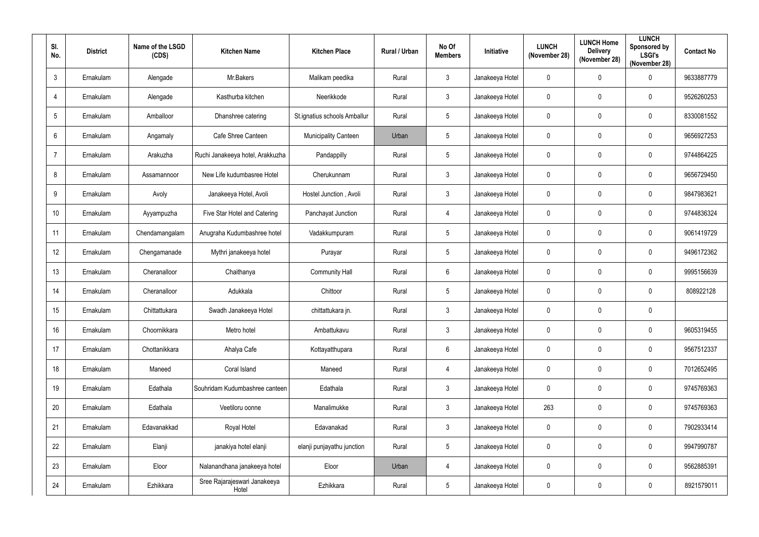| Sl. No. | District | Name of the LSGD (CDS) | Kitchen Name | Kitchen Place | Rural / Urban | No Of Members | Initiative | LUNCH (November 28) | LUNCH Home Delivery (November 28) | LUNCH Sponsored by LSGI's (November 28) | Contact No |
|---|---|---|---|---|---|---|---|---|---|---|---|
| 3 | Ernakulam | Alengade | Mr.Bakers | Malikam peedika | Rural | 3 | Janakeeya Hotel | 0 | 0 | 0 | 9633887779 |
| 4 | Ernakulam | Alengade | Kasthurba kitchen | Neerikkode | Rural | 3 | Janakeeya Hotel | 0 | 0 | 0 | 9526260253 |
| 5 | Ernakulam | Amballoor | Dhanshree catering | St.ignatius schools Amballur | Rural | 5 | Janakeeya Hotel | 0 | 0 | 0 | 8330081552 |
| 6 | Ernakulam | Angamaly | Cafe Shree Canteen | Municipality Canteen | Urban | 5 | Janakeeya Hotel | 0 | 0 | 0 | 9656927253 |
| 7 | Ernakulam | Arakuzha | Ruchi Janakeeya hotel, Arakkuzha | Pandappilly | Rural | 5 | Janakeeya Hotel | 0 | 0 | 0 | 9744864225 |
| 8 | Ernakulam | Assamannoor | New Life kudumbasree Hotel | Cherukunnam | Rural | 3 | Janakeeya Hotel | 0 | 0 | 0 | 9656729450 |
| 9 | Ernakulam | Avoly | Janakeeya Hotel, Avoli | Hostel Junction , Avoli | Rural | 3 | Janakeeya Hotel | 0 | 0 | 0 | 9847983621 |
| 10 | Ernakulam | Ayyampuzha | Five Star Hotel and Catering | Panchayat Junction | Rural | 4 | Janakeeya Hotel | 0 | 0 | 0 | 9744836324 |
| 11 | Ernakulam | Chendamangalam | Anugraha Kudumbashree hotel | Vadakkumpuram | Rural | 5 | Janakeeya Hotel | 0 | 0 | 0 | 9061419729 |
| 12 | Ernakulam | Chengamanade | Mythri janakeeya hotel | Purayar | Rural | 5 | Janakeeya Hotel | 0 | 0 | 0 | 9496172362 |
| 13 | Ernakulam | Cheranalloor | Chaithanya | Community Hall | Rural | 6 | Janakeeya Hotel | 0 | 0 | 0 | 9995156639 |
| 14 | Ernakulam | Cheranalloor | Adukkala | Chittoor | Rural | 5 | Janakeeya Hotel | 0 | 0 | 0 | 808922128 |
| 15 | Ernakulam | Chittattukara | Swadh Janakeeya Hotel | chittattukara jn. | Rural | 3 | Janakeeya Hotel | 0 | 0 | 0 | |
| 16 | Ernakulam | Choornikkara | Metro hotel | Ambattukavu | Rural | 3 | Janakeeya Hotel | 0 | 0 | 0 | 9605319455 |
| 17 | Ernakulam | Chottanikkara | Ahalya Cafe | Kottayatthupara | Rural | 6 | Janakeeya Hotel | 0 | 0 | 0 | 9567512337 |
| 18 | Ernakulam | Maneed | Coral Island | Maneed | Rural | 4 | Janakeeya Hotel | 0 | 0 | 0 | 7012652495 |
| 19 | Ernakulam | Edathala | Souhridam Kudumbashree canteen | Edathala | Rural | 3 | Janakeeya Hotel | 0 | 0 | 0 | 9745769363 |
| 20 | Ernakulam | Edathala | Veetiloru oonne | Manalimukke | Rural | 3 | Janakeeya Hotel | 263 | 0 | 0 | 9745769363 |
| 21 | Ernakulam | Edavanakkad | Royal Hotel | Edavanakad | Rural | 3 | Janakeeya Hotel | 0 | 0 | 0 | 7902933414 |
| 22 | Ernakulam | Elanji | janakiya hotel elanji | elanji punjayathu junction | Rural | 5 | Janakeeya Hotel | 0 | 0 | 0 | 9947990787 |
| 23 | Ernakulam | Eloor | Nalanandhana janakeeya hotel | Eloor | Urban | 4 | Janakeeya Hotel | 0 | 0 | 0 | 9562885391 |
| 24 | Ernakulam | Ezhikkara | Sree Rajarajeswari Janakeeya Hotel | Ezhikkara | Rural | 5 | Janakeeya Hotel | 0 | 0 | 0 | 8921579011 |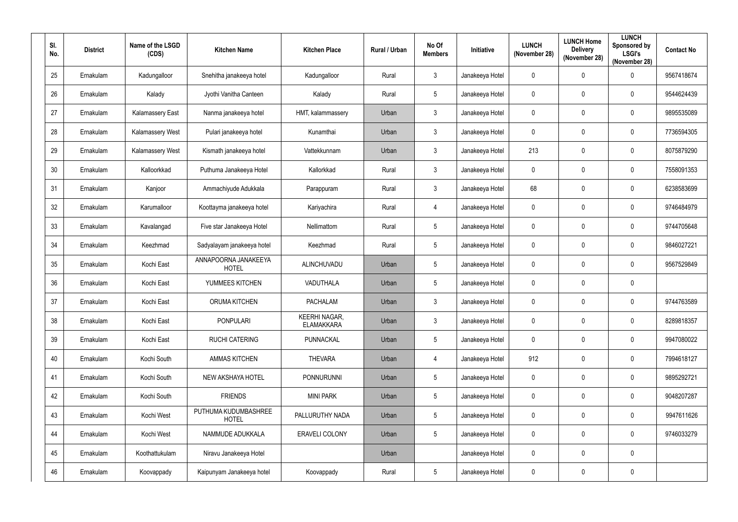| Sl. No. | District | Name of the LSGD (CDS) | Kitchen Name | Kitchen Place | Rural / Urban | No Of Members | Initiative | LUNCH (November 28) | LUNCH Home Delivery (November 28) | LUNCH Sponsored by LSGI's (November 28) | Contact No |
|---|---|---|---|---|---|---|---|---|---|---|---|
| 25 | Ernakulam | Kadungalloor | Snehitha janakeeya hotel | Kadungalloor | Rural | 3 | Janakeeya Hotel | 0 | 0 | 0 | 9567418674 |
| 26 | Ernakulam | Kalady | Jyothi Vanitha Canteen | Kalady | Rural | 5 | Janakeeya Hotel | 0 | 0 | 0 | 9544624439 |
| 27 | Ernakulam | Kalamassery East | Nanma janakeeya hotel | HMT, kalammassery | Urban | 3 | Janakeeya Hotel | 0 | 0 | 0 | 9895535089 |
| 28 | Ernakulam | Kalamassery West | Pulari janakeeya hotel | Kunamthai | Urban | 3 | Janakeeya Hotel | 0 | 0 | 0 | 7736594305 |
| 29 | Ernakulam | Kalamassery West | Kismath janakeeya hotel | Vattekkunnam | Urban | 3 | Janakeeya Hotel | 213 | 0 | 0 | 8075879290 |
| 30 | Ernakulam | Kalloorkkad | Puthuma Janakeeya Hotel | Kallorkkad | Rural | 3 | Janakeeya Hotel | 0 | 0 | 0 | 7558091353 |
| 31 | Ernakulam | Kanjoor | Ammachiyude Adukkala | Parappuram | Rural | 3 | Janakeeya Hotel | 68 | 0 | 0 | 6238583699 |
| 32 | Ernakulam | Karumalloor | Koottayma janakeeya hotel | Kariyachira | Rural | 4 | Janakeeya Hotel | 0 | 0 | 0 | 9746484979 |
| 33 | Ernakulam | Kavalangad | Five star Janakeeya Hotel | Nellimattom | Rural | 5 | Janakeeya Hotel | 0 | 0 | 0 | 9744705648 |
| 34 | Ernakulam | Keezhmad | Sadyalayam janakeeya hotel | Keezhmad | Rural | 5 | Janakeeya Hotel | 0 | 0 | 0 | 9846027221 |
| 35 | Ernakulam | Kochi East | ANNAPOORNA JANAKEEYA HOTEL | ALINCHUVADU | Urban | 5 | Janakeeya Hotel | 0 | 0 | 0 | 9567529849 |
| 36 | Ernakulam | Kochi East | YUMMEES KITCHEN | VADUTHALA | Urban | 5 | Janakeeya Hotel | 0 | 0 | 0 | |
| 37 | Ernakulam | Kochi East | ORUMA KITCHEN | PACHALAM | Urban | 3 | Janakeeya Hotel | 0 | 0 | 0 | 9744763589 |
| 38 | Ernakulam | Kochi East | PONPULARI | KEERHI NAGAR, ELAMAKKARA | Urban | 3 | Janakeeya Hotel | 0 | 0 | 0 | 8289818357 |
| 39 | Ernakulam | Kochi East | RUCHI CATERING | PUNNACKAL | Urban | 5 | Janakeeya Hotel | 0 | 0 | 0 | 9947080022 |
| 40 | Ernakulam | Kochi South | AMMAS KITCHEN | THEVARA | Urban | 4 | Janakeeya Hotel | 912 | 0 | 0 | 7994618127 |
| 41 | Ernakulam | Kochi South | NEW AKSHAYA HOTEL | PONNURUNNI | Urban | 5 | Janakeeya Hotel | 0 | 0 | 0 | 9895292721 |
| 42 | Ernakulam | Kochi South | FRIENDS | MINI PARK | Urban | 5 | Janakeeya Hotel | 0 | 0 | 0 | 9048207287 |
| 43 | Ernakulam | Kochi West | PUTHUMA KUDUMBASHREE HOTEL | PALLURUTHY NADA | Urban | 5 | Janakeeya Hotel | 0 | 0 | 0 | 9947611626 |
| 44 | Ernakulam | Kochi West | NAMMUDE ADUKKALA | ERAVELI COLONY | Urban | 5 | Janakeeya Hotel | 0 | 0 | 0 | 9746033279 |
| 45 | Ernakulam | Koothattukulam | Niravu Janakeeya Hotel | | Urban | | Janakeeya Hotel | 0 | 0 | 0 | |
| 46 | Ernakulam | Koovappady | Kaipunyam Janakeeya hotel | Koovappady | Rural | 5 | Janakeeya Hotel | 0 | 0 | 0 | |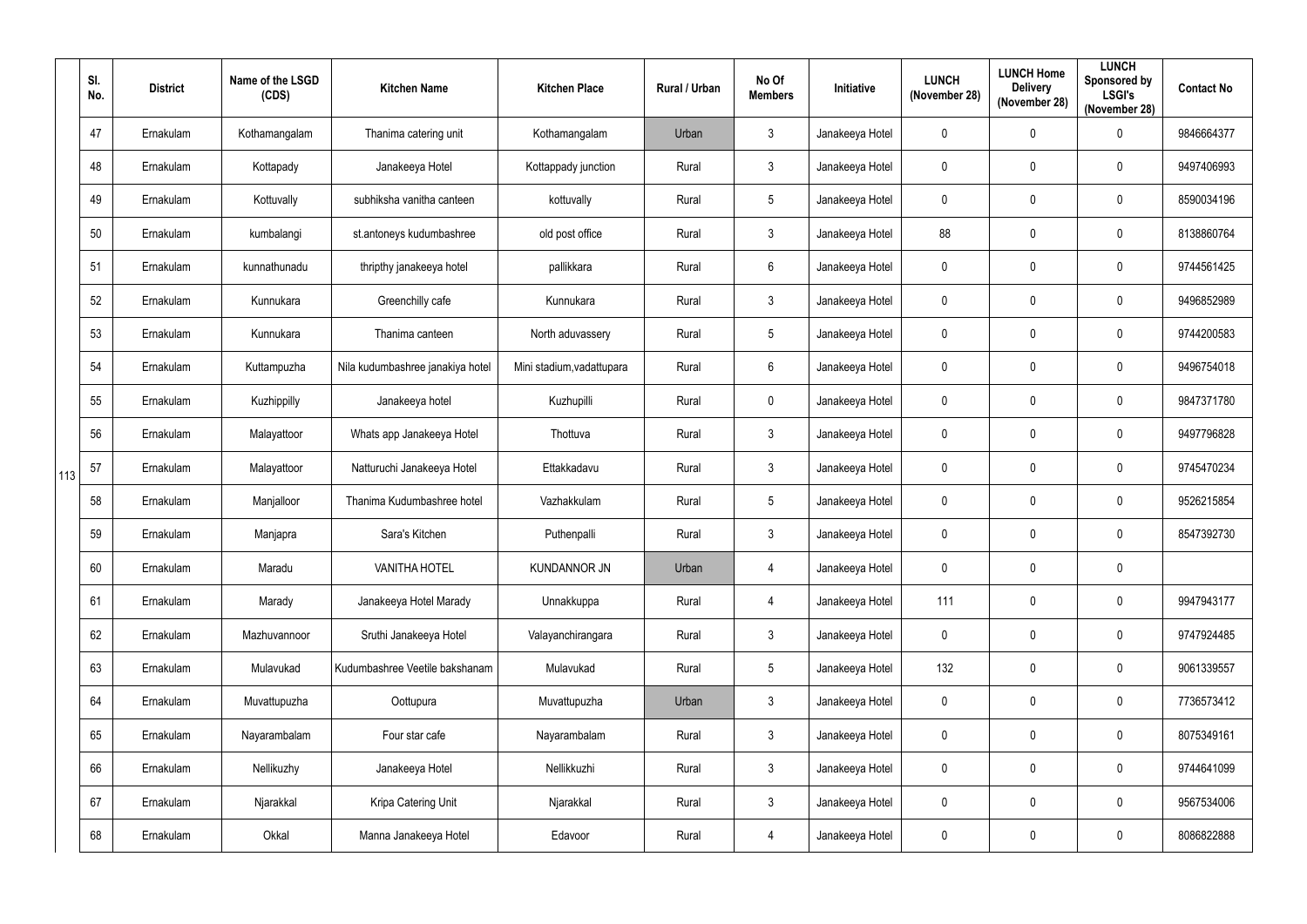| | Sl. No. | District | Name of the LSGD (CDS) | Kitchen Name | Kitchen Place | Rural / Urban | No Of Members | Initiative | LUNCH (November 28) | LUNCH Home Delivery (November 28) | LUNCH Sponsored by LSGI's (November 28) | Contact No |
|---|---|---|---|---|---|---|---|---|---|---|---|---|
| 113 | 47 | Ernakulam | Kothamangalam | Thanima catering unit | Kothamangalam | Urban | 3 | Janakeeya Hotel | 0 | 0 | 0 | 9846664377 |
| | 48 | Ernakulam | Kottapady | Janakeeya Hotel | Kottappady junction | Rural | 3 | Janakeeya Hotel | 0 | 0 | 0 | 9497406993 |
| | 49 | Ernakulam | Kottuvally | subhiksha vanitha canteen | kottuvally | Rural | 5 | Janakeeya Hotel | 0 | 0 | 0 | 8590034196 |
| | 50 | Ernakulam | kumbalangi | st.antoneys kudumbashree | old post office | Rural | 3 | Janakeeya Hotel | 88 | 0 | 0 | 8138860764 |
| | 51 | Ernakulam | kunnathunadu | thripthy janakeeya hotel | pallikkara | Rural | 6 | Janakeeya Hotel | 0 | 0 | 0 | 9744561425 |
| | 52 | Ernakulam | Kunnukara | Greenchilly cafe | Kunnukara | Rural | 3 | Janakeeya Hotel | 0 | 0 | 0 | 9496852989 |
| | 53 | Ernakulam | Kunnukara | Thanima canteen | North aduvassery | Rural | 5 | Janakeeya Hotel | 0 | 0 | 0 | 9744200583 |
| | 54 | Ernakulam | Kuttampuzha | Nila kudumbashree janakiya hotel | Mini stadium,vadattupara | Rural | 6 | Janakeeya Hotel | 0 | 0 | 0 | 9496754018 |
| | 55 | Ernakulam | Kuzhippilly | Janakeeya hotel | Kuzhupilli | Rural | 0 | Janakeeya Hotel | 0 | 0 | 0 | 9847371780 |
| | 56 | Ernakulam | Malayattoor | Whats app Janakeeya Hotel | Thottuva | Rural | 3 | Janakeeya Hotel | 0 | 0 | 0 | 9497796828 |
| | 57 | Ernakulam | Malayattoor | Natturuchi Janakeeya Hotel | Ettakkadavu | Rural | 3 | Janakeeya Hotel | 0 | 0 | 0 | 9745470234 |
| | 58 | Ernakulam | Manjalloor | Thanima Kudumbashree hotel | Vazhakkulam | Rural | 5 | Janakeeya Hotel | 0 | 0 | 0 | 9526215854 |
| | 59 | Ernakulam | Manjapra | Sara's Kitchen | Puthenpalli | Rural | 3 | Janakeeya Hotel | 0 | 0 | 0 | 8547392730 |
| | 60 | Ernakulam | Maradu | VANITHA HOTEL | KUNDANNOR JN | Urban | 4 | Janakeeya Hotel | 0 | 0 | 0 | |
| | 61 | Ernakulam | Marady | Janakeeya Hotel Marady | Unnakkuppa | Rural | 4 | Janakeeya Hotel | 111 | 0 | 0 | 9947943177 |
| | 62 | Ernakulam | Mazhuvannoor | Sruthi Janakeeya Hotel | Valayanchirangara | Rural | 3 | Janakeeya Hotel | 0 | 0 | 0 | 9747924485 |
| | 63 | Ernakulam | Mulavukad | Kudumbashree Veetile bakshanam | Mulavukad | Rural | 5 | Janakeeya Hotel | 132 | 0 | 0 | 9061339557 |
| | 64 | Ernakulam | Muvattupuzha | Oottupura | Muvattupuzha | Urban | 3 | Janakeeya Hotel | 0 | 0 | 0 | 7736573412 |
| | 65 | Ernakulam | Nayarambalam | Four star cafe | Nayarambalam | Rural | 3 | Janakeeya Hotel | 0 | 0 | 0 | 8075349161 |
| | 66 | Ernakulam | Nellikuzhy | Janakeeya Hotel | Nellikkuzhi | Rural | 3 | Janakeeya Hotel | 0 | 0 | 0 | 9744641099 |
| | 67 | Ernakulam | Njarakkal | Kripa Catering Unit | Njarakkal | Rural | 3 | Janakeeya Hotel | 0 | 0 | 0 | 9567534006 |
| | 68 | Ernakulam | Okkal | Manna Janakeeya Hotel | Edavoor | Rural | 4 | Janakeeya Hotel | 0 | 0 | 0 | 8086822888 |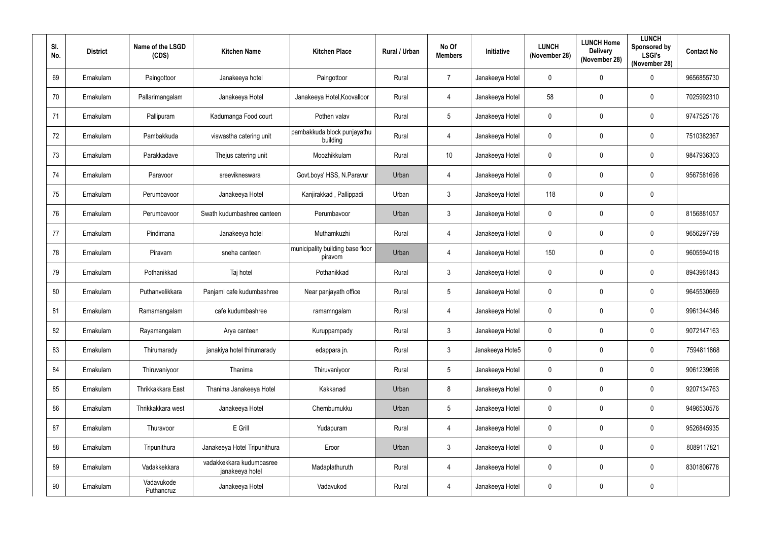| Sl. No. | District | Name of the LSGD (CDS) | Kitchen Name | Kitchen Place | Rural / Urban | No Of Members | Initiative | LUNCH (November 28) | LUNCH Home Delivery (November 28) | LUNCH Sponsored by LSGI's (November 28) | Contact No |
|---|---|---|---|---|---|---|---|---|---|---|---|
| 69 | Ernakulam | Paingottoor | Janakeeya hotel | Paingottoor | Rural | 7 | Janakeeya Hotel | 0 | 0 | 0 | 9656855730 |
| 70 | Ernakulam | Pallarimangalam | Janakeeya Hotel | Janakeeya Hotel,Koovalloor | Rural | 4 | Janakeeya Hotel | 58 | 0 | 0 | 7025992310 |
| 71 | Ernakulam | Pallipuram | Kadumanga Food court | Pothen valav | Rural | 5 | Janakeeya Hotel | 0 | 0 | 0 | 9747525176 |
| 72 | Ernakulam | Pambakkuda | viswastha catering unit | pambakkuda block punjayathu building | Rural | 4 | Janakeeya Hotel | 0 | 0 | 0 | 7510382367 |
| 73 | Ernakulam | Parakkadave | Thejus catering unit | Moozhikkulam | Rural | 10 | Janakeeya Hotel | 0 | 0 | 0 | 9847936303 |
| 74 | Ernakulam | Paravoor | sreevikneswara | Govt.boys' HSS, N.Paravur | Urban | 4 | Janakeeya Hotel | 0 | 0 | 0 | 9567581698 |
| 75 | Ernakulam | Perumbavoor | Janakeeya Hotel | Kanjirakkad , Pallippadi | Urban | 3 | Janakeeya Hotel | 118 | 0 | 0 | |
| 76 | Ernakulam | Perumbavoor | Swath kudumbashree canteen | Perumbavoor | Urban | 3 | Janakeeya Hotel | 0 | 0 | 0 | 8156881057 |
| 77 | Ernakulam | Pindimana | Janakeeya hotel | Muthamkuzhi | Rural | 4 | Janakeeya Hotel | 0 | 0 | 0 | 9656297799 |
| 78 | Ernakulam | Piravam | sneha canteen | municipality building base floor piravom | Urban | 4 | Janakeeya Hotel | 150 | 0 | 0 | 9605594018 |
| 79 | Ernakulam | Pothanikkad | Taj hotel | Pothanikkad | Rural | 3 | Janakeeya Hotel | 0 | 0 | 0 | 8943961843 |
| 80 | Ernakulam | Puthanvelikkara | Panjami cafe kudumbashree | Near panjayath office | Rural | 5 | Janakeeya Hotel | 0 | 0 | 0 | 9645530669 |
| 81 | Ernakulam | Ramamangalam | cafe kudumbashree | ramamngalam | Rural | 4 | Janakeeya Hotel | 0 | 0 | 0 | 9961344346 |
| 82 | Ernakulam | Rayamangalam | Arya canteen | Kuruppampady | Rural | 3 | Janakeeya Hotel | 0 | 0 | 0 | 9072147163 |
| 83 | Ernakulam | Thirumarady | janakiya hotel thirumarady | edappara jn. | Rural | 3 | Janakeeya Hote5 | 0 | 0 | 0 | 7594811868 |
| 84 | Ernakulam | Thiruvaniyoor | Thanima | Thiruvaniyoor | Rural | 5 | Janakeeya Hotel | 0 | 0 | 0 | 9061239698 |
| 85 | Ernakulam | Thrikkakkara East | Thanima Janakeeya Hotel | Kakkanad | Urban | 8 | Janakeeya Hotel | 0 | 0 | 0 | 9207134763 |
| 86 | Ernakulam | Thrikkakkara west | Janakeeya Hotel | Chembumukku | Urban | 5 | Janakeeya Hotel | 0 | 0 | 0 | 9496530576 |
| 87 | Ernakulam | Thuravoor | E Grill | Yudapuram | Rural | 4 | Janakeeya Hotel | 0 | 0 | 0 | 9526845935 |
| 88 | Ernakulam | Tripunithura | Janakeeya Hotel Tripunithura | Eroor | Urban | 3 | Janakeeya Hotel | 0 | 0 | 0 | 8089117821 |
| 89 | Ernakulam | Vadakkekkara | vadakkekkara kudumbasree janakeeya hotel | Madaplathuruth | Rural | 4 | Janakeeya Hotel | 0 | 0 | 0 | 8301806778 |
| 90 | Ernakulam | Vadavukode Puthancruz | Janakeeya Hotel | Vadavukod | Rural | 4 | Janakeeya Hotel | 0 | 0 | 0 | |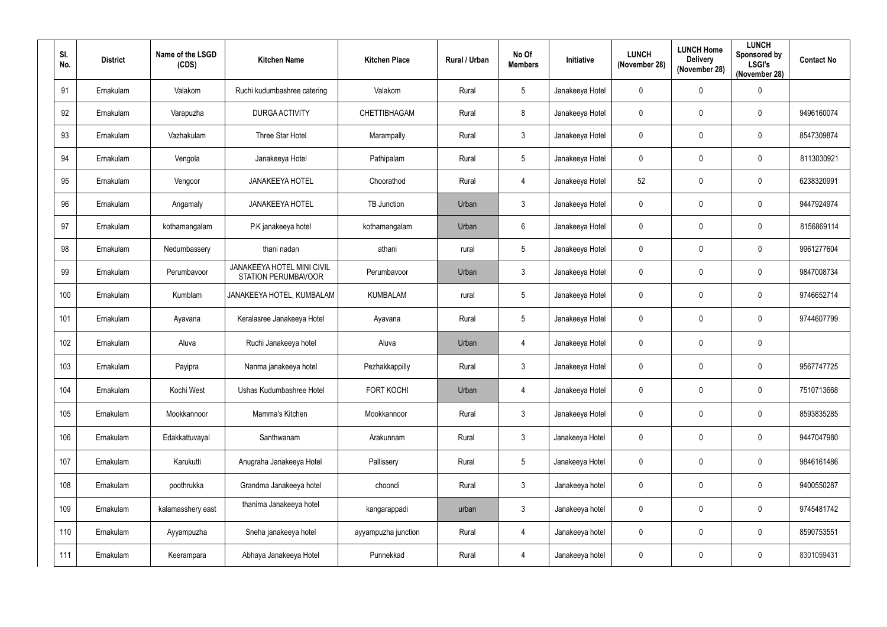| Sl. No. | District | Name of the LSGD (CDS) | Kitchen Name | Kitchen Place | Rural / Urban | No Of Members | Initiative | LUNCH (November 28) | LUNCH Home Delivery (November 28) | LUNCH Sponsored by LSGI's (November 28) | Contact No |
|---|---|---|---|---|---|---|---|---|---|---|---|
| 91 | Ernakulam | Valakom | Ruchi kudumbashree catering | Valakom | Rural | 5 | Janakeeya Hotel | 0 | 0 | 0 | |
| 92 | Ernakulam | Varapuzha | DURGA ACTIVITY | CHETTIBHAGAM | Rural | 8 | Janakeeya Hotel | 0 | 0 | 0 | 9496160074 |
| 93 | Ernakulam | Vazhakulam | Three Star Hotel | Marampally | Rural | 3 | Janakeeya Hotel | 0 | 0 | 0 | 8547309874 |
| 94 | Ernakulam | Vengola | Janakeeya Hotel | Pathipalam | Rural | 5 | Janakeeya Hotel | 0 | 0 | 0 | 8113030921 |
| 95 | Ernakulam | Vengoor | JANAKEEYA HOTEL | Choorathod | Rural | 4 | Janakeeya Hotel | 52 | 0 | 0 | 6238320991 |
| 96 | Ernakulam | Angamaly | JANAKEEYA HOTEL | TB Junction | Urban | 3 | Janakeeya Hotel | 0 | 0 | 0 | 9447924974 |
| 97 | Ernakulam | kothamangalam | P.K janakeeya hotel | kothamangalam | Urban | 6 | Janakeeya Hotel | 0 | 0 | 0 | 8156869114 |
| 98 | Ernakulam | Nedumbassery | thani nadan | athani | rural | 5 | Janakeeya Hotel | 0 | 0 | 0 | 9961277604 |
| 99 | Ernakulam | Perumbavoor | JANAKEEYA HOTEL MINI CIVIL STATION PERUMBAVOOR | Perumbavoor | Urban | 3 | Janakeeya Hotel | 0 | 0 | 0 | 9847008734 |
| 100 | Ernakulam | Kumblam | JANAKEEYA HOTEL, KUMBALAM | KUMBALAM | rural | 5 | Janakeeya Hotel | 0 | 0 | 0 | 9746652714 |
| 101 | Ernakulam | Ayavana | Keralasree Janakeeya Hotel | Ayavana | Rural | 5 | Janakeeya Hotel | 0 | 0 | 0 | 9744607799 |
| 102 | Ernakulam | Aluva | Ruchi Janakeeya hotel | Aluva | Urban | 4 | Janakeeya Hotel | 0 | 0 | 0 | |
| 103 | Ernakulam | Payipra | Nanma janakeeya hotel | Pezhakkappilly | Rural | 3 | Janakeeya Hotel | 0 | 0 | 0 | 9567747725 |
| 104 | Ernakulam | Kochi West | Ushas Kudumbashree Hotel | FORT KOCHI | Urban | 4 | Janakeeya Hotel | 0 | 0 | 0 | 7510713668 |
| 105 | Ernakulam | Mookkannoor | Mamma's Kitchen | Mookkannoor | Rural | 3 | Janakeeya Hotel | 0 | 0 | 0 | 8593835285 |
| 106 | Ernakulam | Edakkattuvayal | Santhwanam | Arakunnam | Rural | 3 | Janakeeya Hotel | 0 | 0 | 0 | 9447047980 |
| 107 | Ernakulam | Karukutti | Anugraha Janakeeya Hotel | Pallissery | Rural | 5 | Janakeeya Hotel | 0 | 0 | 0 | 9846161486 |
| 108 | Ernakulam | poothrukka | Grandma Janakeeya hotel | choondi | Rural | 3 | Janakeeya hotel | 0 | 0 | 0 | 9400550287 |
| 109 | Ernakulam | kalamasshery east | thanima Janakeeya hotel | kangarappadi | urban | 3 | Janakeeya hotel | 0 | 0 | 0 | 9745481742 |
| 110 | Ernakulam | Ayyampuzha | Sneha janakeeya hotel | ayyampuzha junction | Rural | 4 | Janakeeya hotel | 0 | 0 | 0 | 8590753551 |
| 111 | Ernakulam | Keerampara | Abhaya Janakeeya Hotel | Punnekkad | Rural | 4 | Janakeeya hotel | 0 | 0 | 0 | 8301059431 |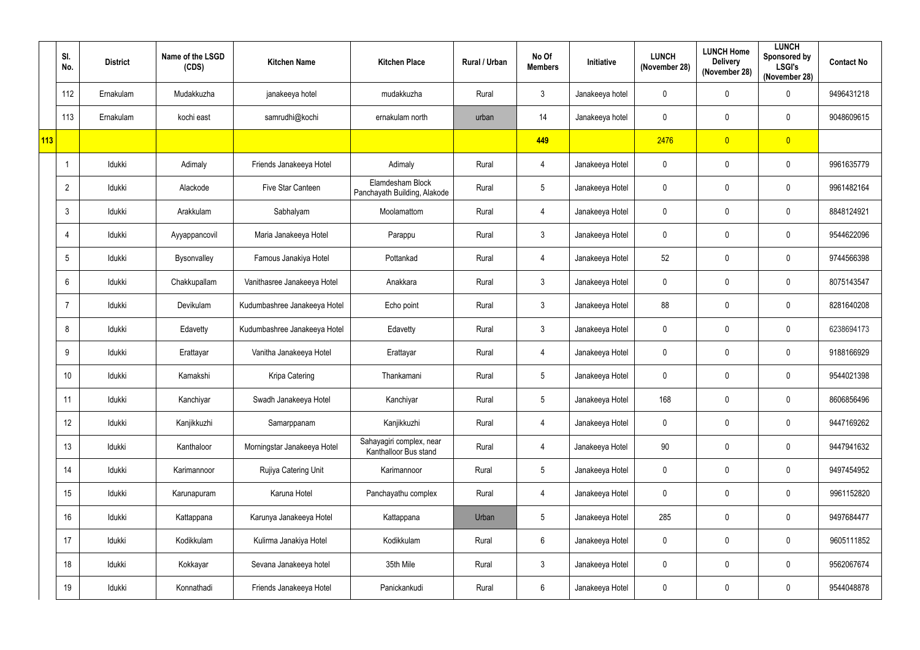|  | Sl. No. | District | Name of the LSGD (CDS) | Kitchen Name | Kitchen Place | Rural / Urban | No Of Members | Initiative | LUNCH (November 28) | LUNCH Home Delivery (November 28) | LUNCH Sponsored by LSGI's (November 28) | Contact No |
|---|---|---|---|---|---|---|---|---|---|---|---|---|
|  | 112 | Ernakulam | Mudakkuzha | janakeeya hotel | mudakkuzha | Rural | 3 | Janakeeya hotel | 0 | 0 | 0 | 9496431218 |
|  | 113 | Ernakulam | kochi east | samrudhi@kochi | ernakulam north | urban | 14 | Janakeeya hotel | 0 | 0 | 0 | 9048609615 |
| 113 |  |  |  |  |  |  | 449 |  | 2476 | 0 | 0 |  |
|  | 1 | Idukki | Adimaly | Friends Janakeeya Hotel | Adimaly | Rural | 4 | Janakeeya Hotel | 0 | 0 | 0 | 9961635779 |
|  | 2 | Idukki | Alackode | Five Star Canteen | Elamdesham Block Panchayath Building, Alakode | Rural | 5 | Janakeeya Hotel | 0 | 0 | 0 | 9961482164 |
|  | 3 | Idukki | Arakkulam | Sabhalyam | Moolamattom | Rural | 4 | Janakeeya Hotel | 0 | 0 | 0 | 8848124921 |
|  | 4 | Idukki | Ayyappancovil | Maria Janakeeya Hotel | Parappu | Rural | 3 | Janakeeya Hotel | 0 | 0 | 0 | 9544622096 |
|  | 5 | Idukki | Bysonvalley | Famous Janakiya Hotel | Pottankad | Rural | 4 | Janakeeya Hotel | 52 | 0 | 0 | 9744566398 |
|  | 6 | Idukki | Chakkupallam | Vanithasree Janakeeya Hotel | Anakkara | Rural | 3 | Janakeeya Hotel | 0 | 0 | 0 | 8075143547 |
|  | 7 | Idukki | Devikulam | Kudumbashree Janakeeya Hotel | Echo point | Rural | 3 | Janakeeya Hotel | 88 | 0 | 0 | 8281640208 |
|  | 8 | Idukki | Edavetty | Kudumbashree Janakeeya Hotel | Edavetty | Rural | 3 | Janakeeya Hotel | 0 | 0 | 0 | 6238694173 |
|  | 9 | Idukki | Erattayar | Vanitha Janakeeya Hotel | Erattayar | Rural | 4 | Janakeeya Hotel | 0 | 0 | 0 | 9188166929 |
|  | 10 | Idukki | Kamakshi | Kripa Catering | Thankamani | Rural | 5 | Janakeeya Hotel | 0 | 0 | 0 | 9544021398 |
|  | 11 | Idukki | Kanchiyar | Swadh Janakeeya Hotel | Kanchiyar | Rural | 5 | Janakeeya Hotel | 168 | 0 | 0 | 8606856496 |
|  | 12 | Idukki | Kanjikkuzhi | Samarppanam | Kanjikkuzhi | Rural | 4 | Janakeeya Hotel | 0 | 0 | 0 | 9447169262 |
|  | 13 | Idukki | Kanthaloor | Morningstar Janakeeya Hotel | Sahayagiri complex, near Kanthalloor Bus stand | Rural | 4 | Janakeeya Hotel | 90 | 0 | 0 | 9447941632 |
|  | 14 | Idukki | Karimannoor | Rujiya Catering Unit | Karimannoor | Rural | 5 | Janakeeya Hotel | 0 | 0 | 0 | 9497454952 |
|  | 15 | Idukki | Karunapuram | Karuna Hotel | Panchayathu complex | Rural | 4 | Janakeeya Hotel | 0 | 0 | 0 | 9961152820 |
|  | 16 | Idukki | Kattappana | Karunya Janakeeya Hotel | Kattappana | Urban | 5 | Janakeeya Hotel | 285 | 0 | 0 | 9497684477 |
|  | 17 | Idukki | Kodikkulam | Kulirma Janakiya Hotel | Kodikkulam | Rural | 6 | Janakeeya Hotel | 0 | 0 | 0 | 9605111852 |
|  | 18 | Idukki | Kokkayar | Sevana Janakeeya hotel | 35th Mile | Rural | 3 | Janakeeya Hotel | 0 | 0 | 0 | 9562067674 |
|  | 19 | Idukki | Konnathadi | Friends Janakeeya Hotel | Panickankudi | Rural | 6 | Janakeeya Hotel | 0 | 0 | 0 | 9544048878 |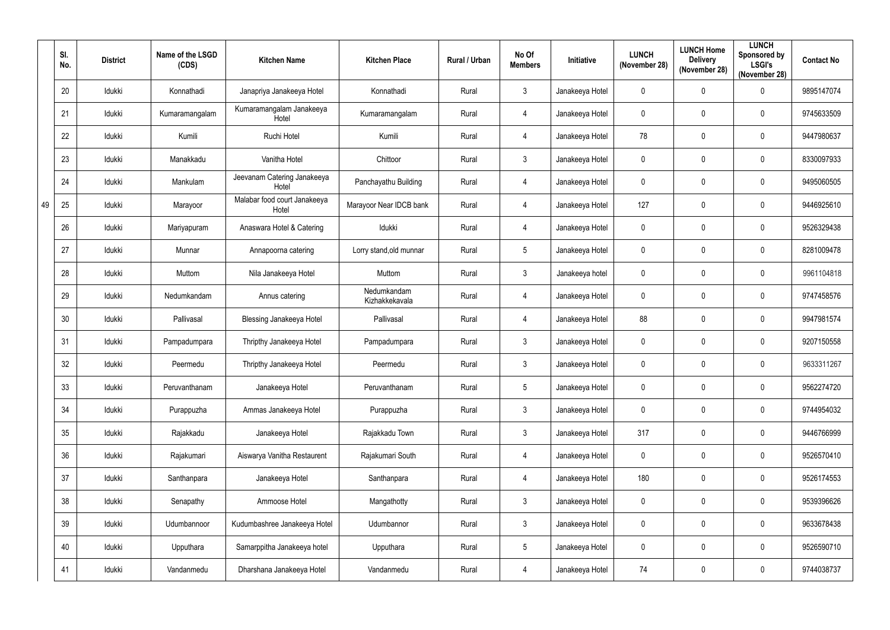| | Sl. No. | District | Name of the LSGD (CDS) | Kitchen Name | Kitchen Place | Rural / Urban | No Of Members | Initiative | LUNCH (November 28) | LUNCH Home Delivery (November 28) | LUNCH Sponsored by LSGI's (November 28) | Contact No |
|---|---|---|---|---|---|---|---|---|---|---|---|---|
| 49 | 20 | Idukki | Konnathadi | Janapriya Janakeeya Hotel | Konnathadi | Rural | 3 | Janakeeya Hotel | 0 | 0 | 0 | 9895147074 |
| | 21 | Idukki | Kumaramangalam | Kumaramangalam Janakeeya Hotel | Kumaramangalam | Rural | 4 | Janakeeya Hotel | 0 | 0 | 0 | 9745633509 |
| | 22 | Idukki | Kumili | Ruchi Hotel | Kumili | Rural | 4 | Janakeeya Hotel | 78 | 0 | 0 | 9447980637 |
| | 23 | Idukki | Manakkadu | Vanitha Hotel | Chittoor | Rural | 3 | Janakeeya Hotel | 0 | 0 | 0 | 8330097933 |
| | 24 | Idukki | Mankulam | Jeevanam Catering Janakeeya Hotel | Panchayathu Building | Rural | 4 | Janakeeya Hotel | 0 | 0 | 0 | 9495060505 |
| | 25 | Idukki | Marayoor | Malabar food court Janakeeya Hotel | Marayoor Near IDCB bank | Rural | 4 | Janakeeya Hotel | 127 | 0 | 0 | 9446925610 |
| | 26 | Idukki | Mariyapuram | Anaswara Hotel & Catering | Idukki | Rural | 4 | Janakeeya Hotel | 0 | 0 | 0 | 9526329438 |
| | 27 | Idukki | Munnar | Annapoorna catering | Lorry stand,old munnar | Rural | 5 | Janakeeya Hotel | 0 | 0 | 0 | 8281009478 |
| | 28 | Idukki | Muttom | Nila Janakeeya Hotel | Muttom | Rural | 3 | Janakeeya hotel | 0 | 0 | 0 | 9961104818 |
| | 29 | Idukki | Nedumkandam | Annus catering | Nedumkandam Kizhakkekavala | Rural | 4 | Janakeeya Hotel | 0 | 0 | 0 | 9747458576 |
| | 30 | Idukki | Pallivasal | Blessing Janakeeya Hotel | Pallivasal | Rural | 4 | Janakeeya Hotel | 88 | 0 | 0 | 9947981574 |
| | 31 | Idukki | Pampadumpara | Thripthy Janakeeya Hotel | Pampadumpara | Rural | 3 | Janakeeya Hotel | 0 | 0 | 0 | 9207150558 |
| | 32 | Idukki | Peermedu | Thripthy Janakeeya Hotel | Peermedu | Rural | 3 | Janakeeya Hotel | 0 | 0 | 0 | 9633311267 |
| | 33 | Idukki | Peruvanthanam | Janakeeya Hotel | Peruvanthanam | Rural | 5 | Janakeeya Hotel | 0 | 0 | 0 | 9562274720 |
| | 34 | Idukki | Purappuzha | Ammas Janakeeya Hotel | Purappuzha | Rural | 3 | Janakeeya Hotel | 0 | 0 | 0 | 9744954032 |
| | 35 | Idukki | Rajakkadu | Janakeeya Hotel | Rajakkadu Town | Rural | 3 | Janakeeya Hotel | 317 | 0 | 0 | 9446766999 |
| | 36 | Idukki | Rajakumari | Aiswarya Vanitha Restaurent | Rajakumari South | Rural | 4 | Janakeeya Hotel | 0 | 0 | 0 | 9526570410 |
| | 37 | Idukki | Santhanpara | Janakeeya Hotel | Santhanpara | Rural | 4 | Janakeeya Hotel | 180 | 0 | 0 | 9526174553 |
| | 38 | Idukki | Senapathy | Ammoose Hotel | Mangathotty | Rural | 3 | Janakeeya Hotel | 0 | 0 | 0 | 9539396626 |
| | 39 | Idukki | Udumbannoor | Kudumbashree Janakeeya Hotel | Udumbannor | Rural | 3 | Janakeeya Hotel | 0 | 0 | 0 | 9633678438 |
| | 40 | Idukki | Upputhara | Samarppitha Janakeeya hotel | Upputhara | Rural | 5 | Janakeeya Hotel | 0 | 0 | 0 | 9526590710 |
| | 41 | Idukki | Vandanmedu | Dharshana Janakeeya Hotel | Vandanmedu | Rural | 4 | Janakeeya Hotel | 74 | 0 | 0 | 9744038737 |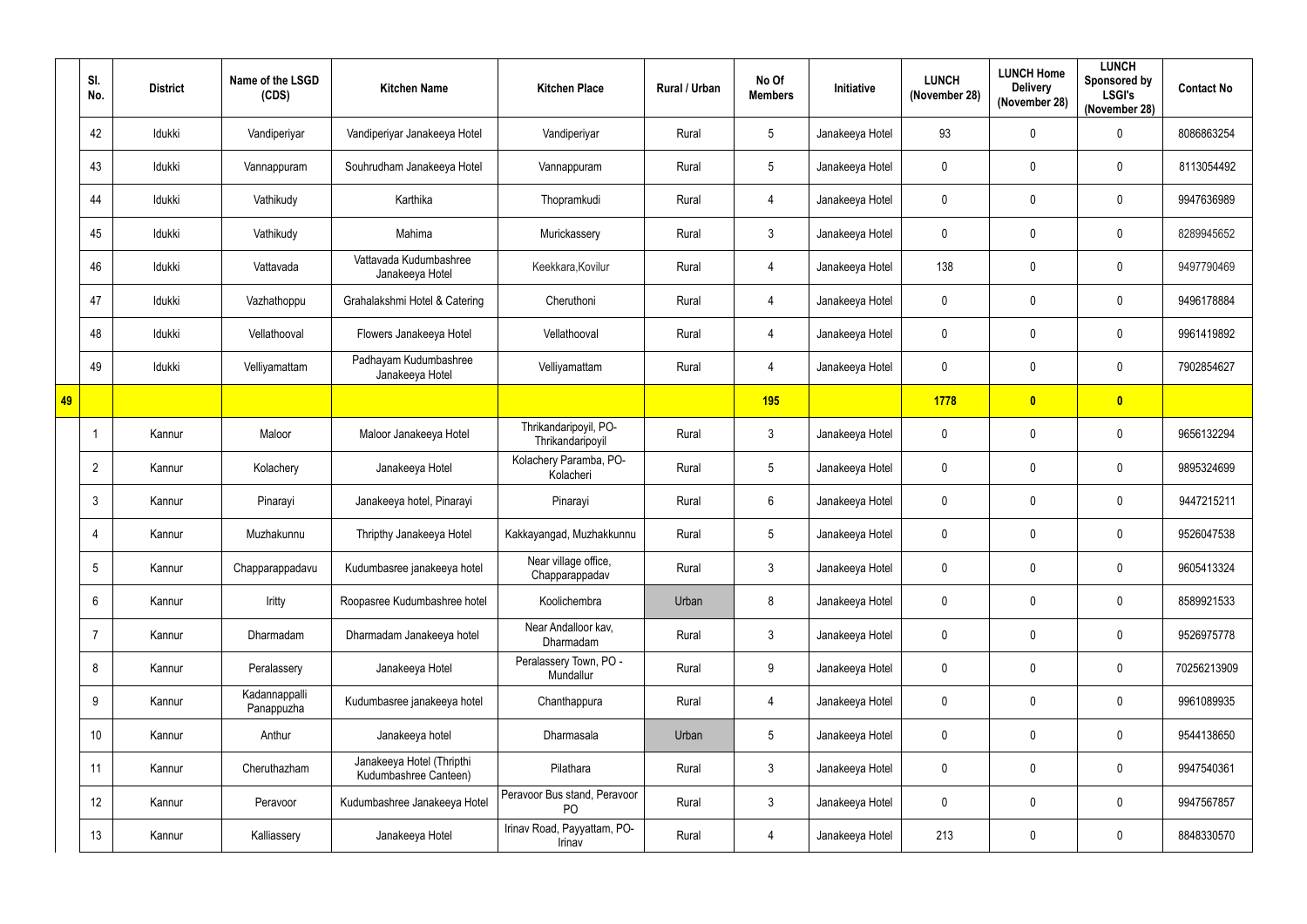| | Sl. No. | District | Name of the LSGD (CDS) | Kitchen Name | Kitchen Place | Rural / Urban | No Of Members | Initiative | LUNCH (November 28) | LUNCH Home Delivery (November 28) | LUNCH Sponsored by LSGI's (November 28) | Contact No |
|---|---|---|---|---|---|---|---|---|---|---|---|---|
| | 42 | Idukki | Vandiperiyar | Vandiperiyar Janakeeya Hotel | Vandiperiyar | Rural | 5 | Janakeeya Hotel | 93 | 0 | 0 | 8086863254 |
| | 43 | Idukki | Vannappuram | Souhrudham Janakeeya Hotel | Vannappuram | Rural | 5 | Janakeeya Hotel | 0 | 0 | 0 | 8113054492 |
| | 44 | Idukki | Vathikudy | Karthika | Thopramkudi | Rural | 4 | Janakeeya Hotel | 0 | 0 | 0 | 9947636989 |
| | 45 | Idukki | Vathikudy | Mahima | Murickassery | Rural | 3 | Janakeeya Hotel | 0 | 0 | 0 | 8289945652 |
| | 46 | Idukki | Vattavada | Vattavada Kudumbashree Janakeeya Hotel | Keekkara,Kovilur | Rural | 4 | Janakeeya Hotel | 138 | 0 | 0 | 9497790469 |
| | 47 | Idukki | Vazhathoppu | Grahalakshmi Hotel & Catering | Cheruthoni | Rural | 4 | Janakeeya Hotel | 0 | 0 | 0 | 9496178884 |
| | 48 | Idukki | Vellathooval | Flowers Janakeeya Hotel | Vellathooval | Rural | 4 | Janakeeya Hotel | 0 | 0 | 0 | 9961419892 |
| | 49 | Idukki | Velliyamattam | Padhayam Kudumbashree Janakeeya Hotel | Velliyamattam | Rural | 4 | Janakeeya Hotel | 0 | 0 | 0 | 7902854627 |
| **49** | | | | | | | **195** | | **1778** | **0** | **0** | |
| | 1 | Kannur | Maloor | Maloor Janakeeya Hotel | Thrikandaripoyil, PO-Thrikandaripoyil | Rural | 3 | Janakeeya Hotel | 0 | 0 | 0 | 9656132294 |
| | 2 | Kannur | Kolachery | Janakeeya Hotel | Kolachery Paramba, PO-Kolacheri | Rural | 5 | Janakeeya Hotel | 0 | 0 | 0 | 9895324699 |
| | 3 | Kannur | Pinarayi | Janakeeya hotel, Pinarayi | Pinarayi | Rural | 6 | Janakeeya Hotel | 0 | 0 | 0 | 9447215211 |
| | 4 | Kannur | Muzhakunnu | Thripthy Janakeeya Hotel | Kakkayangad, Muzhakkunnu | Rural | 5 | Janakeeya Hotel | 0 | 0 | 0 | 9526047538 |
| | 5 | Kannur | Chapparappadavu | Kudumbasree janakeeya hotel | Near village office, Chapparappadav | Rural | 3 | Janakeeya Hotel | 0 | 0 | 0 | 9605413324 |
| | 6 | Kannur | Iritty | Roopasree Kudumbashree hotel | Koolichembra | Urban | 8 | Janakeeya Hotel | 0 | 0 | 0 | 8589921533 |
| | 7 | Kannur | Dharmadam | Dharmadam Janakeeya hotel | Near Andalloor kav, Dharmadam | Rural | 3 | Janakeeya Hotel | 0 | 0 | 0 | 9526975778 |
| | 8 | Kannur | Peralassery | Janakeeya Hotel | Peralassery Town, PO - Mundallur | Rural | 9 | Janakeeya Hotel | 0 | 0 | 0 | 70256213909 |
| | 9 | Kannur | Kadannappalli Panappuzha | Kudumbasree janakeeya hotel | Chanthappura | Rural | 4 | Janakeeya Hotel | 0 | 0 | 0 | 9961089935 |
| | 10 | Kannur | Anthur | Janakeeya hotel | Dharmasala | Urban | 5 | Janakeeya Hotel | 0 | 0 | 0 | 9544138650 |
| | 11 | Kannur | Cheruthazham | Janakeeya Hotel (Thripthi Kudumbashree Canteen) | Pilathara | Rural | 3 | Janakeeya Hotel | 0 | 0 | 0 | 9947540361 |
| | 12 | Kannur | Peravoor | Kudumbashree Janakeeya Hotel | Peravoor Bus stand, Peravoor PO | Rural | 3 | Janakeeya Hotel | 0 | 0 | 0 | 9947567857 |
| | 13 | Kannur | Kalliassery | Janakeeya Hotel | Irinav Road, Payyattam, PO-Irinav | Rural | 4 | Janakeeya Hotel | 213 | 0 | 0 | 8848330570 |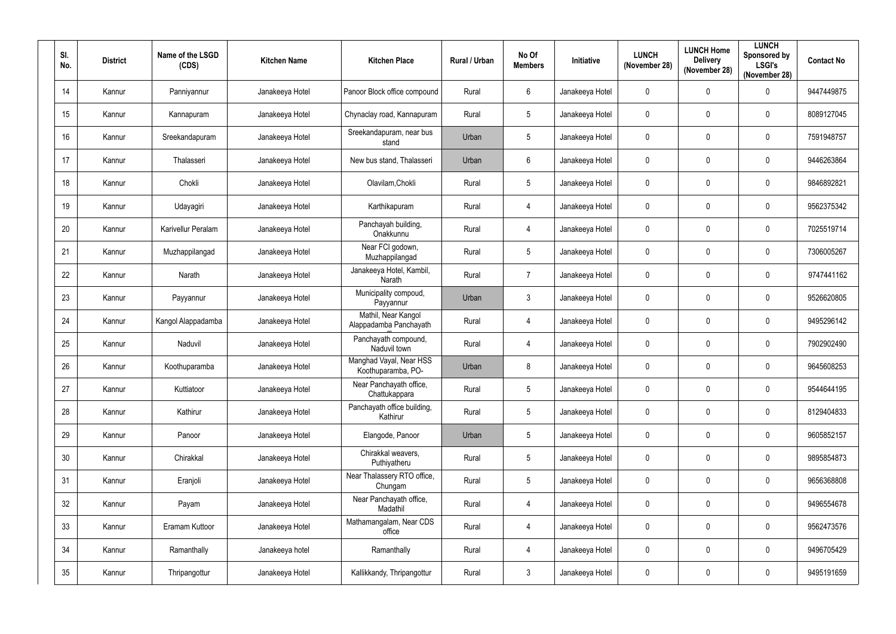| Sl. No. | District | Name of the LSGD (CDS) | Kitchen Name | Kitchen Place | Rural / Urban | No Of Members | Initiative | LUNCH (November 28) | LUNCH Home Delivery (November 28) | LUNCH Sponsored by LSGI's (November 28) | Contact No |
|---|---|---|---|---|---|---|---|---|---|---|---|
| 14 | Kannur | Panniyannur | Janakeeya Hotel | Panoor Block office compound | Rural | 6 | Janakeeya Hotel | 0 | 0 | 0 | 9447449875 |
| 15 | Kannur | Kannapuram | Janakeeya Hotel | Chynaclay road, Kannapuram | Rural | 5 | Janakeeya Hotel | 0 | 0 | 0 | 8089127045 |
| 16 | Kannur | Sreekandapuram | Janakeeya Hotel | Sreekandapuram, near bus stand | Urban | 5 | Janakeeya Hotel | 0 | 0 | 0 | 7591948757 |
| 17 | Kannur | Thalasseri | Janakeeya Hotel | New bus stand, Thalasseri | Urban | 6 | Janakeeya Hotel | 0 | 0 | 0 | 9446263864 |
| 18 | Kannur | Chokli | Janakeeya Hotel | Olavilam,Chokli | Rural | 5 | Janakeeya Hotel | 0 | 0 | 0 | 9846892821 |
| 19 | Kannur | Udayagiri | Janakeeya Hotel | Karthikapuram | Rural | 4 | Janakeeya Hotel | 0 | 0 | 0 | 9562375342 |
| 20 | Kannur | Karivellur Peralam | Janakeeya Hotel | Panchayah building, Onakkunnu | Rural | 4 | Janakeeya Hotel | 0 | 0 | 0 | 7025519714 |
| 21 | Kannur | Muzhappilangad | Janakeeya Hotel | Near FCI godown, Muzhappilangad | Rural | 5 | Janakeeya Hotel | 0 | 0 | 0 | 7306005267 |
| 22 | Kannur | Narath | Janakeeya Hotel | Janakeeya Hotel, Kambil, Narath | Rural | 7 | Janakeeya Hotel | 0 | 0 | 0 | 9747441162 |
| 23 | Kannur | Payyannur | Janakeeya Hotel | Municipality compoud, Payyannur | Urban | 3 | Janakeeya Hotel | 0 | 0 | 0 | 9526620805 |
| 24 | Kannur | Kangol Alappadamba | Janakeeya Hotel | Mathil, Near Kangol Alappadamba Panchayath | Rural | 4 | Janakeeya Hotel | 0 | 0 | 0 | 9495296142 |
| 25 | Kannur | Naduvil | Janakeeya Hotel | Panchayath compound, Naduvil town | Rural | 4 | Janakeeya Hotel | 0 | 0 | 0 | 7902902490 |
| 26 | Kannur | Koothuparamba | Janakeeya Hotel | Manghad Vayal, Near HSS Koothuparamba, PO- | Urban | 8 | Janakeeya Hotel | 0 | 0 | 0 | 9645608253 |
| 27 | Kannur | Kuttiatoor | Janakeeya Hotel | Near Panchayath office, Chattukappara | Rural | 5 | Janakeeya Hotel | 0 | 0 | 0 | 9544644195 |
| 28 | Kannur | Kathirur | Janakeeya Hotel | Panchayath office building, Kathirur | Rural | 5 | Janakeeya Hotel | 0 | 0 | 0 | 8129404833 |
| 29 | Kannur | Panoor | Janakeeya Hotel | Elangode, Panoor | Urban | 5 | Janakeeya Hotel | 0 | 0 | 0 | 9605852157 |
| 30 | Kannur | Chirakkal | Janakeeya Hotel | Chirakkal weavers, Puthiyatheru | Rural | 5 | Janakeeya Hotel | 0 | 0 | 0 | 9895854873 |
| 31 | Kannur | Eranjoli | Janakeeya Hotel | Near Thalassery RTO office, Chungam | Rural | 5 | Janakeeya Hotel | 0 | 0 | 0 | 9656368808 |
| 32 | Kannur | Payam | Janakeeya Hotel | Near Panchayath office, Madathil | Rural | 4 | Janakeeya Hotel | 0 | 0 | 0 | 9496554678 |
| 33 | Kannur | Eramam Kuttoor | Janakeeya Hotel | Mathamangalam, Near CDS office | Rural | 4 | Janakeeya Hotel | 0 | 0 | 0 | 9562473576 |
| 34 | Kannur | Ramanthally | Janakeeya hotel | Ramanthally | Rural | 4 | Janakeeya Hotel | 0 | 0 | 0 | 9496705429 |
| 35 | Kannur | Thripangottur | Janakeeya Hotel | Kallikkandy, Thripangottur | Rural | 3 | Janakeeya Hotel | 0 | 0 | 0 | 9495191659 |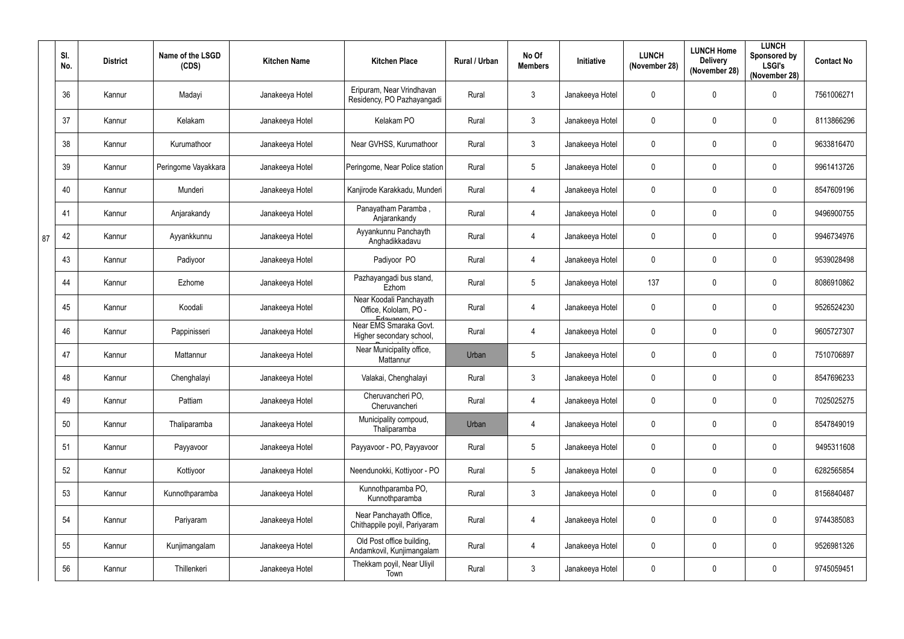| | Sl. No. | District | Name of the LSGD (CDS) | Kitchen Name | Kitchen Place | Rural / Urban | No Of Members | Initiative | LUNCH (November 28) | LUNCH Home Delivery (November 28) | LUNCH Sponsored by LSGI's (November 28) | Contact No |
|---|---|---|---|---|---|---|---|---|---|---|---|---|
| 87 | 36 | Kannur | Madayi | Janakeeya Hotel | Eripuram, Near Vrindhavan Residency, PO Pazhayangadi | Rural | 3 | Janakeeya Hotel | 0 | 0 | 0 | 7561006271 |
| | 37 | Kannur | Kelakam | Janakeeya Hotel | Kelakam PO | Rural | 3 | Janakeeya Hotel | 0 | 0 | 0 | 8113866296 |
| | 38 | Kannur | Kurumathoor | Janakeeya Hotel | Near GVHSS, Kurumathoor | Rural | 3 | Janakeeya Hotel | 0 | 0 | 0 | 9633816470 |
| | 39 | Kannur | Peringome Vayakkara | Janakeeya Hotel | Peringome, Near Police station | Rural | 5 | Janakeeya Hotel | 0 | 0 | 0 | 9961413726 |
| | 40 | Kannur | Munderi | Janakeeya Hotel | Kanjirode Karakkadu, Munderi | Rural | 4 | Janakeeya Hotel | 0 | 0 | 0 | 8547609196 |
| | 41 | Kannur | Anjarakandy | Janakeeya Hotel | Panayatham Paramba , Anjarankandy | Rural | 4 | Janakeeya Hotel | 0 | 0 | 0 | 9496900755 |
| | 42 | Kannur | Ayyankkunnu | Janakeeya Hotel | Ayyankunnu Panchayth Anghadikkadavu | Rural | 4 | Janakeeya Hotel | 0 | 0 | 0 | 9946734976 |
| | 43 | Kannur | Padiyoor | Janakeeya Hotel | Padiyoor PO | Rural | 4 | Janakeeya Hotel | 0 | 0 | 0 | 9539028498 |
| | 44 | Kannur | Ezhome | Janakeeya Hotel | Pazhayangadi bus stand, Ezhom | Rural | 5 | Janakeeya Hotel | 137 | 0 | 0 | 8086910862 |
| | 45 | Kannur | Koodali | Janakeeya Hotel | Near Koodali Panchayath Office, Kololam, PO - Edavannoor | Rural | 4 | Janakeeya Hotel | 0 | 0 | 0 | 9526524230 |
| | 46 | Kannur | Pappinisseri | Janakeeya Hotel | Near EMS Smaraka Govt. Higher secondary school, | Rural | 4 | Janakeeya Hotel | 0 | 0 | 0 | 9605727307 |
| | 47 | Kannur | Mattannur | Janakeeya Hotel | Near Municipality office, Mattannur | Urban | 5 | Janakeeya Hotel | 0 | 0 | 0 | 7510706897 |
| | 48 | Kannur | Chenghalayi | Janakeeya Hotel | Valakai, Chenghalayi | Rural | 3 | Janakeeya Hotel | 0 | 0 | 0 | 8547696233 |
| | 49 | Kannur | Pattiam | Janakeeya Hotel | Cheruvancheri PO, Cheruvancheri | Rural | 4 | Janakeeya Hotel | 0 | 0 | 0 | 7025025275 |
| | 50 | Kannur | Thaliparamba | Janakeeya Hotel | Municipality compoud, Thaliparamba | Urban | 4 | Janakeeya Hotel | 0 | 0 | 0 | 8547849019 |
| | 51 | Kannur | Payyavoor | Janakeeya Hotel | Payyavoor - PO, Payyavoor | Rural | 5 | Janakeeya Hotel | 0 | 0 | 0 | 9495311608 |
| | 52 | Kannur | Kottiyoor | Janakeeya Hotel | Neendunokki, Kottiyoor - PO | Rural | 5 | Janakeeya Hotel | 0 | 0 | 0 | 6282565854 |
| | 53 | Kannur | Kunnothparamba | Janakeeya Hotel | Kunnothparamba PO, Kunnothparamba | Rural | 3 | Janakeeya Hotel | 0 | 0 | 0 | 8156840487 |
| | 54 | Kannur | Pariyaram | Janakeeya Hotel | Near Panchayath Office, Chithappile poyil, Pariyaram | Rural | 4 | Janakeeya Hotel | 0 | 0 | 0 | 9744385083 |
| | 55 | Kannur | Kunjimangalam | Janakeeya Hotel | Old Post office building, Andamkovil, Kunjimangalam | Rural | 4 | Janakeeya Hotel | 0 | 0 | 0 | 9526981326 |
| | 56 | Kannur | Thillenkeri | Janakeeya Hotel | Thekkam poyil, Near Uliyil Town | Rural | 3 | Janakeeya Hotel | 0 | 0 | 0 | 9745059451 |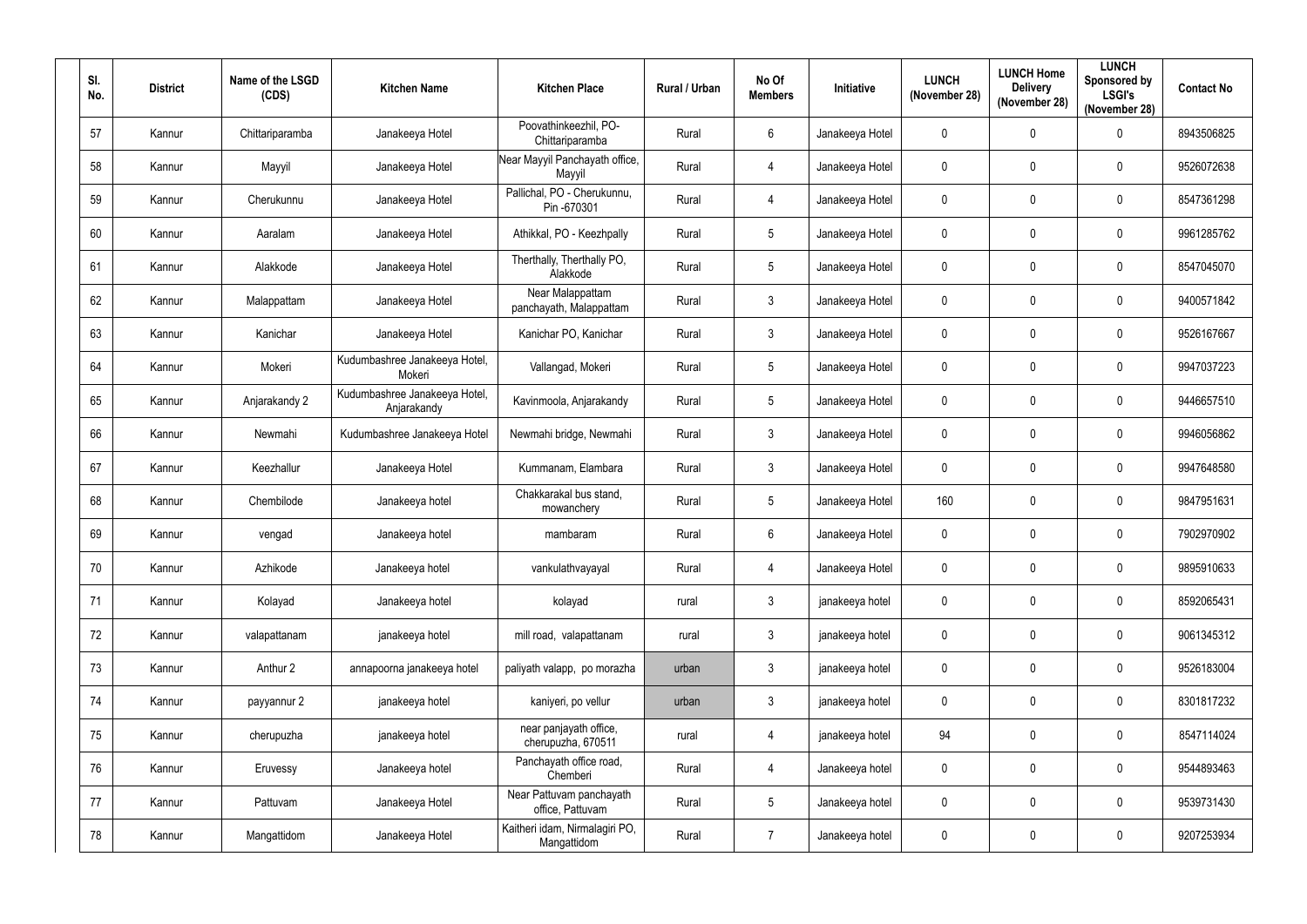| Sl. No. | District | Name of the LSGD (CDS) | Kitchen Name | Kitchen Place | Rural / Urban | No Of Members | Initiative | LUNCH (November 28) | LUNCH Home Delivery (November 28) | LUNCH Sponsored by LSGI's (November 28) | Contact No |
|---|---|---|---|---|---|---|---|---|---|---|---|
| 57 | Kannur | Chittariparamba | Janakeeya Hotel | Poovathinkeezhil, PO-Chittariparamba | Rural | 6 | Janakeeya Hotel | 0 | 0 | 0 | 8943506825 |
| 58 | Kannur | Mayyil | Janakeeya Hotel | Near Mayyil Panchayath office, Mayyil | Rural | 4 | Janakeeya Hotel | 0 | 0 | 0 | 9526072638 |
| 59 | Kannur | Cherukunnu | Janakeeya Hotel | Pallichal, PO - Cherukunnu, Pin -670301 | Rural | 4 | Janakeeya Hotel | 0 | 0 | 0 | 8547361298 |
| 60 | Kannur | Aaralam | Janakeeya Hotel | Athikkal, PO - Keezhpally | Rural | 5 | Janakeeya Hotel | 0 | 0 | 0 | 9961285762 |
| 61 | Kannur | Alakkode | Janakeeya Hotel | Therthally, Therthally PO, Alakkode | Rural | 5 | Janakeeya Hotel | 0 | 0 | 0 | 8547045070 |
| 62 | Kannur | Malappattam | Janakeeya Hotel | Near Malappattam panchayath, Malappattam | Rural | 3 | Janakeeya Hotel | 0 | 0 | 0 | 9400571842 |
| 63 | Kannur | Kanichar | Janakeeya Hotel | Kanichar PO, Kanichar | Rural | 3 | Janakeeya Hotel | 0 | 0 | 0 | 9526167667 |
| 64 | Kannur | Mokeri | Kudumbashree Janakeeya Hotel, Mokeri | Vallangad, Mokeri | Rural | 5 | Janakeeya Hotel | 0 | 0 | 0 | 9947037223 |
| 65 | Kannur | Anjarakandy 2 | Kudumbashree Janakeeya Hotel, Anjarakandy | Kavinmoola, Anjarakandy | Rural | 5 | Janakeeya Hotel | 0 | 0 | 0 | 9446657510 |
| 66 | Kannur | Newmahi | Kudumbashree Janakeeya Hotel | Newmahi bridge, Newmahi | Rural | 3 | Janakeeya Hotel | 0 | 0 | 0 | 9946056862 |
| 67 | Kannur | Keezhallur | Janakeeya Hotel | Kummanam, Elambara | Rural | 3 | Janakeeya Hotel | 0 | 0 | 0 | 9947648580 |
| 68 | Kannur | Chembilode | Janakeeya hotel | Chakkarakal bus stand, mowanchery | Rural | 5 | Janakeeya Hotel | 160 | 0 | 0 | 9847951631 |
| 69 | Kannur | vengad | Janakeeya hotel | mambaram | Rural | 6 | Janakeeya Hotel | 0 | 0 | 0 | 7902970902 |
| 70 | Kannur | Azhikode | Janakeeya hotel | vankulathvayayal | Rural | 4 | Janakeeya Hotel | 0 | 0 | 0 | 9895910633 |
| 71 | Kannur | Kolayad | Janakeeya hotel | kolayad | rural | 3 | janakeeya hotel | 0 | 0 | 0 | 8592065431 |
| 72 | Kannur | valapattanam | janakeeya hotel | mill road, valapattanam | rural | 3 | janakeeya hotel | 0 | 0 | 0 | 9061345312 |
| 73 | Kannur | Anthur 2 | annapoorna janakeeya hotel | paliyath valapp, po morazha | urban | 3 | janakeeya hotel | 0 | 0 | 0 | 9526183004 |
| 74 | Kannur | payyannur 2 | janakeeya hotel | kaniyeri, po vellur | urban | 3 | janakeeya hotel | 0 | 0 | 0 | 8301817232 |
| 75 | Kannur | cherupuzha | janakeeya hotel | near panjayath office, cherupuzha, 670511 | rural | 4 | janakeeya hotel | 94 | 0 | 0 | 8547114024 |
| 76 | Kannur | Eruvessy | Janakeeya hotel | Panchayath office road, Chemberi | Rural | 4 | Janakeeya hotel | 0 | 0 | 0 | 9544893463 |
| 77 | Kannur | Pattuvam | Janakeeya Hotel | Near Pattuvam panchayath office, Pattuvam | Rural | 5 | Janakeeya hotel | 0 | 0 | 0 | 9539731430 |
| 78 | Kannur | Mangattidom | Janakeeya Hotel | Kaitheri idam, Nirmalagiri PO, Mangattidom | Rural | 7 | Janakeeya hotel | 0 | 0 | 0 | 9207253934 |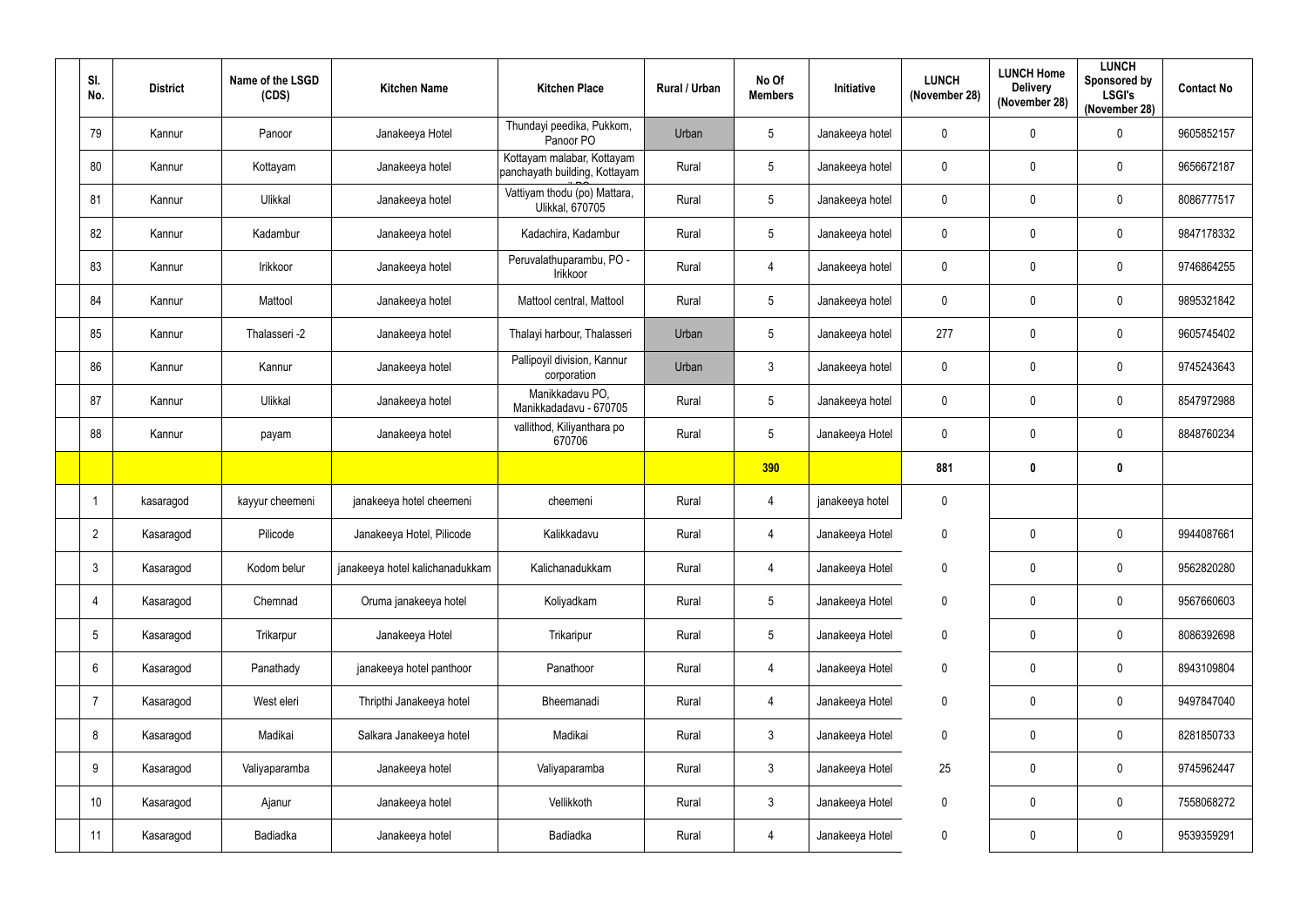| Sl. No. | District | Name of the LSGD (CDS) | Kitchen Name | Kitchen Place | Rural / Urban | No Of Members | Initiative | LUNCH (November 28) | LUNCH Home Delivery (November 28) | LUNCH Sponsored by LSGI's (November 28) | Contact No |
|---|---|---|---|---|---|---|---|---|---|---|---|
| 79 | Kannur | Panoor | Janakeeya Hotel | Thundayi peedika, Pukkom, Panoor PO | Urban | 5 | Janakeeya hotel | 0 | 0 | 0 | 9605852157 |
| 80 | Kannur | Kottayam | Janakeeya hotel | Kottayam malabar, Kottayam panchayath building, Kottayam | Rural | 5 | Janakeeya hotel | 0 | 0 | 0 | 9656672187 |
| 81 | Kannur | Ulikkal | Janakeeya hotel | Vattiyam thodu (po) Mattara, Ulikkal, 670705 | Rural | 5 | Janakeeya hotel | 0 | 0 | 0 | 8086777517 |
| 82 | Kannur | Kadambur | Janakeeya hotel | Kadachira, Kadambur | Rural | 5 | Janakeeya hotel | 0 | 0 | 0 | 9847178332 |
| 83 | Kannur | Irikkoor | Janakeeya hotel | Peruvalathuparambu, PO - Irikkoor | Rural | 4 | Janakeeya hotel | 0 | 0 | 0 | 9746864255 |
| 84 | Kannur | Mattool | Janakeeya hotel | Mattool central, Mattool | Rural | 5 | Janakeeya hotel | 0 | 0 | 0 | 9895321842 |
| 85 | Kannur | Thalasseri -2 | Janakeeya hotel | Thalayi harbour, Thalasseri | Urban | 5 | Janakeeya hotel | 277 | 0 | 0 | 9605745402 |
| 86 | Kannur | Kannur | Janakeeya hotel | Pallipoyil division, Kannur corporation | Urban | 3 | Janakeeya hotel | 0 | 0 | 0 | 9745243643 |
| 87 | Kannur | Ulikkal | Janakeeya hotel | Manikkadavu PO, Manikkadadavu - 670705 | Rural | 5 | Janakeeya hotel | 0 | 0 | 0 | 8547972988 |
| 88 | Kannur | payam | Janakeeya hotel | vallithod, Kiliyanthara po 670706 | Rural | 5 | Janakeeya Hotel | 0 | 0 | 0 | 8848760234 |
| | | | | | | **390** | | **881** | **0** | **0** | |
| 1 | kasaragod | kayyur cheemeni | janakeeya hotel cheemeni | cheemeni | Rural | 4 | janakeeya hotel | 0 | | | |
| 2 | Kasaragod | Pilicode | Janakeeya Hotel, Pilicode | Kalikkadavu | Rural | 4 | Janakeeya Hotel | 0 | 0 | 0 | 9944087661 |
| 3 | Kasaragod | Kodom belur | janakeeya hotel kalichanadukkam | Kalichanadukkam | Rural | 4 | Janakeeya Hotel | 0 | 0 | 0 | 9562820280 |
| 4 | Kasaragod | Chemnad | Oruma janakeeya hotel | Koliyadkam | Rural | 5 | Janakeeya Hotel | 0 | 0 | 0 | 9567660603 |
| 5 | Kasaragod | Trikarpur | Janakeeya Hotel | Trikaripur | Rural | 5 | Janakeeya Hotel | 0 | 0 | 0 | 8086392698 |
| 6 | Kasaragod | Panathady | janakeeya hotel panthoor | Panathoor | Rural | 4 | Janakeeya Hotel | 0 | 0 | 0 | 8943109804 |
| 7 | Kasaragod | West eleri | Thripthi Janakeeya hotel | Bheemanadi | Rural | 4 | Janakeeya Hotel | 0 | 0 | 0 | 9497847040 |
| 8 | Kasaragod | Madikai | Salkara Janakeeya hotel | Madikai | Rural | 3 | Janakeeya Hotel | 0 | 0 | 0 | 8281850733 |
| 9 | Kasaragod | Valiyaparamba | Janakeeya hotel | Valiyaparamba | Rural | 3 | Janakeeya Hotel | 25 | 0 | 0 | 9745962447 |
| 10 | Kasaragod | Ajanur | Janakeeya hotel | Vellikkoth | Rural | 3 | Janakeeya Hotel | 0 | 0 | 0 | 7558068272 |
| 11 | Kasaragod | Badiadka | Janakeeya hotel | Badiadka | Rural | 4 | Janakeeya Hotel | 0 | 0 | 0 | 9539359291 |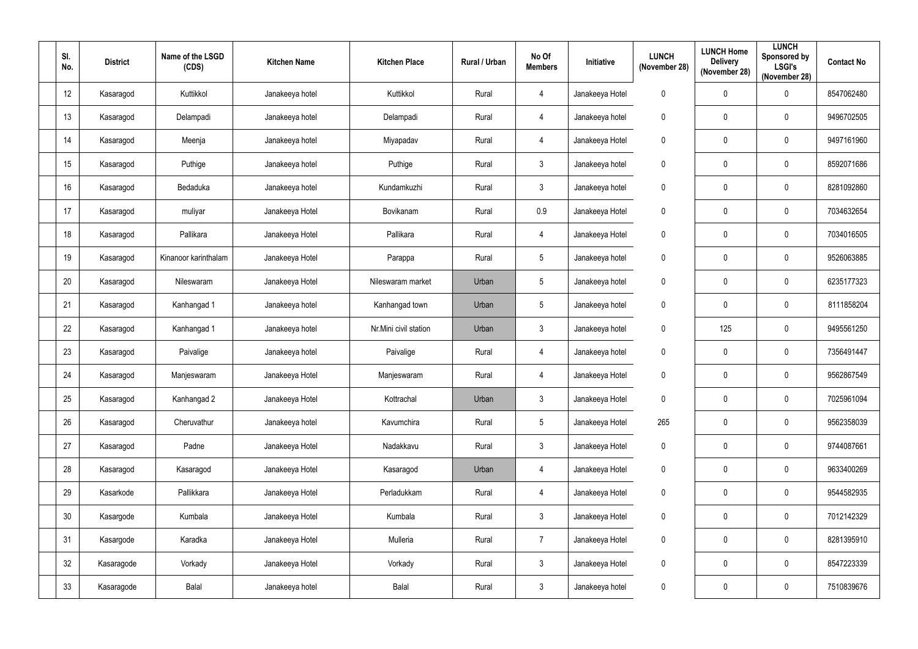| Sl. No. | District | Name of the LSGD (CDS) | Kitchen Name | Kitchen Place | Rural / Urban | No Of Members | Initiative | LUNCH (November 28) | LUNCH Home Delivery (November 28) | LUNCH Sponsored by LSGI's (November 28) | Contact No |
|---|---|---|---|---|---|---|---|---|---|---|---|
| 12 | Kasaragod | Kuttikkol | Janakeeya hotel | Kuttikkol | Rural | 4 | Janakeeya Hotel | 0 | 0 | 0 | 8547062480 |
| 13 | Kasaragod | Delampadi | Janakeeya hotel | Delampadi | Rural | 4 | Janakeeya hotel | 0 | 0 | 0 | 9496702505 |
| 14 | Kasaragod | Meenja | Janakeeya hotel | Miyapadav | Rural | 4 | Janakeeya Hotel | 0 | 0 | 0 | 9497161960 |
| 15 | Kasaragod | Puthige | Janakeeya hotel | Puthige | Rural | 3 | Janakeeya hotel | 0 | 0 | 0 | 8592071686 |
| 16 | Kasaragod | Bedaduka | Janakeeya hotel | Kundamkuzhi | Rural | 3 | Janakeeya hotel | 0 | 0 | 0 | 8281092860 |
| 17 | Kasaragod | muliyar | Janakeeya Hotel | Bovikanam | Rural | 0.9 | Janakeeya Hotel | 0 | 0 | 0 | 7034632654 |
| 18 | Kasaragod | Pallikara | Janakeeya Hotel | Pallikara | Rural | 4 | Janakeeya Hotel | 0 | 0 | 0 | 7034016505 |
| 19 | Kasaragod | Kinanoor karinthalam | Janakeeya Hotel | Parappa | Rural | 5 | Janakeeya hotel | 0 | 0 | 0 | 9526063885 |
| 20 | Kasaragod | Nileswaram | Janakeeya Hotel | Nileswaram market | Urban | 5 | Janakeeya hotel | 0 | 0 | 0 | 6235177323 |
| 21 | Kasaragod | Kanhangad 1 | Janakeeya hotel | Kanhangad town | Urban | 5 | Janakeeya hotel | 0 | 0 | 0 | 8111858204 |
| 22 | Kasaragod | Kanhangad 1 | Janakeeya hotel | Nr.Mini civil station | Urban | 3 | Janakeeya hotel | 0 | 125 | 0 | 9495561250 |
| 23 | Kasaragod | Paivalige | Janakeeya hotel | Paivalige | Rural | 4 | Janakeeya hotel | 0 | 0 | 0 | 7356491447 |
| 24 | Kasaragod | Manjeswaram | Janakeeya Hotel | Manjeswaram | Rural | 4 | Janakeeya Hotel | 0 | 0 | 0 | 9562867549 |
| 25 | Kasaragod | Kanhangad 2 | Janakeeya Hotel | Kottrachal | Urban | 3 | Janakeeya Hotel | 0 | 0 | 0 | 7025961094 |
| 26 | Kasaragod | Cheruvathur | Janakeeya hotel | Kavumchira | Rural | 5 | Janakeeya Hotel | 265 | 0 | 0 | 9562358039 |
| 27 | Kasaragod | Padne | Janakeeya Hotel | Nadakkavu | Rural | 3 | Janakeeya Hotel | 0 | 0 | 0 | 9744087661 |
| 28 | Kasaragod | Kasaragod | Janakeeya Hotel | Kasaragod | Urban | 4 | Janakeeya Hotel | 0 | 0 | 0 | 9633400269 |
| 29 | Kasarkode | Pallikkara | Janakeeya Hotel | Perladukkam | Rural | 4 | Janakeeya Hotel | 0 | 0 | 0 | 9544582935 |
| 30 | Kasargode | Kumbala | Janakeeya Hotel | Kumbala | Rural | 3 | Janakeeya Hotel | 0 | 0 | 0 | 7012142329 |
| 31 | Kasargode | Karadka | Janakeeya Hotel | Mulleria | Rural | 7 | Janakeeya Hotel | 0 | 0 | 0 | 8281395910 |
| 32 | Kasaragode | Vorkady | Janakeeya Hotel | Vorkady | Rural | 3 | Janakeeya Hotel | 0 | 0 | 0 | 8547223339 |
| 33 | Kasaragode | Balal | Janakeeya hotel | Balal | Rural | 3 | Janakeeya hotel | 0 | 0 | 0 | 7510839676 |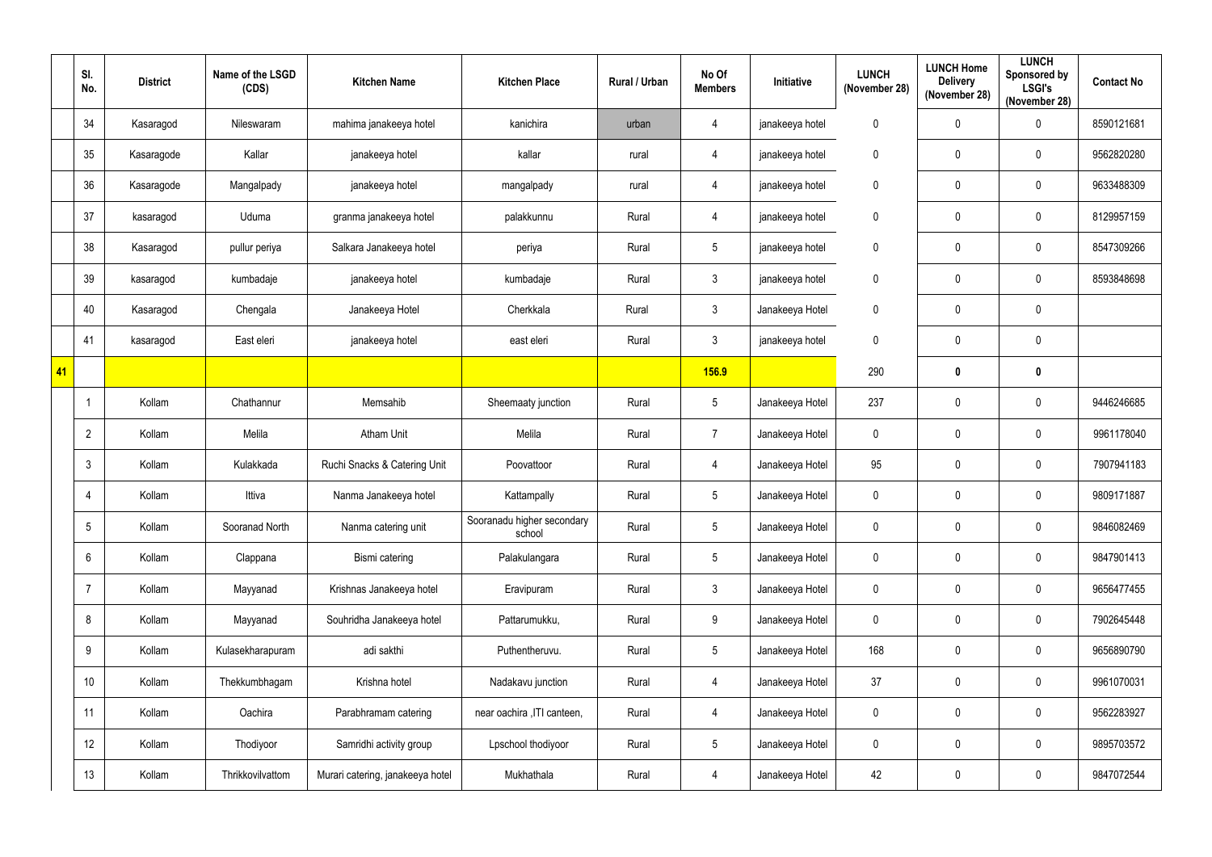| | Sl. No. | District | Name of the LSGD (CDS) | Kitchen Name | Kitchen Place | Rural / Urban | No Of Members | Initiative | LUNCH (November 28) | LUNCH Home Delivery (November 28) | LUNCH Sponsored by LSGI's (November 28) | Contact No |
|---|---|---|---|---|---|---|---|---|---|---|---|---|
| | 34 | Kasaragod | Nileswaram | mahima janakeeya hotel | kanichira | urban | 4 | janakeeya hotel | 0 | 0 | 0 | 8590121681 |
| | 35 | Kasaragode | Kallar | janakeeya hotel | kallar | rural | 4 | janakeeya hotel | 0 | 0 | 0 | 9562820280 |
| | 36 | Kasaragode | Mangalpady | janakeeya hotel | mangalpady | rural | 4 | janakeeya hotel | 0 | 0 | 0 | 9633488309 |
| | 37 | kasaragod | Uduma | granma janakeeya hotel | palakkunnu | Rural | 4 | janakeeya hotel | 0 | 0 | 0 | 8129957159 |
| | 38 | Kasaragod | pullur periya | Salkara Janakeeya hotel | periya | Rural | 5 | janakeeya hotel | 0 | 0 | 0 | 8547309266 |
| | 39 | kasaragod | kumbadaje | janakeeya hotel | kumbadaje | Rural | 3 | janakeeya hotel | 0 | 0 | 0 | 8593848698 |
| | 40 | Kasaragod | Chengala | Janakeeya Hotel | Cherkkala | Rural | 3 | Janakeeya Hotel | 0 | 0 | 0 | |
| | 41 | kasaragod | East eleri | janakeeya hotel | east eleri | Rural | 3 | janakeeya hotel | 0 | 0 | 0 | |
| **41** | | | | | | | **156.9** | | 290 | **0** | **0** | |
| | 1 | Kollam | Chathannur | Memsahib | Sheemaaty junction | Rural | 5 | Janakeeya Hotel | 237 | 0 | 0 | 9446246685 |
| | 2 | Kollam | Melila | Atham Unit | Melila | Rural | 7 | Janakeeya Hotel | 0 | 0 | 0 | 9961178040 |
| | 3 | Kollam | Kulakkada | Ruchi Snacks & Catering Unit | Poovattoor | Rural | 4 | Janakeeya Hotel | 95 | 0 | 0 | 7907941183 |
| | 4 | Kollam | Ittiva | Nanma Janakeeya hotel | Kattampally | Rural | 5 | Janakeeya Hotel | 0 | 0 | 0 | 9809171887 |
| | 5 | Kollam | Sooranad North | Nanma catering unit | Sooranadu higher secondary school | Rural | 5 | Janakeeya Hotel | 0 | 0 | 0 | 9846082469 |
| | 6 | Kollam | Clappana | Bismi catering | Palakulangara | Rural | 5 | Janakeeya Hotel | 0 | 0 | 0 | 9847901413 |
| | 7 | Kollam | Mayyanad | Krishnas Janakeeya hotel | Eravipuram | Rural | 3 | Janakeeya Hotel | 0 | 0 | 0 | 9656477455 |
| | 8 | Kollam | Mayyanad | Souhridha Janakeeya hotel | Pattarumukku, | Rural | 9 | Janakeeya Hotel | 0 | 0 | 0 | 7902645448 |
| | 9 | Kollam | Kulasekharapuram | adi sakthi | Puthentheruvu. | Rural | 5 | Janakeeya Hotel | 168 | 0 | 0 | 9656890790 |
| | 10 | Kollam | Thekkumbhagam | Krishna hotel | Nadakavu junction | Rural | 4 | Janakeeya Hotel | 37 | 0 | 0 | 9961070031 |
| | 11 | Kollam | Oachira | Parabhramam catering | near oachira ,ITI canteen, | Rural | 4 | Janakeeya Hotel | 0 | 0 | 0 | 9562283927 |
| | 12 | Kollam | Thodiyoor | Samridhi activity group | Lpschool thodiyoor | Rural | 5 | Janakeeya Hotel | 0 | 0 | 0 | 9895703572 |
| | 13 | Kollam | Thrikkovilvattom | Murari catering, janakeeya hotel | Mukhathala | Rural | 4 | Janakeeya Hotel | 42 | 0 | 0 | 9847072544 |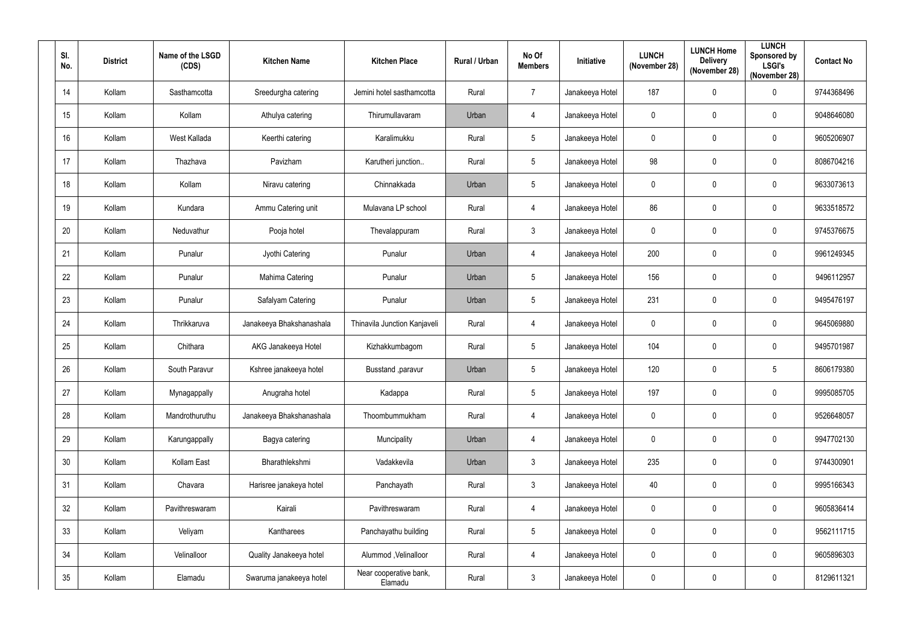| Sl. No. | District | Name of the LSGD (CDS) | Kitchen Name | Kitchen Place | Rural / Urban | No Of Members | Initiative | LUNCH (November 28) | LUNCH Home Delivery (November 28) | LUNCH Sponsored by LSGI's (November 28) | Contact No |
|---|---|---|---|---|---|---|---|---|---|---|---|
| 14 | Kollam | Sasthamcotta | Sreedurgha catering | Jemini hotel sasthamcotta | Rural | 7 | Janakeeya Hotel | 187 | 0 | 0 | 9744368496 |
| 15 | Kollam | Kollam | Athulya catering | Thirumullavaram | Urban | 4 | Janakeeya Hotel | 0 | 0 | 0 | 9048646080 |
| 16 | Kollam | West Kallada | Keerthi catering | Karalimukku | Rural | 5 | Janakeeya Hotel | 0 | 0 | 0 | 9605206907 |
| 17 | Kollam | Thazhava | Pavizham | Karutheri junction.. | Rural | 5 | Janakeeya Hotel | 98 | 0 | 0 | 8086704216 |
| 18 | Kollam | Kollam | Niravu catering | Chinnakkada | Urban | 5 | Janakeeya Hotel | 0 | 0 | 0 | 9633073613 |
| 19 | Kollam | Kundara | Ammu Catering unit | Mulavana LP school | Rural | 4 | Janakeeya Hotel | 86 | 0 | 0 | 9633518572 |
| 20 | Kollam | Neduvathur | Pooja hotel | Thevalappuram | Rural | 3 | Janakeeya Hotel | 0 | 0 | 0 | 9745376675 |
| 21 | Kollam | Punalur | Jyothi Catering | Punalur | Urban | 4 | Janakeeya Hotel | 200 | 0 | 0 | 9961249345 |
| 22 | Kollam | Punalur | Mahima Catering | Punalur | Urban | 5 | Janakeeya Hotel | 156 | 0 | 0 | 9496112957 |
| 23 | Kollam | Punalur | Safalyam Catering | Punalur | Urban | 5 | Janakeeya Hotel | 231 | 0 | 0 | 9495476197 |
| 24 | Kollam | Thrikkaruva | Janakeeya Bhakshanashala | Thinavila Junction Kanjaveli | Rural | 4 | Janakeeya Hotel | 0 | 0 | 0 | 9645069880 |
| 25 | Kollam | Chithara | AKG Janakeeya Hotel | Kizhakkumbagom | Rural | 5 | Janakeeya Hotel | 104 | 0 | 0 | 9495701987 |
| 26 | Kollam | South Paravur | Kshree janakeeya hotel | Busstand ,paravur | Urban | 5 | Janakeeya Hotel | 120 | 0 | 5 | 8606179380 |
| 27 | Kollam | Mynagappally | Anugraha hotel | Kadappa | Rural | 5 | Janakeeya Hotel | 197 | 0 | 0 | 9995085705 |
| 28 | Kollam | Mandrothuruthu | Janakeeya Bhakshanashala | Thoombummukham | Rural | 4 | Janakeeya Hotel | 0 | 0 | 0 | 9526648057 |
| 29 | Kollam | Karungappally | Bagya catering | Muncipality | Urban | 4 | Janakeeya Hotel | 0 | 0 | 0 | 9947702130 |
| 30 | Kollam | Kollam East | Bharathlekshmi | Vadakkevila | Urban | 3 | Janakeeya Hotel | 235 | 0 | 0 | 9744300901 |
| 31 | Kollam | Chavara | Harisree janakeya hotel | Panchayath | Rural | 3 | Janakeeya Hotel | 40 | 0 | 0 | 9995166343 |
| 32 | Kollam | Pavithreswaram | Kairali | Pavithreswaram | Rural | 4 | Janakeeya Hotel | 0 | 0 | 0 | 9605836414 |
| 33 | Kollam | Veliyam | Kantharees | Panchayathu building | Rural | 5 | Janakeeya Hotel | 0 | 0 | 0 | 9562111715 |
| 34 | Kollam | Velinalloor | Quality Janakeeya hotel | Alummod ,Velinalloor | Rural | 4 | Janakeeya Hotel | 0 | 0 | 0 | 9605896303 |
| 35 | Kollam | Elamadu | Swaruma janakeeya hotel | Near cooperative bank, Elamadu | Rural | 3 | Janakeeya Hotel | 0 | 0 | 0 | 8129611321 |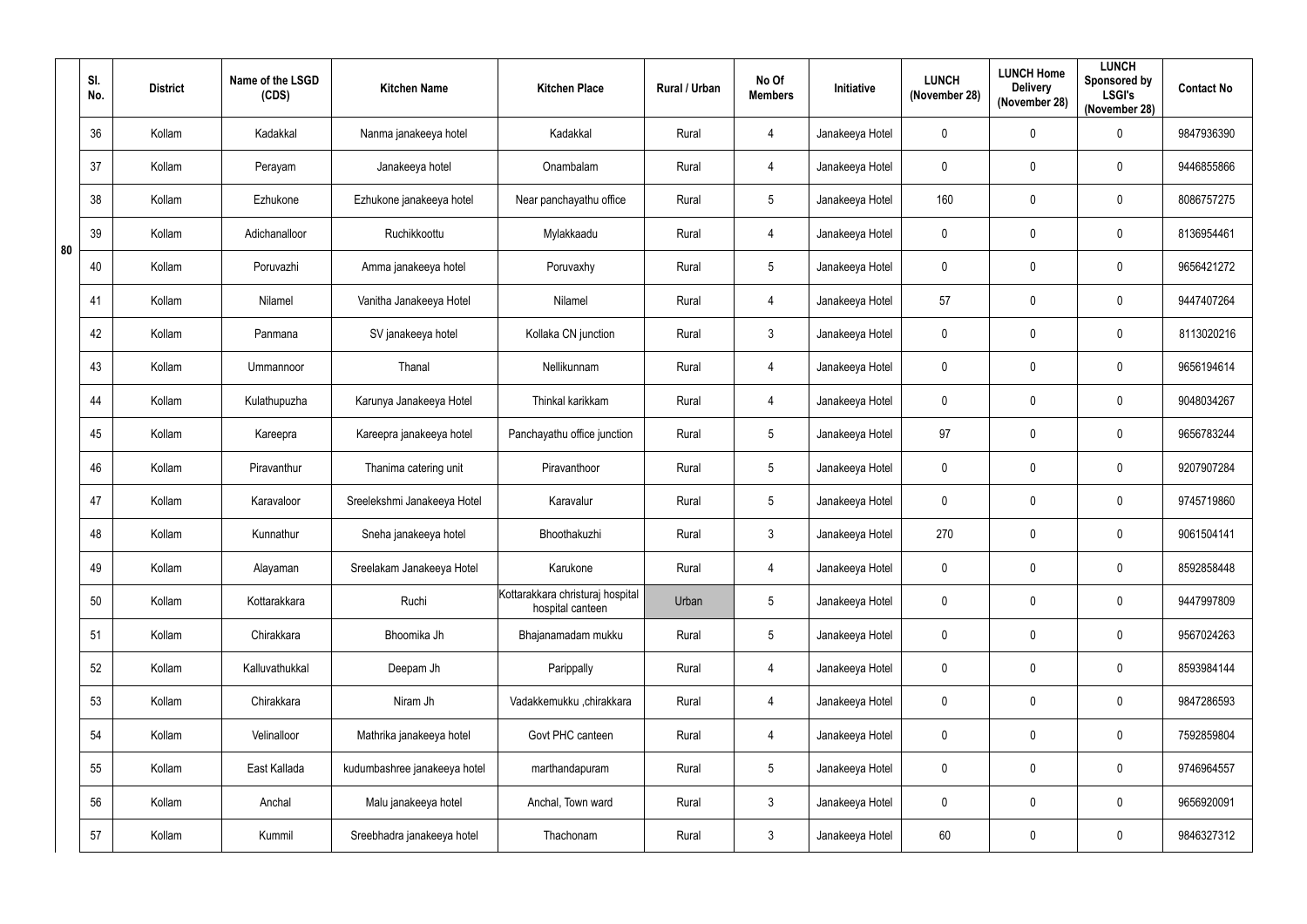| | Sl. No. | District | Name of the LSGD (CDS) | Kitchen Name | Kitchen Place | Rural / Urban | No Of Members | Initiative | LUNCH (November 28) | LUNCH Home Delivery (November 28) | LUNCH Sponsored by LSGI's (November 28) | Contact No |
|---|---|---|---|---|---|---|---|---|---|---|---|---|
| 80 | 36 | Kollam | Kadakkal | Nanma janakeeya hotel | Kadakkal | Rural | 4 | Janakeeya Hotel | 0 | 0 | 0 | 9847936390 |
| | 37 | Kollam | Perayam | Janakeeya hotel | Onambalam | Rural | 4 | Janakeeya Hotel | 0 | 0 | 0 | 9446855866 |
| | 38 | Kollam | Ezhukone | Ezhukone janakeeya hotel | Near panchayathu office | Rural | 5 | Janakeeya Hotel | 160 | 0 | 0 | 8086757275 |
| | 39 | Kollam | Adichanalloor | Ruchikkoottu | Mylakkaadu | Rural | 4 | Janakeeya Hotel | 0 | 0 | 0 | 8136954461 |
| | 40 | Kollam | Poruvazhi | Amma janakeeya hotel | Poruvaxhy | Rural | 5 | Janakeeya Hotel | 0 | 0 | 0 | 9656421272 |
| | 41 | Kollam | Nilamel | Vanitha Janakeeya Hotel | Nilamel | Rural | 4 | Janakeeya Hotel | 57 | 0 | 0 | 9447407264 |
| | 42 | Kollam | Panmana | SV janakeeya hotel | Kollaka CN junction | Rural | 3 | Janakeeya Hotel | 0 | 0 | 0 | 8113020216 |
| | 43 | Kollam | Ummannoor | Thanal | Nellikunnam | Rural | 4 | Janakeeya Hotel | 0 | 0 | 0 | 9656194614 |
| | 44 | Kollam | Kulathupuzha | Karunya Janakeeya Hotel | Thinkal karikkam | Rural | 4 | Janakeeya Hotel | 0 | 0 | 0 | 9048034267 |
| | 45 | Kollam | Kareepra | Kareepra janakeeya hotel | Panchayathu office junction | Rural | 5 | Janakeeya Hotel | 97 | 0 | 0 | 9656783244 |
| | 46 | Kollam | Piravanthur | Thanima catering unit | Piravanthoor | Rural | 5 | Janakeeya Hotel | 0 | 0 | 0 | 9207907284 |
| | 47 | Kollam | Karavaloor | Sreelekshmi Janakeeya Hotel | Karavalur | Rural | 5 | Janakeeya Hotel | 0 | 0 | 0 | 9745719860 |
| | 48 | Kollam | Kunnathur | Sneha janakeeya hotel | Bhoothakuzhi | Rural | 3 | Janakeeya Hotel | 270 | 0 | 0 | 9061504141 |
| | 49 | Kollam | Alayaman | Sreelakam Janakeeya Hotel | Karukone | Rural | 4 | Janakeeya Hotel | 0 | 0 | 0 | 8592858448 |
| | 50 | Kollam | Kottarakkara | Ruchi | Kottarakkara christuraj hospital hospital canteen | Urban | 5 | Janakeeya Hotel | 0 | 0 | 0 | 9447997809 |
| | 51 | Kollam | Chirakkara | Bhoomika Jh | Bhajanamadam mukku | Rural | 5 | Janakeeya Hotel | 0 | 0 | 0 | 9567024263 |
| | 52 | Kollam | Kalluvathukkal | Deepam Jh | Parippally | Rural | 4 | Janakeeya Hotel | 0 | 0 | 0 | 8593984144 |
| | 53 | Kollam | Chirakkara | Niram Jh | Vadakkemukku ,chirakkara | Rural | 4 | Janakeeya Hotel | 0 | 0 | 0 | 9847286593 |
| | 54 | Kollam | Velinalloor | Mathrika janakeeya hotel | Govt PHC canteen | Rural | 4 | Janakeeya Hotel | 0 | 0 | 0 | 7592859804 |
| | 55 | Kollam | East Kallada | kudumbashree janakeeya hotel | marthandapuram | Rural | 5 | Janakeeya Hotel | 0 | 0 | 0 | 9746964557 |
| | 56 | Kollam | Anchal | Malu janakeeya hotel | Anchal, Town ward | Rural | 3 | Janakeeya Hotel | 0 | 0 | 0 | 9656920091 |
| | 57 | Kollam | Kummil | Sreebhadra janakeeya hotel | Thachonam | Rural | 3 | Janakeeya Hotel | 60 | 0 | 0 | 9846327312 |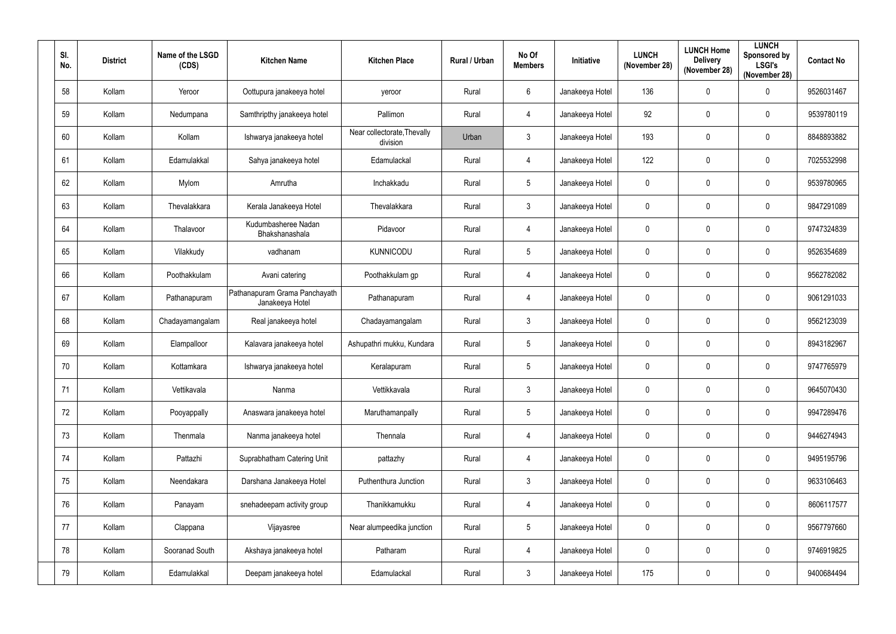| Sl. No. | District | Name of the LSGD (CDS) | Kitchen Name | Kitchen Place | Rural / Urban | No Of Members | Initiative | LUNCH (November 28) | LUNCH Home Delivery (November 28) | LUNCH Sponsored by LSGI's (November 28) | Contact No |
|---|---|---|---|---|---|---|---|---|---|---|---|
| 58 | Kollam | Yeroor | Oottupura janakeeya hotel | yeroor | Rural | 6 | Janakeeya Hotel | 136 | 0 | 0 | 9526031467 |
| 59 | Kollam | Nedumpana | Samthripthy janakeeya hotel | Pallimon | Rural | 4 | Janakeeya Hotel | 92 | 0 | 0 | 9539780119 |
| 60 | Kollam | Kollam | Ishwarya janakeeya hotel | Near collectorate,Thevally division | Urban | 3 | Janakeeya Hotel | 193 | 0 | 0 | 8848893882 |
| 61 | Kollam | Edamulakkal | Sahya janakeeya hotel | Edamulackal | Rural | 4 | Janakeeya Hotel | 122 | 0 | 0 | 7025532998 |
| 62 | Kollam | Mylom | Amrutha | Inchakkadu | Rural | 5 | Janakeeya Hotel | 0 | 0 | 0 | 9539780965 |
| 63 | Kollam | Thevalakkara | Kerala Janakeeya Hotel | Thevalakkara | Rural | 3 | Janakeeya Hotel | 0 | 0 | 0 | 9847291089 |
| 64 | Kollam | Thalavoor | Kudumbasheree Nadan Bhakshanashala | Pidavoor | Rural | 4 | Janakeeya Hotel | 0 | 0 | 0 | 9747324839 |
| 65 | Kollam | Vilakkudy | vadhanam | KUNNICODU | Rural | 5 | Janakeeya Hotel | 0 | 0 | 0 | 9526354689 |
| 66 | Kollam | Poothakkulam | Avani catering | Poothakkulam gp | Rural | 4 | Janakeeya Hotel | 0 | 0 | 0 | 9562782082 |
| 67 | Kollam | Pathanapuram | Pathanapuram Grama Panchayath Janakeeya Hotel | Pathanapuram | Rural | 4 | Janakeeya Hotel | 0 | 0 | 0 | 9061291033 |
| 68 | Kollam | Chadayamangalam | Real janakeeya hotel | Chadayamangalam | Rural | 3 | Janakeeya Hotel | 0 | 0 | 0 | 9562123039 |
| 69 | Kollam | Elampalloor | Kalavara janakeeya hotel | Ashupathri mukku, Kundara | Rural | 5 | Janakeeya Hotel | 0 | 0 | 0 | 8943182967 |
| 70 | Kollam | Kottamkara | Ishwarya janakeeya hotel | Keralapuram | Rural | 5 | Janakeeya Hotel | 0 | 0 | 0 | 9747765979 |
| 71 | Kollam | Vettikavala | Nanma | Vettikkavala | Rural | 3 | Janakeeya Hotel | 0 | 0 | 0 | 9645070430 |
| 72 | Kollam | Pooyappally | Anaswara janakeeya hotel | Maruthamanpally | Rural | 5 | Janakeeya Hotel | 0 | 0 | 0 | 9947289476 |
| 73 | Kollam | Thenmala | Nanma janakeeya hotel | Thennala | Rural | 4 | Janakeeya Hotel | 0 | 0 | 0 | 9446274943 |
| 74 | Kollam | Pattazhi | Suprabhatham Catering Unit | pattazhy | Rural | 4 | Janakeeya Hotel | 0 | 0 | 0 | 9495195796 |
| 75 | Kollam | Neendakara | Darshana Janakeeya Hotel | Puthenthura Junction | Rural | 3 | Janakeeya Hotel | 0 | 0 | 0 | 9633106463 |
| 76 | Kollam | Panayam | snehadeepam activity group | Thanikkamukku | Rural | 4 | Janakeeya Hotel | 0 | 0 | 0 | 8606117577 |
| 77 | Kollam | Clappana | Vijayasree | Near alumpeedika junction | Rural | 5 | Janakeeya Hotel | 0 | 0 | 0 | 9567797660 |
| 78 | Kollam | Sooranad South | Akshaya janakeeya hotel | Patharam | Rural | 4 | Janakeeya Hotel | 0 | 0 | 0 | 9746919825 |
| 79 | Kollam | Edamulakkal | Deepam janakeeya hotel | Edamulackal | Rural | 3 | Janakeeya Hotel | 175 | 0 | 0 | 9400684494 |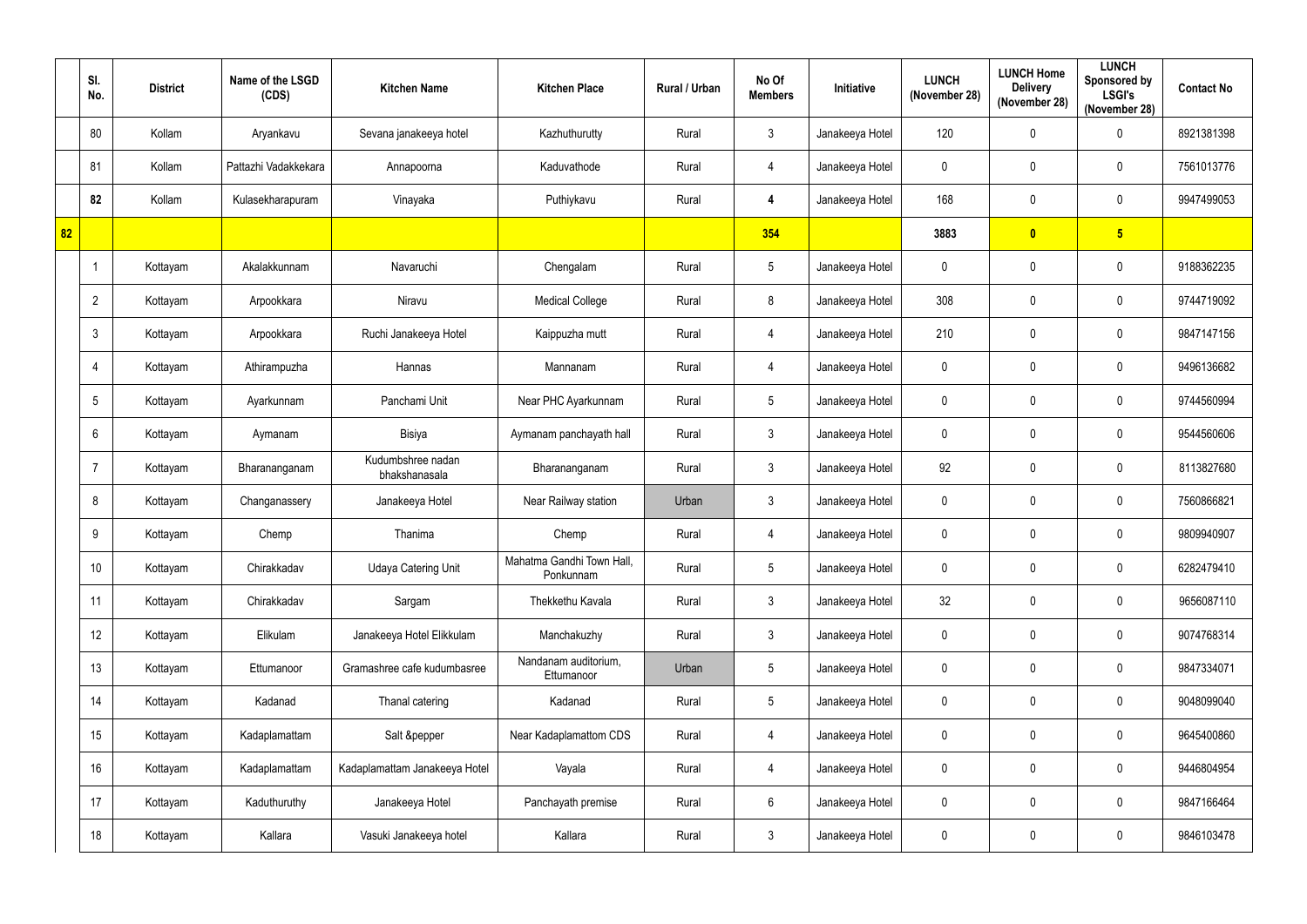|  | Sl. No. | District | Name of the LSGD (CDS) | Kitchen Name | Kitchen Place | Rural / Urban | No Of Members | Initiative | LUNCH (November 28) | LUNCH Home Delivery (November 28) | LUNCH Sponsored by LSGI's (November 28) | Contact No |
|---|---|---|---|---|---|---|---|---|---|---|---|---|
|  | 80 | Kollam | Aryankavu | Sevana janakeeya hotel | Kazhuthurutty | Rural | 3 | Janakeeya Hotel | 120 | 0 | 0 | 8921381398 |
|  | 81 | Kollam | Pattazhi Vadakkekara | Annapoorna | Kaduvathode | Rural | 4 | Janakeeya Hotel | 0 | 0 | 0 | 7561013776 |
|  | **82** | Kollam | Kulasekharapuram | Vinayaka | Puthiykavu | Rural | **4** | Janakeeya Hotel | 168 | 0 | 0 | 9947499053 |
| **82** |  |  |  |  |  |  | **354** |  | **3883** | **0** | **5** |  |
|  | 1 | Kottayam | Akalakkunnam | Navaruchi | Chengalam | Rural | 5 | Janakeeya Hotel | 0 | 0 | 0 | 9188362235 |
|  | 2 | Kottayam | Arpookkara | Niravu | Medical College | Rural | 8 | Janakeeya Hotel | 308 | 0 | 0 | 9744719092 |
|  | 3 | Kottayam | Arpookkara | Ruchi Janakeeya Hotel | Kaippuzha mutt | Rural | 4 | Janakeeya Hotel | 210 | 0 | 0 | 9847147156 |
|  | 4 | Kottayam | Athirampuzha | Hannas | Mannanam | Rural | 4 | Janakeeya Hotel | 0 | 0 | 0 | 9496136682 |
|  | 5 | Kottayam | Ayarkunnam | Panchami Unit | Near PHC Ayarkunnam | Rural | 5 | Janakeeya Hotel | 0 | 0 | 0 | 9744560994 |
|  | 6 | Kottayam | Aymanam | Bisiya | Aymanam panchayath hall | Rural | 3 | Janakeeya Hotel | 0 | 0 | 0 | 9544560606 |
|  | 7 | Kottayam | Bharananganam | Kudumbshree nadan bhakshanasala | Bharananganam | Rural | 3 | Janakeeya Hotel | 92 | 0 | 0 | 8113827680 |
|  | 8 | Kottayam | Changanassery | Janakeeya Hotel | Near Railway station | Urban | 3 | Janakeeya Hotel | 0 | 0 | 0 | 7560866821 |
|  | 9 | Kottayam | Chemp | Thanima | Chemp | Rural | 4 | Janakeeya Hotel | 0 | 0 | 0 | 9809940907 |
|  | 10 | Kottayam | Chirakkadav | Udaya Catering Unit | Mahatma Gandhi Town Hall, Ponkunnam | Rural | 5 | Janakeeya Hotel | 0 | 0 | 0 | 6282479410 |
|  | 11 | Kottayam | Chirakkadav | Sargam | Thekkethu Kavala | Rural | 3 | Janakeeya Hotel | 32 | 0 | 0 | 9656087110 |
|  | 12 | Kottayam | Elikulam | Janakeeya Hotel Elikkulam | Manchakuzhy | Rural | 3 | Janakeeya Hotel | 0 | 0 | 0 | 9074768314 |
|  | 13 | Kottayam | Ettumanoor | Gramashree cafe kudumbasree | Nandanam auditorium, Ettumanoor | Urban | 5 | Janakeeya Hotel | 0 | 0 | 0 | 9847334071 |
|  | 14 | Kottayam | Kadanad | Thanal catering | Kadanad | Rural | 5 | Janakeeya Hotel | 0 | 0 | 0 | 9048099040 |
|  | 15 | Kottayam | Kadaplamattam | Salt &pepper | Near Kadaplamattom CDS | Rural | 4 | Janakeeya Hotel | 0 | 0 | 0 | 9645400860 |
|  | 16 | Kottayam | Kadaplamattam | Kadaplamattam Janakeeya Hotel | Vayala | Rural | 4 | Janakeeya Hotel | 0 | 0 | 0 | 9446804954 |
|  | 17 | Kottayam | Kaduthuruthy | Janakeeya Hotel | Panchayath premise | Rural | 6 | Janakeeya Hotel | 0 | 0 | 0 | 9847166464 |
|  | 18 | Kottayam | Kallara | Vasuki Janakeeya hotel | Kallara | Rural | 3 | Janakeeya Hotel | 0 | 0 | 0 | 9846103478 |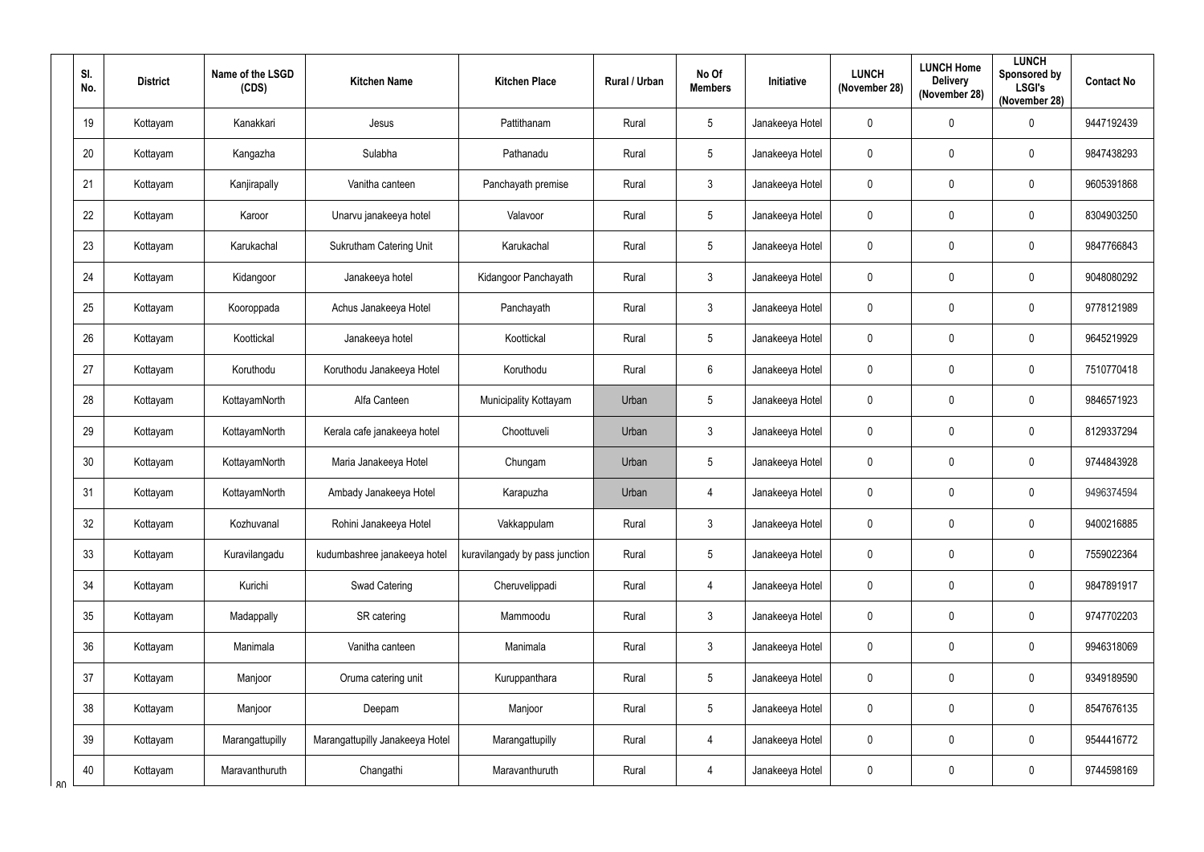| Sl. No. | District | Name of the LSGD (CDS) | Kitchen Name | Kitchen Place | Rural / Urban | No Of Members | Initiative | LUNCH (November 28) | LUNCH Home Delivery (November 28) | LUNCH Sponsored by LSGI's (November 28) | Contact No |
|---|---|---|---|---|---|---|---|---|---|---|---|
| 19 | Kottayam | Kanakkari | Jesus | Pattithanam | Rural | 5 | Janakeeya Hotel | 0 | 0 | 0 | 9447192439 |
| 20 | Kottayam | Kangazha | Sulabha | Pathanadu | Rural | 5 | Janakeeya Hotel | 0 | 0 | 0 | 9847438293 |
| 21 | Kottayam | Kanjirapally | Vanitha canteen | Panchayath premise | Rural | 3 | Janakeeya Hotel | 0 | 0 | 0 | 9605391868 |
| 22 | Kottayam | Karoor | Unarvu janakeeya hotel | Valavoor | Rural | 5 | Janakeeya Hotel | 0 | 0 | 0 | 8304903250 |
| 23 | Kottayam | Karukachal | Sukrutham Catering Unit | Karukachal | Rural | 5 | Janakeeya Hotel | 0 | 0 | 0 | 9847766843 |
| 24 | Kottayam | Kidangoor | Janakeeya hotel | Kidangoor Panchayath | Rural | 3 | Janakeeya Hotel | 0 | 0 | 0 | 9048080292 |
| 25 | Kottayam | Kooroppada | Achus Janakeeya Hotel | Panchayath | Rural | 3 | Janakeeya Hotel | 0 | 0 | 0 | 9778121989 |
| 26 | Kottayam | Koottickal | Janakeeya hotel | Koottickal | Rural | 5 | Janakeeya Hotel | 0 | 0 | 0 | 9645219929 |
| 27 | Kottayam | Koruthodu | Koruthodu Janakeeya Hotel | Koruthodu | Rural | 6 | Janakeeya Hotel | 0 | 0 | 0 | 7510770418 |
| 28 | Kottayam | KottayamNorth | Alfa Canteen | Municipality Kottayam | Urban | 5 | Janakeeya Hotel | 0 | 0 | 0 | 9846571923 |
| 29 | Kottayam | KottayamNorth | Kerala cafe janakeeya hotel | Choottuveli | Urban | 3 | Janakeeya Hotel | 0 | 0 | 0 | 8129337294 |
| 30 | Kottayam | KottayamNorth | Maria Janakeeya Hotel | Chungam | Urban | 5 | Janakeeya Hotel | 0 | 0 | 0 | 9744843928 |
| 31 | Kottayam | KottayamNorth | Ambady Janakeeya Hotel | Karapuzha | Urban | 4 | Janakeeya Hotel | 0 | 0 | 0 | 9496374594 |
| 32 | Kottayam | Kozhuvanal | Rohini Janakeeya Hotel | Vakkappulam | Rural | 3 | Janakeeya Hotel | 0 | 0 | 0 | 9400216885 |
| 33 | Kottayam | Kuravilangadu | kudumbashree janakeeya hotel | kuravilangady by pass junction | Rural | 5 | Janakeeya Hotel | 0 | 0 | 0 | 7559022364 |
| 34 | Kottayam | Kurichi | Swad Catering | Cheruvelippadi | Rural | 4 | Janakeeya Hotel | 0 | 0 | 0 | 9847891917 |
| 35 | Kottayam | Madappally | SR catering | Mammoodu | Rural | 3 | Janakeeya Hotel | 0 | 0 | 0 | 9747702203 |
| 36 | Kottayam | Manimala | Vanitha canteen | Manimala | Rural | 3 | Janakeeya Hotel | 0 | 0 | 0 | 9946318069 |
| 37 | Kottayam | Manjoor | Oruma catering unit | Kuruppanthara | Rural | 5 | Janakeeya Hotel | 0 | 0 | 0 | 9349189590 |
| 38 | Kottayam | Manjoor | Deepam | Manjoor | Rural | 5 | Janakeeya Hotel | 0 | 0 | 0 | 8547676135 |
| 39 | Kottayam | Marangattupilly | Marangattupilly Janakeeya Hotel | Marangattupilly | Rural | 4 | Janakeeya Hotel | 0 | 0 | 0 | 9544416772 |
| 40 | Kottayam | Maravanthuruth | Changathi | Maravanthuruth | Rural | 4 | Janakeeya Hotel | 0 | 0 | 0 | 9744598169 |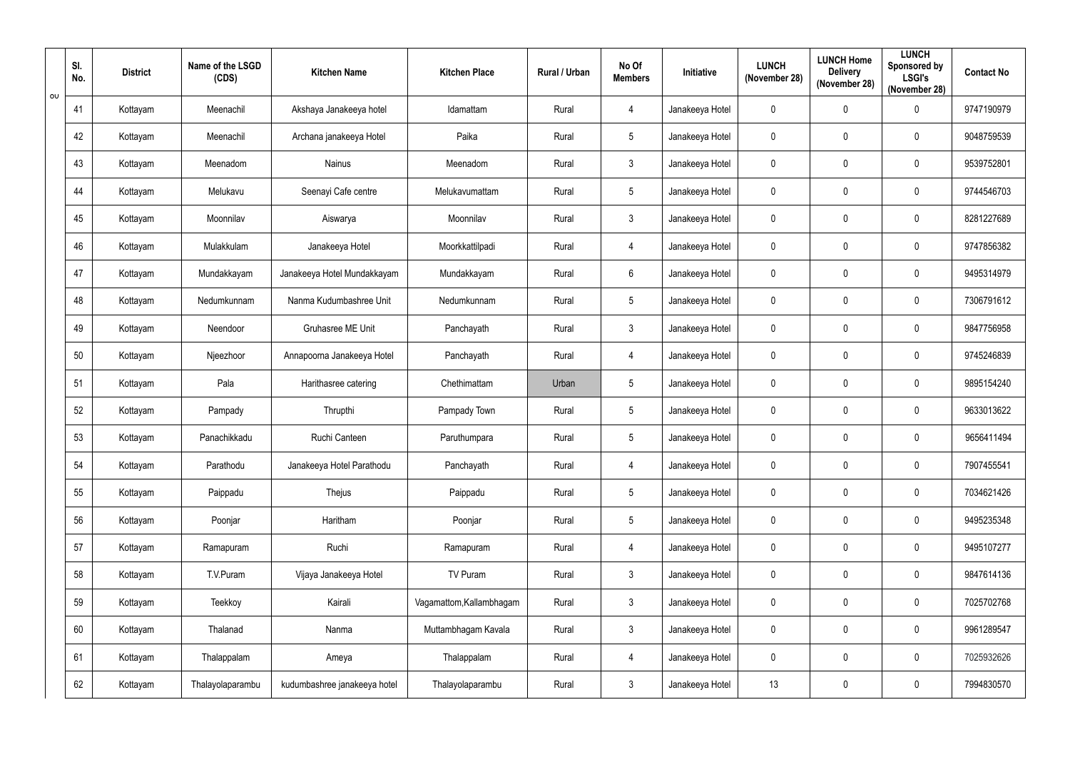| Sl. No. | District | Name of the LSGD (CDS) | Kitchen Name | Kitchen Place | Rural / Urban | No Of Members | Initiative | LUNCH (November 28) | LUNCH Home Delivery (November 28) | LUNCH Sponsored by LSGI's (November 28) | Contact No |
|---|---|---|---|---|---|---|---|---|---|---|---|
| 41 | Kottayam | Meenachil | Akshaya Janakeeya hotel | Idamattam | Rural | 4 | Janakeeya Hotel | 0 | 0 | 0 | 9747190979 |
| 42 | Kottayam | Meenachil | Archana janakeeya Hotel | Paika | Rural | 5 | Janakeeya Hotel | 0 | 0 | 0 | 9048759539 |
| 43 | Kottayam | Meenadom | Nainus | Meenadom | Rural | 3 | Janakeeya Hotel | 0 | 0 | 0 | 9539752801 |
| 44 | Kottayam | Melukavu | Seenayi Cafe centre | Melukavumattam | Rural | 5 | Janakeeya Hotel | 0 | 0 | 0 | 9744546703 |
| 45 | Kottayam | Moonnilav | Aiswarya | Moonnilav | Rural | 3 | Janakeeya Hotel | 0 | 0 | 0 | 8281227689 |
| 46 | Kottayam | Mulakkulam | Janakeeya Hotel | Moorkkattilpadi | Rural | 4 | Janakeeya Hotel | 0 | 0 | 0 | 9747856382 |
| 47 | Kottayam | Mundakkayam | Janakeeya Hotel Mundakkayam | Mundakkayam | Rural | 6 | Janakeeya Hotel | 0 | 0 | 0 | 9495314979 |
| 48 | Kottayam | Nedumkunnam | Nanma Kudumbashree Unit | Nedumkunnam | Rural | 5 | Janakeeya Hotel | 0 | 0 | 0 | 7306791612 |
| 49 | Kottayam | Neendoor | Gruhasree ME Unit | Panchayath | Rural | 3 | Janakeeya Hotel | 0 | 0 | 0 | 9847756958 |
| 50 | Kottayam | Njeezhoor | Annapoorna Janakeeya Hotel | Panchayath | Rural | 4 | Janakeeya Hotel | 0 | 0 | 0 | 9745246839 |
| 51 | Kottayam | Pala | Harithasree catering | Chethimattam | Urban | 5 | Janakeeya Hotel | 0 | 0 | 0 | 9895154240 |
| 52 | Kottayam | Pampady | Thrupthi | Pampady Town | Rural | 5 | Janakeeya Hotel | 0 | 0 | 0 | 9633013622 |
| 53 | Kottayam | Panachikkadu | Ruchi Canteen | Paruthumpara | Rural | 5 | Janakeeya Hotel | 0 | 0 | 0 | 9656411494 |
| 54 | Kottayam | Parathodu | Janakeeya Hotel Parathodu | Panchayath | Rural | 4 | Janakeeya Hotel | 0 | 0 | 0 | 7907455541 |
| 55 | Kottayam | Paippadu | Thejus | Paippadu | Rural | 5 | Janakeeya Hotel | 0 | 0 | 0 | 7034621426 |
| 56 | Kottayam | Poonjar | Haritham | Poonjar | Rural | 5 | Janakeeya Hotel | 0 | 0 | 0 | 9495235348 |
| 57 | Kottayam | Ramapuram | Ruchi | Ramapuram | Rural | 4 | Janakeeya Hotel | 0 | 0 | 0 | 9495107277 |
| 58 | Kottayam | T.V.Puram | Vijaya Janakeeya Hotel | TV Puram | Rural | 3 | Janakeeya Hotel | 0 | 0 | 0 | 9847614136 |
| 59 | Kottayam | Teekkoy | Kairali | Vagamattom,Kallambhagam | Rural | 3 | Janakeeya Hotel | 0 | 0 | 0 | 7025702768 |
| 60 | Kottayam | Thalanad | Nanma | Muttambhagam Kavala | Rural | 3 | Janakeeya Hotel | 0 | 0 | 0 | 9961289547 |
| 61 | Kottayam | Thalappalam | Ameya | Thalappalam | Rural | 4 | Janakeeya Hotel | 0 | 0 | 0 | 7025932626 |
| 62 | Kottayam | Thalayolaparambu | kudumbashree janakeeya hotel | Thalayolaparambu | Rural | 3 | Janakeeya Hotel | 13 | 0 | 0 | 7994830570 |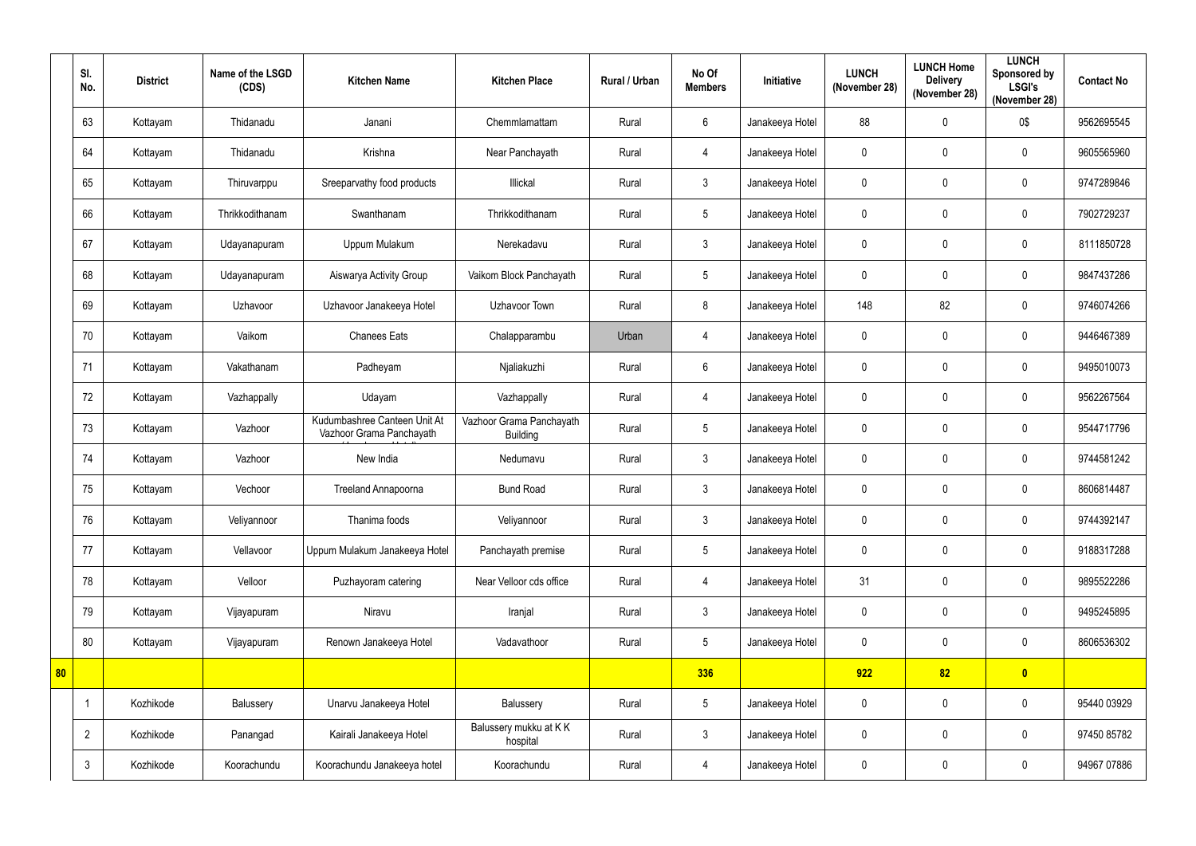| | Sl. No. | District | Name of the LSGD (CDS) | Kitchen Name | Kitchen Place | Rural / Urban | No Of Members | Initiative | LUNCH (November 28) | LUNCH Home Delivery (November 28) | LUNCH Sponsored by LSGI's (November 28) | Contact No |
|---|---|---|---|---|---|---|---|---|---|---|---|---|
| | 63 | Kottayam | Thidanadu | Janani | Chemmlamattam | Rural | 6 | Janakeeya Hotel | 88 | 0 | 0$ | 9562695545 |
| | 64 | Kottayam | Thidanadu | Krishna | Near Panchayath | Rural | 4 | Janakeeya Hotel | 0 | 0 | 0 | 9605565960 |
| | 65 | Kottayam | Thiruvarppu | Sreeparvathy food products | Illickal | Rural | 3 | Janakeeya Hotel | 0 | 0 | 0 | 9747289846 |
| | 66 | Kottayam | Thrikkodithanam | Swanthanam | Thrikkodithanam | Rural | 5 | Janakeeya Hotel | 0 | 0 | 0 | 7902729237 |
| | 67 | Kottayam | Udayanapuram | Uppum Mulakum | Nerekadavu | Rural | 3 | Janakeeya Hotel | 0 | 0 | 0 | 8111850728 |
| | 68 | Kottayam | Udayanapuram | Aiswarya Activity Group | Vaikom Block Panchayath | Rural | 5 | Janakeeya Hotel | 0 | 0 | 0 | 9847437286 |
| | 69 | Kottayam | Uzhavoor | Uzhavoor Janakeeya Hotel | Uzhavoor Town | Rural | 8 | Janakeeya Hotel | 148 | 82 | 0 | 9746074266 |
| | 70 | Kottayam | Vaikom | Chanees Eats | Chalapparambu | Urban | 4 | Janakeeya Hotel | 0 | 0 | 0 | 9446467389 |
| | 71 | Kottayam | Vakathanam | Padheyam | Njaliakuzhi | Rural | 6 | Janakeeya Hotel | 0 | 0 | 0 | 9495010073 |
| | 72 | Kottayam | Vazhappally | Udayam | Vazhappally | Rural | 4 | Janakeeya Hotel | 0 | 0 | 0 | 9562267564 |
| | 73 | Kottayam | Vazhoor | Kudumbashree Canteen Unit At Vazhoor Grama Panchayath | Vazhoor Grama Panchayath Building | Rural | 5 | Janakeeya Hotel | 0 | 0 | 0 | 9544717796 |
| | 74 | Kottayam | Vazhoor | New India | Nedumavu | Rural | 3 | Janakeeya Hotel | 0 | 0 | 0 | 9744581242 |
| | 75 | Kottayam | Vechoor | Treeland Annapoorna | Bund Road | Rural | 3 | Janakeeya Hotel | 0 | 0 | 0 | 8606814487 |
| | 76 | Kottayam | Veliyannoor | Thanima foods | Veliyannoor | Rural | 3 | Janakeeya Hotel | 0 | 0 | 0 | 9744392147 |
| | 77 | Kottayam | Vellavoor | Uppum Mulakum Janakeeya Hotel | Panchayath premise | Rural | 5 | Janakeeya Hotel | 0 | 0 | 0 | 9188317288 |
| | 78 | Kottayam | Velloor | Puzhayoram catering | Near Velloor cds office | Rural | 4 | Janakeeya Hotel | 31 | 0 | 0 | 9895522286 |
| | 79 | Kottayam | Vijayapuram | Niravu | Iranjal | Rural | 3 | Janakeeya Hotel | 0 | 0 | 0 | 9495245895 |
| | 80 | Kottayam | Vijayapuram | Renown Janakeeya Hotel | Vadavathoor | Rural | 5 | Janakeeya Hotel | 0 | 0 | 0 | 8606536302 |
| **80** | | | | | | | **336** | | **922** | **82** | **0** | |
| | 1 | Kozhikode | Balussery | Unarvu Janakeeya Hotel | Balussery | Rural | 5 | Janakeeya Hotel | 0 | 0 | 0 | 95440 03929 |
| | 2 | Kozhikode | Panangad | Kairali Janakeeya Hotel | Balussery mukku at K K hospital | Rural | 3 | Janakeeya Hotel | 0 | 0 | 0 | 97450 85782 |
| | 3 | Kozhikode | Koorachundu | Koorachundu Janakeeya hotel | Koorachundu | Rural | 4 | Janakeeya Hotel | 0 | 0 | 0 | 94967 07886 |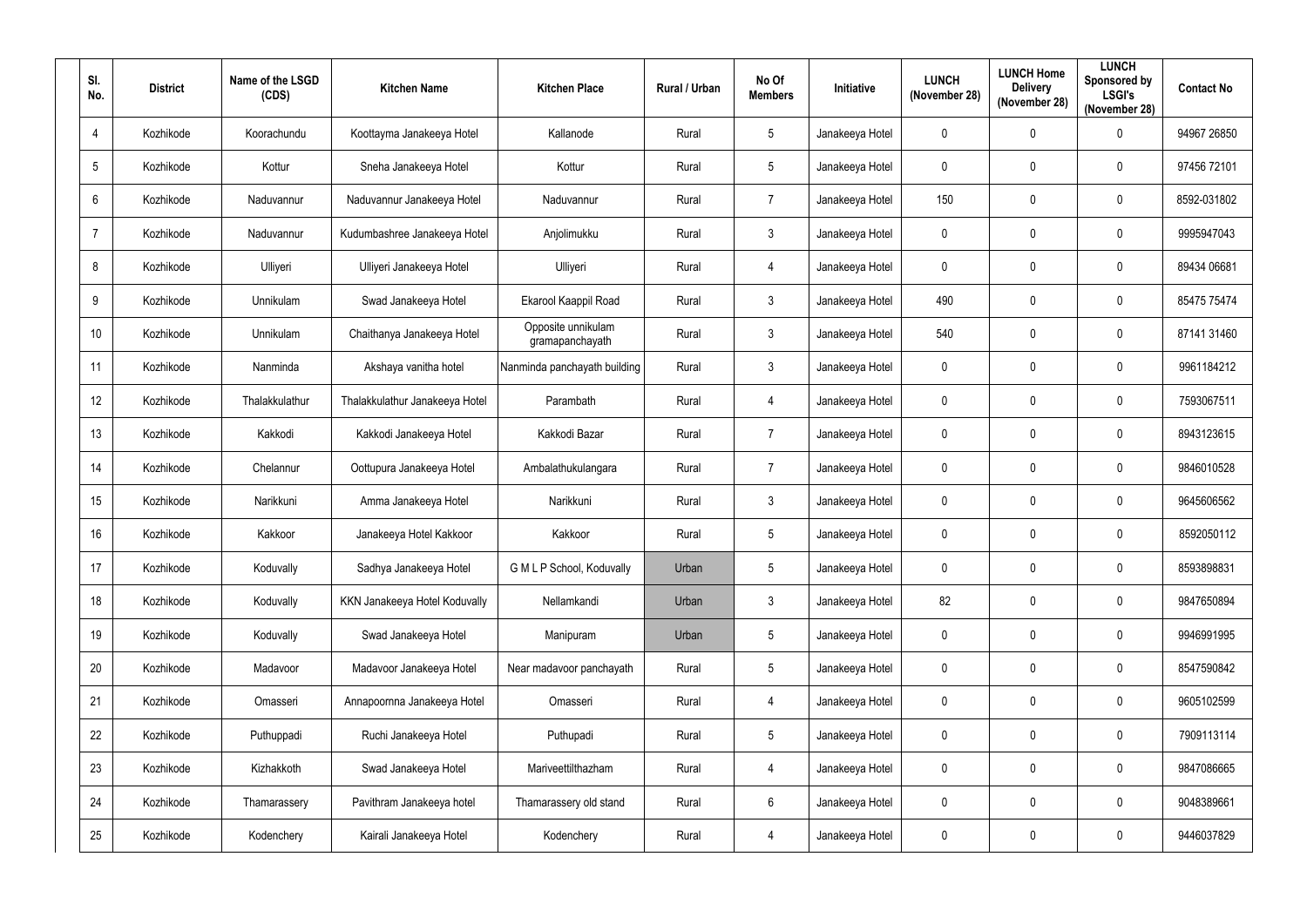| Sl. No. | District | Name of the LSGD (CDS) | Kitchen Name | Kitchen Place | Rural / Urban | No Of Members | Initiative | LUNCH (November 28) | LUNCH Home Delivery (November 28) | LUNCH Sponsored by LSGI's (November 28) | Contact No |
|---|---|---|---|---|---|---|---|---|---|---|---|
| 4 | Kozhikode | Koorachundu | Koottayma Janakeeya Hotel | Kallanode | Rural | 5 | Janakeeya Hotel | 0 | 0 | 0 | 94967 26850 |
| 5 | Kozhikode | Kottur | Sneha Janakeeya Hotel | Kottur | Rural | 5 | Janakeeya Hotel | 0 | 0 | 0 | 97456 72101 |
| 6 | Kozhikode | Naduvannur | Naduvannur Janakeeya Hotel | Naduvannur | Rural | 7 | Janakeeya Hotel | 150 | 0 | 0 | 8592-031802 |
| 7 | Kozhikode | Naduvannur | Kudumbashree Janakeeya Hotel | Anjolimukku | Rural | 3 | Janakeeya Hotel | 0 | 0 | 0 | 9995947043 |
| 8 | Kozhikode | Ulliyeri | Ulliyeri Janakeeya Hotel | Ulliyeri | Rural | 4 | Janakeeya Hotel | 0 | 0 | 0 | 89434 06681 |
| 9 | Kozhikode | Unnikulam | Swad Janakeeya Hotel | Ekarool Kaappil Road | Rural | 3 | Janakeeya Hotel | 490 | 0 | 0 | 85475 75474 |
| 10 | Kozhikode | Unnikulam | Chaithanya Janakeeya Hotel | Opposite unnikulam gramapanchayath | Rural | 3 | Janakeeya Hotel | 540 | 0 | 0 | 87141 31460 |
| 11 | Kozhikode | Nanminda | Akshaya vanitha hotel | Nanminda panchayath building | Rural | 3 | Janakeeya Hotel | 0 | 0 | 0 | 9961184212 |
| 12 | Kozhikode | Thalakkulathur | Thalakkulathur Janakeeya Hotel | Parambath | Rural | 4 | Janakeeya Hotel | 0 | 0 | 0 | 7593067511 |
| 13 | Kozhikode | Kakkodi | Kakkodi Janakeeya Hotel | Kakkodi Bazar | Rural | 7 | Janakeeya Hotel | 0 | 0 | 0 | 8943123615 |
| 14 | Kozhikode | Chelannur | Oottupura Janakeeya Hotel | Ambalathukulangara | Rural | 7 | Janakeeya Hotel | 0 | 0 | 0 | 9846010528 |
| 15 | Kozhikode | Narikkuni | Amma Janakeeya Hotel | Narikkuni | Rural | 3 | Janakeeya Hotel | 0 | 0 | 0 | 9645606562 |
| 16 | Kozhikode | Kakkoor | Janakeeya Hotel Kakkoor | Kakkoor | Rural | 5 | Janakeeya Hotel | 0 | 0 | 0 | 8592050112 |
| 17 | Kozhikode | Koduvally | Sadhya Janakeeya Hotel | G M L P School, Koduvally | Urban | 5 | Janakeeya Hotel | 0 | 0 | 0 | 8593898831 |
| 18 | Kozhikode | Koduvally | KKN Janakeeya Hotel Koduvally | Nellamkandi | Urban | 3 | Janakeeya Hotel | 82 | 0 | 0 | 9847650894 |
| 19 | Kozhikode | Koduvally | Swad Janakeeya Hotel | Manipuram | Urban | 5 | Janakeeya Hotel | 0 | 0 | 0 | 9946991995 |
| 20 | Kozhikode | Madavoor | Madavoor Janakeeya Hotel | Near madavoor panchayath | Rural | 5 | Janakeeya Hotel | 0 | 0 | 0 | 8547590842 |
| 21 | Kozhikode | Omasseri | Annapoornna Janakeeya Hotel | Omasseri | Rural | 4 | Janakeeya Hotel | 0 | 0 | 0 | 9605102599 |
| 22 | Kozhikode | Puthuppadi | Ruchi Janakeeya Hotel | Puthupadi | Rural | 5 | Janakeeya Hotel | 0 | 0 | 0 | 7909113114 |
| 23 | Kozhikode | Kizhakkoth | Swad Janakeeya Hotel | Mariveettilthazham | Rural | 4 | Janakeeya Hotel | 0 | 0 | 0 | 9847086665 |
| 24 | Kozhikode | Thamarassery | Pavithram Janakeeya hotel | Thamarassery old stand | Rural | 6 | Janakeeya Hotel | 0 | 0 | 0 | 9048389661 |
| 25 | Kozhikode | Kodenchery | Kairali Janakeeya Hotel | Kodenchery | Rural | 4 | Janakeeya Hotel | 0 | 0 | 0 | 9446037829 |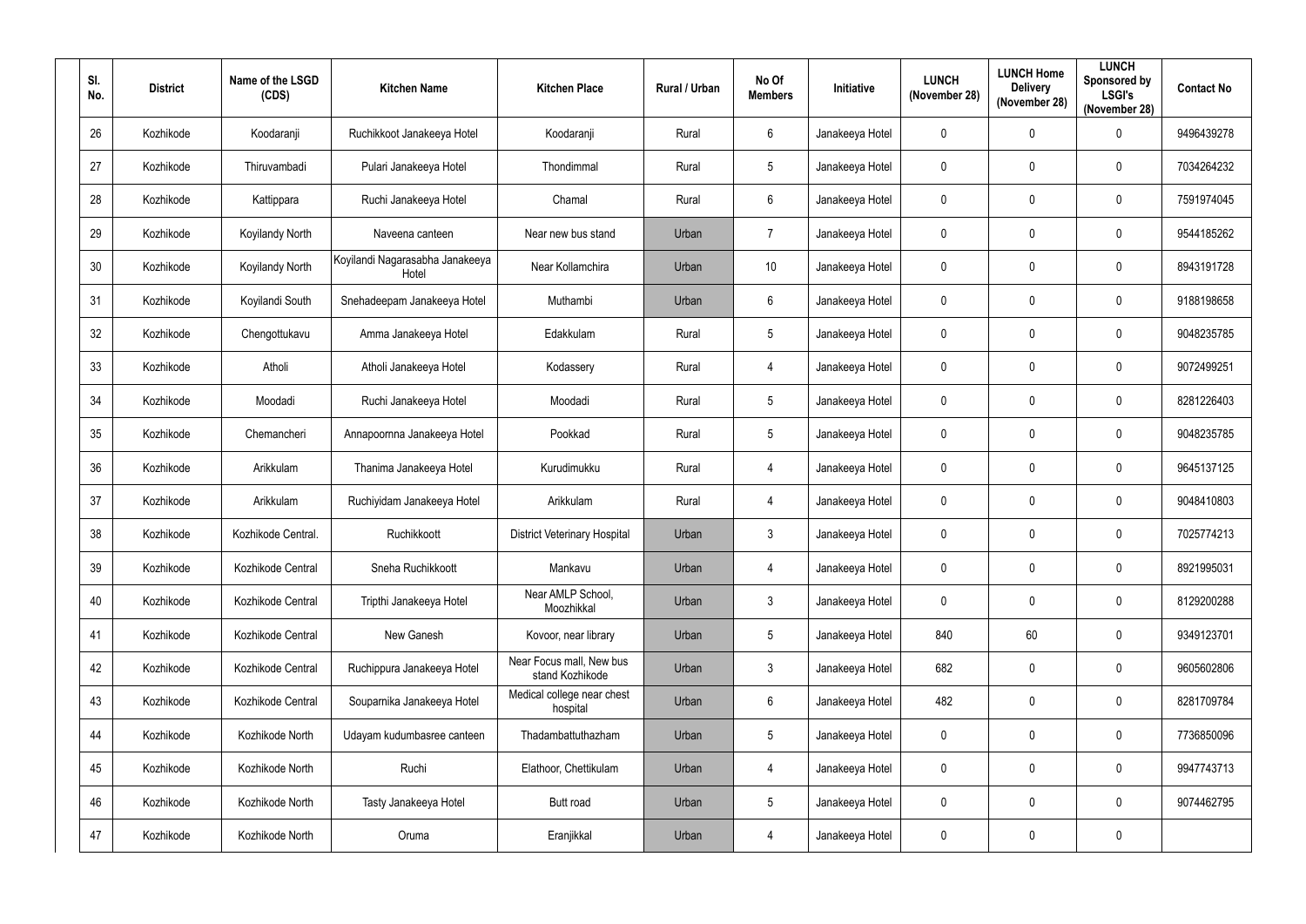| Sl. No. | District | Name of the LSGD (CDS) | Kitchen Name | Kitchen Place | Rural / Urban | No Of Members | Initiative | LUNCH (November 28) | LUNCH Home Delivery (November 28) | LUNCH Sponsored by LSGI's (November 28) | Contact No |
|---|---|---|---|---|---|---|---|---|---|---|---|
| 26 | Kozhikode | Koodaranji | Ruchikkoot Janakeeya Hotel | Koodaranji | Rural | 6 | Janakeeya Hotel | 0 | 0 | 0 | 9496439278 |
| 27 | Kozhikode | Thiruvambadi | Pulari Janakeeya Hotel | Thondimmal | Rural | 5 | Janakeeya Hotel | 0 | 0 | 0 | 7034264232 |
| 28 | Kozhikode | Kattippara | Ruchi Janakeeya Hotel | Chamal | Rural | 6 | Janakeeya Hotel | 0 | 0 | 0 | 7591974045 |
| 29 | Kozhikode | Koyilandy North | Naveena canteen | Near new bus stand | Urban | 7 | Janakeeya Hotel | 0 | 0 | 0 | 9544185262 |
| 30 | Kozhikode | Koyilandy North | Koyilandi Nagarasabha Janakeeya Hotel | Near Kollamchira | Urban | 10 | Janakeeya Hotel | 0 | 0 | 0 | 8943191728 |
| 31 | Kozhikode | Koyilandi South | Snehadeepam Janakeeya Hotel | Muthambi | Urban | 6 | Janakeeya Hotel | 0 | 0 | 0 | 9188198658 |
| 32 | Kozhikode | Chengottukavu | Amma Janakeeya Hotel | Edakkulam | Rural | 5 | Janakeeya Hotel | 0 | 0 | 0 | 9048235785 |
| 33 | Kozhikode | Atholi | Atholi Janakeeya Hotel | Kodassery | Rural | 4 | Janakeeya Hotel | 0 | 0 | 0 | 9072499251 |
| 34 | Kozhikode | Moodadi | Ruchi Janakeeya Hotel | Moodadi | Rural | 5 | Janakeeya Hotel | 0 | 0 | 0 | 8281226403 |
| 35 | Kozhikode | Chemancheri | Annapoornna Janakeeya Hotel | Pookkad | Rural | 5 | Janakeeya Hotel | 0 | 0 | 0 | 9048235785 |
| 36 | Kozhikode | Arikkulam | Thanima Janakeeya Hotel | Kurudimukku | Rural | 4 | Janakeeya Hotel | 0 | 0 | 0 | 9645137125 |
| 37 | Kozhikode | Arikkulam | Ruchiyidam Janakeeya Hotel | Arikkulam | Rural | 4 | Janakeeya Hotel | 0 | 0 | 0 | 9048410803 |
| 38 | Kozhikode | Kozhikode Central. | Ruchikkoott | District Veterinary Hospital | Urban | 3 | Janakeeya Hotel | 0 | 0 | 0 | 7025774213 |
| 39 | Kozhikode | Kozhikode Central | Sneha Ruchikkoott | Mankavu | Urban | 4 | Janakeeya Hotel | 0 | 0 | 0 | 8921995031 |
| 40 | Kozhikode | Kozhikode Central | Tripthi Janakeeya Hotel | Near AMLP School, Moozhikkal | Urban | 3 | Janakeeya Hotel | 0 | 0 | 0 | 8129200288 |
| 41 | Kozhikode | Kozhikode Central | New Ganesh | Kovoor, near library | Urban | 5 | Janakeeya Hotel | 840 | 60 | 0 | 9349123701 |
| 42 | Kozhikode | Kozhikode Central | Ruchippura Janakeeya Hotel | Near Focus mall, New bus stand Kozhikode | Urban | 3 | Janakeeya Hotel | 682 | 0 | 0 | 9605602806 |
| 43 | Kozhikode | Kozhikode Central | Souparnika Janakeeya Hotel | Medical college near chest hospital | Urban | 6 | Janakeeya Hotel | 482 | 0 | 0 | 8281709784 |
| 44 | Kozhikode | Kozhikode North | Udayam kudumbasree canteen | Thadambattuthazham | Urban | 5 | Janakeeya Hotel | 0 | 0 | 0 | 7736850096 |
| 45 | Kozhikode | Kozhikode North | Ruchi | Elathoor, Chettikulam | Urban | 4 | Janakeeya Hotel | 0 | 0 | 0 | 9947743713 |
| 46 | Kozhikode | Kozhikode North | Tasty Janakeeya Hotel | Butt road | Urban | 5 | Janakeeya Hotel | 0 | 0 | 0 | 9074462795 |
| 47 | Kozhikode | Kozhikode North | Oruma | Eranjikkal | Urban | 4 | Janakeeya Hotel | 0 | 0 | 0 | |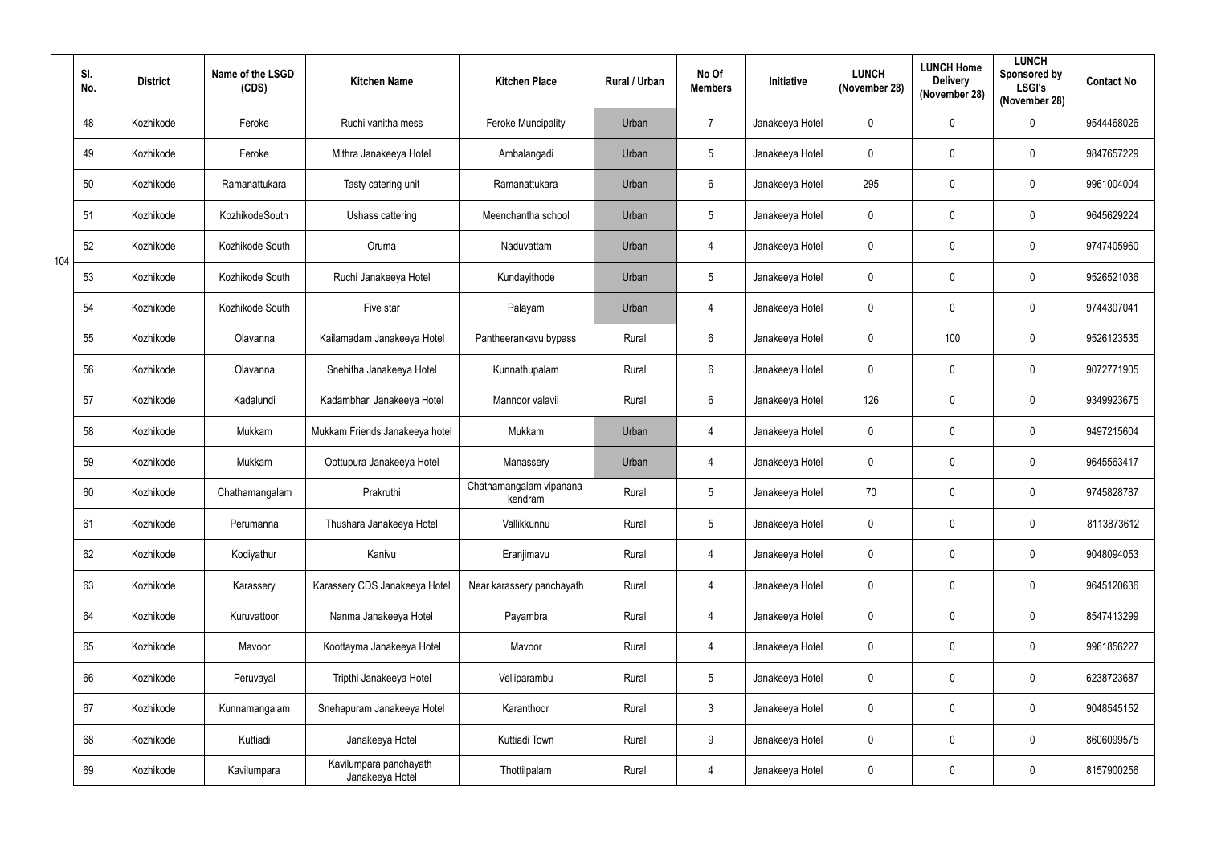| | Sl. No. | District | Name of the LSGD (CDS) | Kitchen Name | Kitchen Place | Rural / Urban | No Of Members | Initiative | LUNCH (November 28) | LUNCH Home Delivery (November 28) | LUNCH Sponsored by LSGI's (November 28) | Contact No |
|---|---|---|---|---|---|---|---|---|---|---|---|---|
| 104 | 48 | Kozhikode | Feroke | Ruchi vanitha mess | Feroke Muncipality | Urban | 7 | Janakeeya Hotel | 0 | 0 | 0 | 9544468026 |
| | 49 | Kozhikode | Feroke | Mithra Janakeeya Hotel | Ambalangadi | Urban | 5 | Janakeeya Hotel | 0 | 0 | 0 | 9847657229 |
| | 50 | Kozhikode | Ramanattukara | Tasty catering unit | Ramanattukara | Urban | 6 | Janakeeya Hotel | 295 | 0 | 0 | 9961004004 |
| | 51 | Kozhikode | KozhikodeSouth | Ushass cattering | Meenchantha school | Urban | 5 | Janakeeya Hotel | 0 | 0 | 0 | 9645629224 |
| | 52 | Kozhikode | Kozhikode South | Oruma | Naduvattam | Urban | 4 | Janakeeya Hotel | 0 | 0 | 0 | 9747405960 |
| | 53 | Kozhikode | Kozhikode South | Ruchi Janakeeya Hotel | Kundayithode | Urban | 5 | Janakeeya Hotel | 0 | 0 | 0 | 9526521036 |
| | 54 | Kozhikode | Kozhikode South | Five star | Palayam | Urban | 4 | Janakeeya Hotel | 0 | 0 | 0 | 9744307041 |
| | 55 | Kozhikode | Olavanna | Kailamadam Janakeeya Hotel | Pantheerankavu bypass | Rural | 6 | Janakeeya Hotel | 0 | 100 | 0 | 9526123535 |
| | 56 | Kozhikode | Olavanna | Snehitha Janakeeya Hotel | Kunnathupalam | Rural | 6 | Janakeeya Hotel | 0 | 0 | 0 | 9072771905 |
| | 57 | Kozhikode | Kadalundi | Kadambhari Janakeeya Hotel | Mannoor valavil | Rural | 6 | Janakeeya Hotel | 126 | 0 | 0 | 9349923675 |
| | 58 | Kozhikode | Mukkam | Mukkam Friends Janakeeya hotel | Mukkam | Urban | 4 | Janakeeya Hotel | 0 | 0 | 0 | 9497215604 |
| | 59 | Kozhikode | Mukkam | Oottupura Janakeeya Hotel | Manassery | Urban | 4 | Janakeeya Hotel | 0 | 0 | 0 | 9645563417 |
| | 60 | Kozhikode | Chathamangalam | Prakruthi | Chathamangalam vipanana kendram | Rural | 5 | Janakeeya Hotel | 70 | 0 | 0 | 9745828787 |
| | 61 | Kozhikode | Perumanna | Thushara Janakeeya Hotel | Vallikkunnu | Rural | 5 | Janakeeya Hotel | 0 | 0 | 0 | 8113873612 |
| | 62 | Kozhikode | Kodiyathur | Kanivu | Eranjimavu | Rural | 4 | Janakeeya Hotel | 0 | 0 | 0 | 9048094053 |
| | 63 | Kozhikode | Karassery | Karassery CDS Janakeeya Hotel | Near karassery panchayath | Rural | 4 | Janakeeya Hotel | 0 | 0 | 0 | 9645120636 |
| | 64 | Kozhikode | Kuruvattoor | Nanma Janakeeya Hotel | Payambra | Rural | 4 | Janakeeya Hotel | 0 | 0 | 0 | 8547413299 |
| | 65 | Kozhikode | Mavoor | Koottayma Janakeeya Hotel | Mavoor | Rural | 4 | Janakeeya Hotel | 0 | 0 | 0 | 9961856227 |
| | 66 | Kozhikode | Peruvayal | Tripthi Janakeeya Hotel | Velliparambu | Rural | 5 | Janakeeya Hotel | 0 | 0 | 0 | 6238723687 |
| | 67 | Kozhikode | Kunnamangalam | Snehapuram Janakeeya Hotel | Karanthoor | Rural | 3 | Janakeeya Hotel | 0 | 0 | 0 | 9048545152 |
| | 68 | Kozhikode | Kuttiadi | Janakeeya Hotel | Kuttiadi Town | Rural | 9 | Janakeeya Hotel | 0 | 0 | 0 | 8606099575 |
| | 69 | Kozhikode | Kavilumpara | Kavilumpara panchayath Janakeeya Hotel | Thottilpalam | Rural | 4 | Janakeeya Hotel | 0 | 0 | 0 | 8157900256 |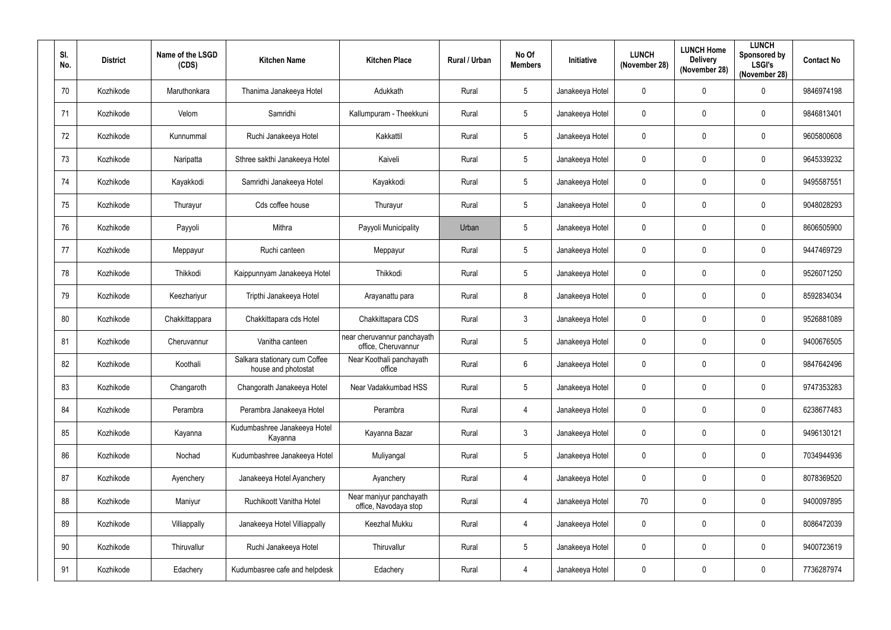| Sl. No. | District | Name of the LSGD (CDS) | Kitchen Name | Kitchen Place | Rural / Urban | No Of Members | Initiative | LUNCH (November 28) | LUNCH Home Delivery (November 28) | LUNCH Sponsored by LSGI's (November 28) | Contact No |
|---|---|---|---|---|---|---|---|---|---|---|---|
| 70 | Kozhikode | Maruthonkara | Thanima Janakeeya Hotel | Adukkath | Rural | 5 | Janakeeya Hotel | 0 | 0 | 0 | 9846974198 |
| 71 | Kozhikode | Velom | Samridhi | Kallumpuram - Theekkuni | Rural | 5 | Janakeeya Hotel | 0 | 0 | 0 | 9846813401 |
| 72 | Kozhikode | Kunnummal | Ruchi Janakeeya Hotel | Kakkattil | Rural | 5 | Janakeeya Hotel | 0 | 0 | 0 | 9605800608 |
| 73 | Kozhikode | Naripatta | Sthree sakthi Janakeeya Hotel | Kaiveli | Rural | 5 | Janakeeya Hotel | 0 | 0 | 0 | 9645339232 |
| 74 | Kozhikode | Kayakkodi | Samridhi Janakeeya Hotel | Kayakkodi | Rural | 5 | Janakeeya Hotel | 0 | 0 | 0 | 9495587551 |
| 75 | Kozhikode | Thurayur | Cds coffee house | Thurayur | Rural | 5 | Janakeeya Hotel | 0 | 0 | 0 | 9048028293 |
| 76 | Kozhikode | Payyoli | Mithra | Payyoli Municipality | Urban | 5 | Janakeeya Hotel | 0 | 0 | 0 | 8606505900 |
| 77 | Kozhikode | Meppayur | Ruchi canteen | Meppayur | Rural | 5 | Janakeeya Hotel | 0 | 0 | 0 | 9447469729 |
| 78 | Kozhikode | Thikkodi | Kaippunnyam Janakeeya Hotel | Thikkodi | Rural | 5 | Janakeeya Hotel | 0 | 0 | 0 | 9526071250 |
| 79 | Kozhikode | Keezhariyur | Tripthi Janakeeya Hotel | Arayanattu para | Rural | 8 | Janakeeya Hotel | 0 | 0 | 0 | 8592834034 |
| 80 | Kozhikode | Chakkittappara | Chakkittapara cds Hotel | Chakkittapara CDS | Rural | 3 | Janakeeya Hotel | 0 | 0 | 0 | 9526881089 |
| 81 | Kozhikode | Cheruvannur | Vanitha canteen | near cheruvannur panchayath office, Cheruvannur | Rural | 5 | Janakeeya Hotel | 0 | 0 | 0 | 9400676505 |
| 82 | Kozhikode | Koothali | Salkara stationary cum Coffee house and photostat | Near Koothali panchayath office | Rural | 6 | Janakeeya Hotel | 0 | 0 | 0 | 9847642496 |
| 83 | Kozhikode | Changaroth | Changorath Janakeeya Hotel | Near Vadakkumbad HSS | Rural | 5 | Janakeeya Hotel | 0 | 0 | 0 | 9747353283 |
| 84 | Kozhikode | Perambra | Perambra Janakeeya Hotel | Perambra | Rural | 4 | Janakeeya Hotel | 0 | 0 | 0 | 6238677483 |
| 85 | Kozhikode | Kayanna | Kudumbashree Janakeeya Hotel Kayanna | Kayanna Bazar | Rural | 3 | Janakeeya Hotel | 0 | 0 | 0 | 9496130121 |
| 86 | Kozhikode | Nochad | Kudumbashree Janakeeya Hotel | Muliyangal | Rural | 5 | Janakeeya Hotel | 0 | 0 | 0 | 7034944936 |
| 87 | Kozhikode | Ayenchery | Janakeeya Hotel Ayanchery | Ayanchery | Rural | 4 | Janakeeya Hotel | 0 | 0 | 0 | 8078369520 |
| 88 | Kozhikode | Maniyur | Ruchikoott Vanitha Hotel | Near maniyur panchayath office, Navodaya stop | Rural | 4 | Janakeeya Hotel | 70 | 0 | 0 | 9400097895 |
| 89 | Kozhikode | Villiappally | Janakeeya Hotel Villiappally | Keezhal Mukku | Rural | 4 | Janakeeya Hotel | 0 | 0 | 0 | 8086472039 |
| 90 | Kozhikode | Thiruvallur | Ruchi Janakeeya Hotel | Thiruvallur | Rural | 5 | Janakeeya Hotel | 0 | 0 | 0 | 9400723619 |
| 91 | Kozhikode | Edachery | Kudumbasree cafe and helpdesk | Edachery | Rural | 4 | Janakeeya Hotel | 0 | 0 | 0 | 7736287974 |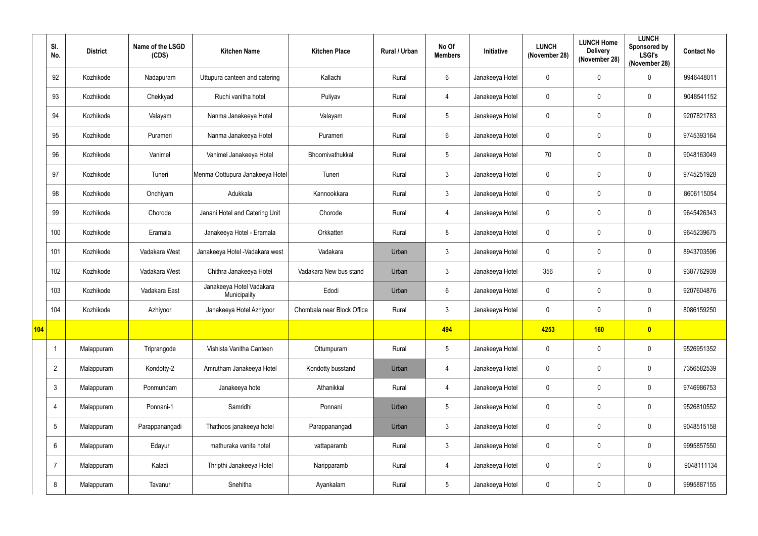| | Sl. No. | District | Name of the LSGD (CDS) | Kitchen Name | Kitchen Place | Rural / Urban | No Of Members | Initiative | LUNCH (November 28) | LUNCH Home Delivery (November 28) | LUNCH Sponsored by LSGI's (November 28) | Contact No |
|---|---|---|---|---|---|---|---|---|---|---|---|---|
| | 92 | Kozhikode | Nadapuram | Uttupura canteen and catering | Kallachi | Rural | 6 | Janakeeya Hotel | 0 | 0 | 0 | 9946448011 |
| | 93 | Kozhikode | Chekkyad | Ruchi vanitha hotel | Puliyav | Rural | 4 | Janakeeya Hotel | 0 | 0 | 0 | 9048541152 |
| | 94 | Kozhikode | Valayam | Nanma Janakeeya Hotel | Valayam | Rural | 5 | Janakeeya Hotel | 0 | 0 | 0 | 9207821783 |
| | 95 | Kozhikode | Purameri | Nanma Janakeeya Hotel | Purameri | Rural | 6 | Janakeeya Hotel | 0 | 0 | 0 | 9745393164 |
| | 96 | Kozhikode | Vanimel | Vanimel Janakeeya Hotel | Bhoomivathukkal | Rural | 5 | Janakeeya Hotel | 70 | 0 | 0 | 9048163049 |
| | 97 | Kozhikode | Tuneri | Menma Oottupura Janakeeya Hotel | Tuneri | Rural | 3 | Janakeeya Hotel | 0 | 0 | 0 | 9745251928 |
| | 98 | Kozhikode | Onchiyam | Adukkala | Kannookkara | Rural | 3 | Janakeeya Hotel | 0 | 0 | 0 | 8606115054 |
| | 99 | Kozhikode | Chorode | Janani Hotel and Catering Unit | Chorode | Rural | 4 | Janakeeya Hotel | 0 | 0 | 0 | 9645426343 |
| | 100 | Kozhikode | Eramala | Janakeeya Hotel - Eramala | Orkkatteri | Rural | 8 | Janakeeya Hotel | 0 | 0 | 0 | 9645239675 |
| | 101 | Kozhikode | Vadakara West | Janakeeya Hotel -Vadakara west | Vadakara | Urban | 3 | Janakeeya Hotel | 0 | 0 | 0 | 8943703596 |
| | 102 | Kozhikode | Vadakara West | Chithra Janakeeya Hotel | Vadakara New bus stand | Urban | 3 | Janakeeya Hotel | 356 | 0 | 0 | 9387762939 |
| | 103 | Kozhikode | Vadakara East | Janakeeya Hotel Vadakara Municipality | Edodi | Urban | 6 | Janakeeya Hotel | 0 | 0 | 0 | 9207604876 |
| | 104 | Kozhikode | Azhiyoor | Janakeeya Hotel Azhiyoor | Chombala near Block Office | Rural | 3 | Janakeeya Hotel | 0 | 0 | 0 | 8086159250 |
| **104** | | | | | | | **494** | | **4253** | **160** | **0** | |
| | 1 | Malappuram | Triprangode | Vishista Vanitha Canteen | Ottumpuram | Rural | 5 | Janakeeya Hotel | 0 | 0 | 0 | 9526951352 |
| | 2 | Malappuram | Kondotty-2 | Amrutham Janakeeya Hotel | Kondotty busstand | Urban | 4 | Janakeeya Hotel | 0 | 0 | 0 | 7356582539 |
| | 3 | Malappuram | Ponmundam | Janakeeya hotel | Athanikkal | Rural | 4 | Janakeeya Hotel | 0 | 0 | 0 | 9746986753 |
| | 4 | Malappuram | Ponnani-1 | Samridhi | Ponnani | Urban | 5 | Janakeeya Hotel | 0 | 0 | 0 | 9526810552 |
| | 5 | Malappuram | Parappanangadi | Thathoos janakeeya hotel | Parappanangadi | Urban | 3 | Janakeeya Hotel | 0 | 0 | 0 | 9048515158 |
| | 6 | Malappuram | Edayur | mathuraka vanita hotel | vattaparamb | Rural | 3 | Janakeeya Hotel | 0 | 0 | 0 | 9995857550 |
| | 7 | Malappuram | Kaladi | Thripthi Janakeeya Hotel | Naripparamb | Rural | 4 | Janakeeya Hotel | 0 | 0 | 0 | 9048111134 |
| | 8 | Malappuram | Tavanur | Snehitha | Ayankalam | Rural | 5 | Janakeeya Hotel | 0 | 0 | 0 | 9995887155 |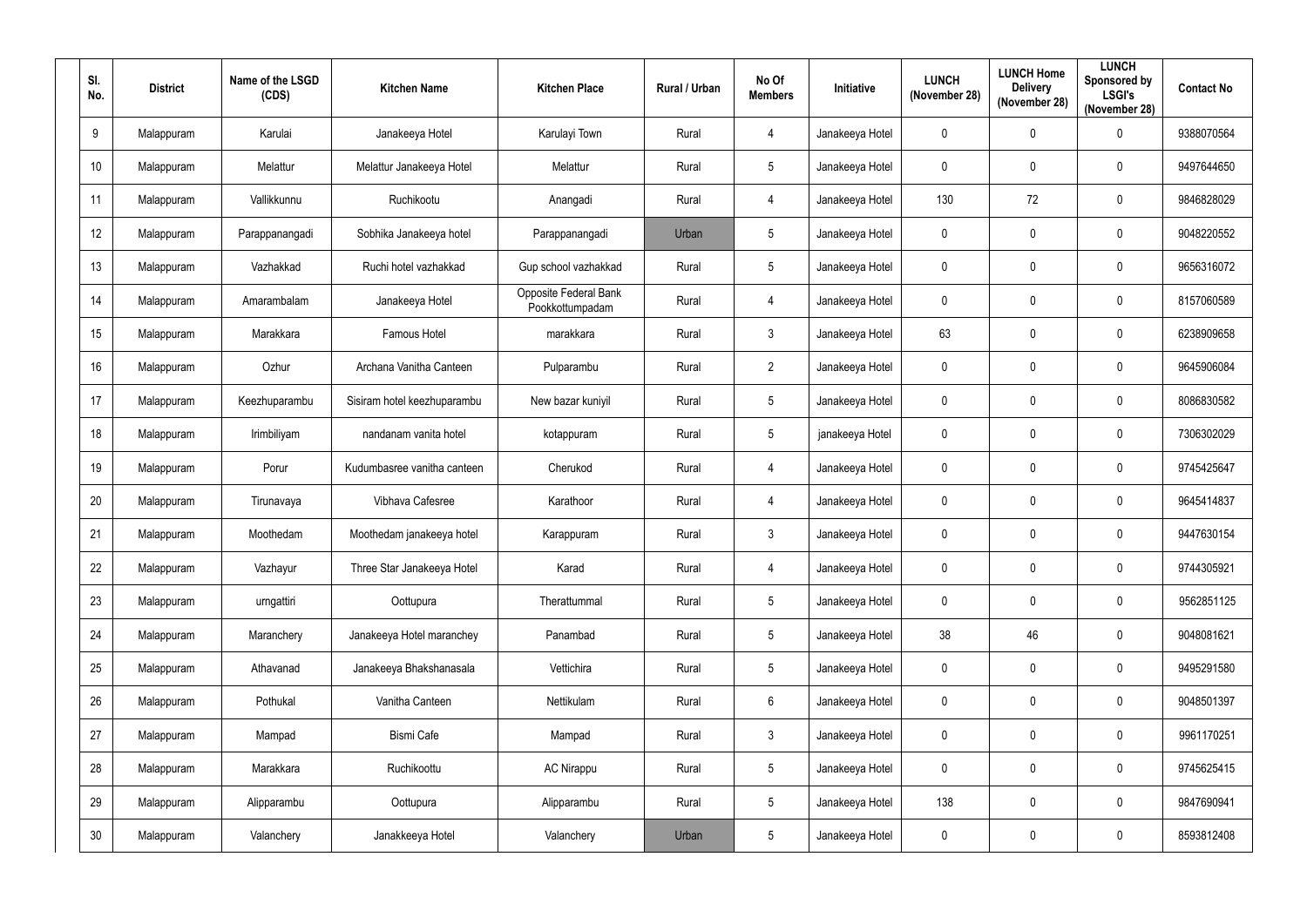| Sl. No. | District | Name of the LSGD (CDS) | Kitchen Name | Kitchen Place | Rural / Urban | No Of Members | Initiative | LUNCH (November 28) | LUNCH Home Delivery (November 28) | LUNCH Sponsored by LSGI's (November 28) | Contact No |
|---|---|---|---|---|---|---|---|---|---|---|---|
| 9 | Malappuram | Karulai | Janakeeya Hotel | Karulayi Town | Rural | 4 | Janakeeya Hotel | 0 | 0 | 0 | 9388070564 |
| 10 | Malappuram | Melattur | Melattur Janakeeya Hotel | Melattur | Rural | 5 | Janakeeya Hotel | 0 | 0 | 0 | 9497644650 |
| 11 | Malappuram | Vallikkunnu | Ruchikootu | Anangadi | Rural | 4 | Janakeeya Hotel | 130 | 72 | 0 | 9846828029 |
| 12 | Malappuram | Parappanangadi | Sobhika Janakeeya hotel | Parappanangadi | Urban | 5 | Janakeeya Hotel | 0 | 0 | 0 | 9048220552 |
| 13 | Malappuram | Vazhakkad | Ruchi hotel vazhakkad | Gup school vazhakkad | Rural | 5 | Janakeeya Hotel | 0 | 0 | 0 | 9656316072 |
| 14 | Malappuram | Amarambalam | Janakeeya Hotel | Opposite Federal Bank Pookkottumpadam | Rural | 4 | Janakeeya Hotel | 0 | 0 | 0 | 8157060589 |
| 15 | Malappuram | Marakkara | Famous Hotel | marakkara | Rural | 3 | Janakeeya Hotel | 63 | 0 | 0 | 6238909658 |
| 16 | Malappuram | Ozhur | Archana Vanitha Canteen | Pulparambu | Rural | 2 | Janakeeya Hotel | 0 | 0 | 0 | 9645906084 |
| 17 | Malappuram | Keezhuparambu | Sisiram hotel keezhuparambu | New bazar kuniyil | Rural | 5 | Janakeeya Hotel | 0 | 0 | 0 | 8086830582 |
| 18 | Malappuram | Irimbiliyam | nandanam vanita hotel | kotappuram | Rural | 5 | janakeeya Hotel | 0 | 0 | 0 | 7306302029 |
| 19 | Malappuram | Porur | Kudumbasree vanitha canteen | Cherukod | Rural | 4 | Janakeeya Hotel | 0 | 0 | 0 | 9745425647 |
| 20 | Malappuram | Tirunavaya | Vibhava Cafesree | Karathoor | Rural | 4 | Janakeeya Hotel | 0 | 0 | 0 | 9645414837 |
| 21 | Malappuram | Moothedam | Moothedam janakeeya hotel | Karappuram | Rural | 3 | Janakeeya Hotel | 0 | 0 | 0 | 9447630154 |
| 22 | Malappuram | Vazhayur | Three Star Janakeeya Hotel | Karad | Rural | 4 | Janakeeya Hotel | 0 | 0 | 0 | 9744305921 |
| 23 | Malappuram | urngattiri | Oottupura | Therattummal | Rural | 5 | Janakeeya Hotel | 0 | 0 | 0 | 9562851125 |
| 24 | Malappuram | Maranchery | Janakeeya Hotel maranchey | Panambad | Rural | 5 | Janakeeya Hotel | 38 | 46 | 0 | 9048081621 |
| 25 | Malappuram | Athavanad | Janakeeya Bhakshanasala | Vettichira | Rural | 5 | Janakeeya Hotel | 0 | 0 | 0 | 9495291580 |
| 26 | Malappuram | Pothukal | Vanitha Canteen | Nettikulam | Rural | 6 | Janakeeya Hotel | 0 | 0 | 0 | 9048501397 |
| 27 | Malappuram | Mampad | Bismi Cafe | Mampad | Rural | 3 | Janakeeya Hotel | 0 | 0 | 0 | 9961170251 |
| 28 | Malappuram | Marakkara | Ruchikoottu | AC Nirappu | Rural | 5 | Janakeeya Hotel | 0 | 0 | 0 | 9745625415 |
| 29 | Malappuram | Alipparambu | Oottupura | Alipparambu | Rural | 5 | Janakeeya Hotel | 138 | 0 | 0 | 9847690941 |
| 30 | Malappuram | Valanchery | Janakkeeya Hotel | Valanchery | Urban | 5 | Janakeeya Hotel | 0 | 0 | 0 | 8593812408 |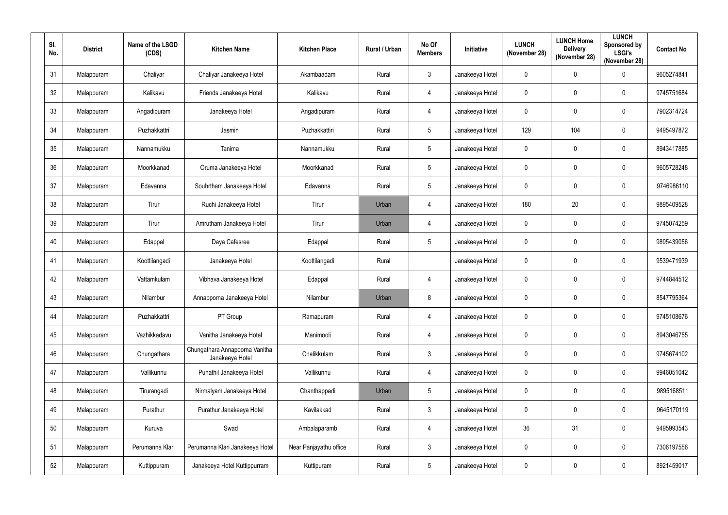| Sl. No. | District | Name of the LSGD (CDS) | Kitchen Name | Kitchen Place | Rural / Urban | No Of Members | Initiative | LUNCH (November 28) | LUNCH Home Delivery (November 28) | LUNCH Sponsored by LSGI's (November 28) | Contact No |
|---|---|---|---|---|---|---|---|---|---|---|---|
| 31 | Malappuram | Chaliyar | Chaliyar Janakeeya Hotel | Akambaadam | Rural | 3 | Janakeeya Hotel | 0 | 0 | 0 | 9605274841 |
| 32 | Malappuram | Kalikavu | Friends Janakeeya Hotel | Kalikavu | Rural | 4 | Janakeeya Hotel | 0 | 0 | 0 | 9745751684 |
| 33 | Malappuram | Angadipuram | Janakeeya Hotel | Angadipuram | Rural | 4 | Janakeeya Hotel | 0 | 0 | 0 | 7902314724 |
| 34 | Malappuram | Puzhakkattri | Jasmin | Puzhakkattiri | Rural | 5 | Janakeeya Hotel | 129 | 104 | 0 | 9495497872 |
| 35 | Malappuram | Nannamukku | Tanima | Nannamukku | Rural | 5 | Janakeeya Hotel | 0 | 0 | 0 | 8943417885 |
| 36 | Malappuram | Moorkkanad | Oruma Janakeeya Hotel | Moorkkanad | Rural | 5 | Janakeeya Hotel | 0 | 0 | 0 | 9605728248 |
| 37 | Malappuram | Edavanna | Souhrtham Janakeeya Hotel | Edavanna | Rural | 5 | Janakeeya Hotel | 0 | 0 | 0 | 9746986110 |
| 38 | Malappuram | Tirur | Ruchi Janakeeya Hotel | Tirur | Urban | 4 | Janakeeya Hotel | 180 | 20 | 0 | 9895409528 |
| 39 | Malappuram | Tirur | Amrutham Janakeeya Hotel | Tirur | Urban | 4 | Janakeeya Hotel | 0 | 0 | 0 | 9745074259 |
| 40 | Malappuram | Edappal | Daya Cafesree | Edappal | Rural | 5 | Janakeeya Hotel | 0 | 0 | 0 | 9895439056 |
| 41 | Malappuram | Koottilangadi | Janakeeya Hotel | Koottilangadi | Rural | | Janakeeya Hotel | 0 | 0 | 0 | 9539471939 |
| 42 | Malappuram | Vattamkulam | Vibhava Janakeeya Hotel | Edappal | Rural | 4 | Janakeeya Hotel | 0 | 0 | 0 | 9744844512 |
| 43 | Malappuram | Nilambur | Annapporna Janakeeya Hotel | Nilambur | Urban | 8 | Janakeeya Hotel | 0 | 0 | 0 | 8547795364 |
| 44 | Malappuram | Puzhakkattri | PT Group | Ramapuram | Rural | 4 | Janakeeya Hotel | 0 | 0 | 0 | 9745108676 |
| 45 | Malappuram | Vazhikkadavu | Vanitha Janakeeya Hotel | Manimooli | Rural | 4 | Janakeeya Hotel | 0 | 0 | 0 | 8943046755 |
| 46 | Malappuram | Chungathara | Chungathara Annapoorna Vanitha Janakeeya Hotel | Chalikkulam | Rural | 3 | Janakeeya Hotel | 0 | 0 | 0 | 9745674102 |
| 47 | Malappuram | Vallikunnu | Punathil Janakeeya Hotel | Vallikunnu | Rural | 4 | Janakeeya Hotel | 0 | 0 | 0 | 9946051042 |
| 48 | Malappuram | Tirurangadi | Nirmalyam Janakeeya Hotel | Chanthappadi | Urban | 5 | Janakeeya Hotel | 0 | 0 | 0 | 9895168511 |
| 49 | Malappuram | Purathur | Purathur Janakeeya Hotel | Kavilakkad | Rural | 3 | Janakeeya Hotel | 0 | 0 | 0 | 9645170119 |
| 50 | Malappuram | Kuruva | Swad | Ambalaparamb | Rural | 4 | Janakeeya Hotel | 36 | 31 | 0 | 9495993543 |
| 51 | Malappuram | Perumanna Klari | Perumanna Klari Janakeeya Hotel | Near Panjayathu office | Rural | 3 | Janakeeya Hotel | 0 | 0 | 0 | 7306197556 |
| 52 | Malappuram | Kuttippuram | Janakeeya Hotel Kuttippurram | Kuttipuram | Rural | 5 | Janakeeya Hotel | 0 | 0 | 0 | 8921459017 |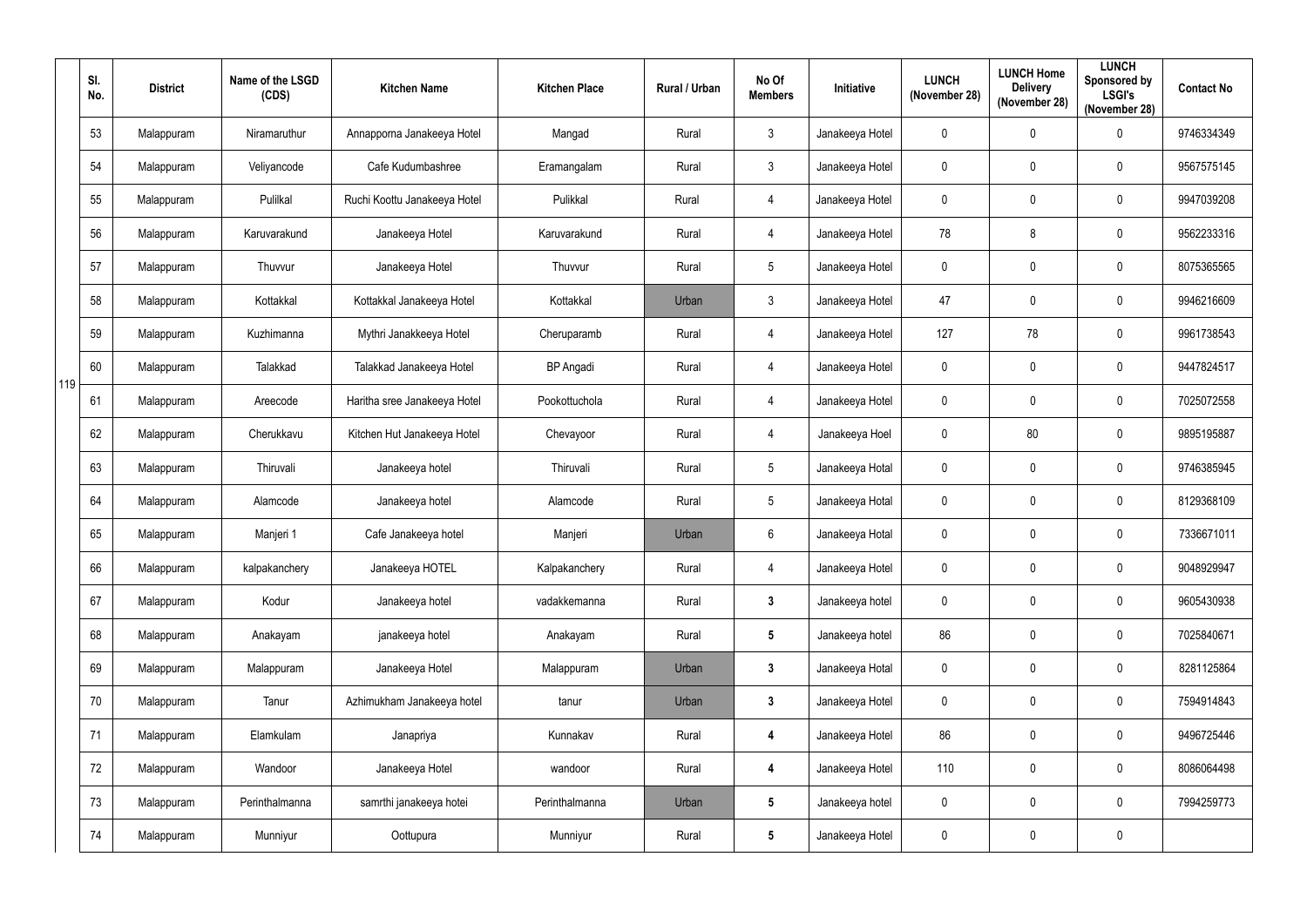| | Sl. No. | District | Name of the LSGD (CDS) | Kitchen Name | Kitchen Place | Rural / Urban | No Of Members | Initiative | LUNCH (November 28) | LUNCH Home Delivery (November 28) | LUNCH Sponsored by LSGI's (November 28) | Contact No |
|---|---|---|---|---|---|---|---|---|---|---|---|---|
| 119 | 53 | Malappuram | Niramaruthur | Annapporna Janakeeya Hotel | Mangad | Rural | 3 | Janakeeya Hotel | 0 | 0 | 0 | 9746334349 |
| | 54 | Malappuram | Veliyancode | Cafe Kudumbashree | Eramangalam | Rural | 3 | Janakeeya Hotel | 0 | 0 | 0 | 9567575145 |
| | 55 | Malappuram | Pulilkal | Ruchi Koottu Janakeeya Hotel | Pulikkal | Rural | 4 | Janakeeya Hotel | 0 | 0 | 0 | 9947039208 |
| | 56 | Malappuram | Karuvarakund | Janakeeya Hotel | Karuvarakund | Rural | 4 | Janakeeya Hotel | 78 | 8 | 0 | 9562233316 |
| | 57 | Malappuram | Thuvvur | Janakeeya Hotel | Thuvvur | Rural | 5 | Janakeeya Hotel | 0 | 0 | 0 | 8075365565 |
| | 58 | Malappuram | Kottakkal | Kottakkal Janakeeya Hotel | Kottakkal | Urban | 3 | Janakeeya Hotel | 47 | 0 | 0 | 9946216609 |
| | 59 | Malappuram | Kuzhimanna | Mythri Janakkeeya Hotel | Cheruparamb | Rural | 4 | Janakeeya Hotel | 127 | 78 | 0 | 9961738543 |
| | 60 | Malappuram | Talakkad | Talakkad Janakeeya Hotel | BP Angadi | Rural | 4 | Janakeeya Hotel | 0 | 0 | 0 | 9447824517 |
| | 61 | Malappuram | Areecode | Haritha sree Janakeeya Hotel | Pookottuchola | Rural | 4 | Janakeeya Hotel | 0 | 0 | 0 | 7025072558 |
| | 62 | Malappuram | Cherukkavu | Kitchen Hut Janakeeya Hotel | Chevayoor | Rural | 4 | Janakeeya Hoel | 0 | 80 | 0 | 9895195887 |
| | 63 | Malappuram | Thiruvali | Janakeeya hotel | Thiruvali | Rural | 5 | Janakeeya Hotal | 0 | 0 | 0 | 9746385945 |
| | 64 | Malappuram | Alamcode | Janakeeya hotel | Alamcode | Rural | 5 | Janakeeya Hotal | 0 | 0 | 0 | 8129368109 |
| | 65 | Malappuram | Manjeri 1 | Cafe Janakeeya hotel | Manjeri | Urban | 6 | Janakeeya Hotal | 0 | 0 | 0 | 7336671011 |
| | 66 | Malappuram | kalpakanchery | Janakeeya HOTEL | Kalpakanchery | Rural | 4 | Janakeeya Hotel | 0 | 0 | 0 | 9048929947 |
| | 67 | Malappuram | Kodur | Janakeeya hotel | vadakkemanna | Rural | 3 | Janakeeya hotel | 0 | 0 | 0 | 9605430938 |
| | 68 | Malappuram | Anakayam | janakeeya hotel | Anakayam | Rural | 5 | Janakeeya hotel | 86 | 0 | 0 | 7025840671 |
| | 69 | Malappuram | Malappuram | Janakeeya Hotel | Malappuram | Urban | 3 | Janakeeya Hotal | 0 | 0 | 0 | 8281125864 |
| | 70 | Malappuram | Tanur | Azhimukham Janakeeya hotel | tanur | Urban | 3 | Janakeeya Hotel | 0 | 0 | 0 | 7594914843 |
| | 71 | Malappuram | Elamkulam | Janapriya | Kunnakav | Rural | 4 | Janakeeya Hotel | 86 | 0 | 0 | 9496725446 |
| | 72 | Malappuram | Wandoor | Janakeeya Hotel | wandoor | Rural | 4 | Janakeeya Hotel | 110 | 0 | 0 | 8086064498 |
| | 73 | Malappuram | Perinthalmanna | samrthi janakeeya hotei | Perinthalmanna | Urban | 5 | Janakeeya hotel | 0 | 0 | 0 | 7994259773 |
| | 74 | Malappuram | Munniyur | Oottupura | Munniyur | Rural | 5 | Janakeeya Hotel | 0 | 0 | 0 | |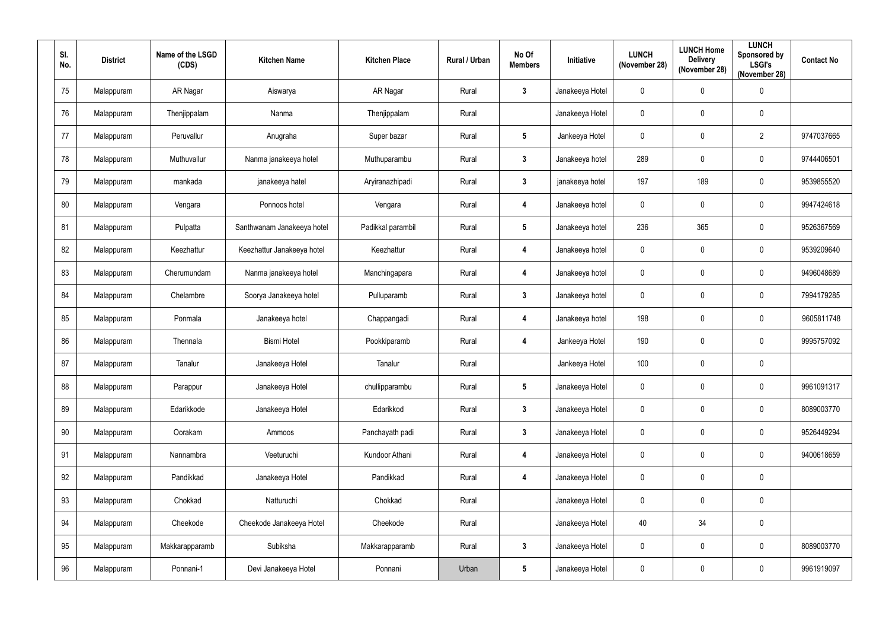| Sl. No. | District | Name of the LSGD (CDS) | Kitchen Name | Kitchen Place | Rural / Urban | No Of Members | Initiative | LUNCH (November 28) | LUNCH Home Delivery (November 28) | LUNCH Sponsored by LSGI's (November 28) | Contact No |
|---|---|---|---|---|---|---|---|---|---|---|---|
| 75 | Malappuram | AR Nagar | Aiswarya | AR Nagar | Rural | 3 | Janakeeya Hotel | 0 | 0 | 0 | |
| 76 | Malappuram | Thenjippalam | Nanma | Thenjippalam | Rural | | Janakeeya Hotel | 0 | 0 | 0 | |
| 77 | Malappuram | Peruvallur | Anugraha | Super bazar | Rural | 5 | Jankeeya Hotel | 0 | 0 | 2 | 9747037665 |
| 78 | Malappuram | Muthuvallur | Nanma janakeeya hotel | Muthuparambu | Rural | 3 | Janakeeya hotel | 289 | 0 | 0 | 9744406501 |
| 79 | Malappuram | mankada | janakeeya hatel | Aryiranazhipadi | Rural | 3 | janakeeya hotel | 197 | 189 | 0 | 9539855520 |
| 80 | Malappuram | Vengara | Ponnoos hotel | Vengara | Rural | 4 | Janakeeya hotel | 0 | 0 | 0 | 9947424618 |
| 81 | Malappuram | Pulpatta | Santhwanam Janakeeya hotel | Padikkal parambil | Rural | 5 | Janakeeya hotel | 236 | 365 | 0 | 9526367569 |
| 82 | Malappuram | Keezhattur | Keezhattur Janakeeya hotel | Keezhattur | Rural | 4 | Janakeeya hotel | 0 | 0 | 0 | 9539209640 |
| 83 | Malappuram | Cherumundam | Nanma janakeeya hotel | Manchingapara | Rural | 4 | Janakeeya hotel | 0 | 0 | 0 | 9496048689 |
| 84 | Malappuram | Chelambre | Soorya Janakeeya hotel | Pulluparamb | Rural | 3 | Janakeeya hotel | 0 | 0 | 0 | 7994179285 |
| 85 | Malappuram | Ponmala | Janakeeya hotel | Chappangadi | Rural | 4 | Janakeeya hotel | 198 | 0 | 0 | 9605811748 |
| 86 | Malappuram | Thennala | Bismi Hotel | Pookkiparamb | Rural | 4 | Jankeeya Hotel | 190 | 0 | 0 | 9995757092 |
| 87 | Malappuram | Tanalur | Janakeeya Hotel | Tanalur | Rural | | Jankeeya Hotel | 100 | 0 | 0 | |
| 88 | Malappuram | Parappur | Janakeeya Hotel | chullipparambu | Rural | 5 | Janakeeya Hotel | 0 | 0 | 0 | 9961091317 |
| 89 | Malappuram | Edarikkode | Janakeeya Hotel | Edarikkod | Rural | 3 | Janakeeya Hotel | 0 | 0 | 0 | 8089003770 |
| 90 | Malappuram | Oorakam | Ammoos | Panchayath padi | Rural | 3 | Janakeeya Hotel | 0 | 0 | 0 | 9526449294 |
| 91 | Malappuram | Nannambra | Veeturuchi | Kundoor Athani | Rural | 4 | Janakeeya Hotel | 0 | 0 | 0 | 9400618659 |
| 92 | Malappuram | Pandikkad | Janakeeya Hotel | Pandikkad | Rural | 4 | Janakeeya Hotel | 0 | 0 | 0 | |
| 93 | Malappuram | Chokkad | Natturuchi | Chokkad | Rural | | Janakeeya Hotel | 0 | 0 | 0 | |
| 94 | Malappuram | Cheekode | Cheekode Janakeeya Hotel | Cheekode | Rural | | Janakeeya Hotel | 40 | 34 | 0 | |
| 95 | Malappuram | Makkarapparamb | Subiksha | Makkarapparamb | Rural | 3 | Janakeeya Hotel | 0 | 0 | 0 | 8089003770 |
| 96 | Malappuram | Ponnani-1 | Devi Janakeeya Hotel | Ponnani | Urban | 5 | Janakeeya Hotel | 0 | 0 | 0 | 9961919097 |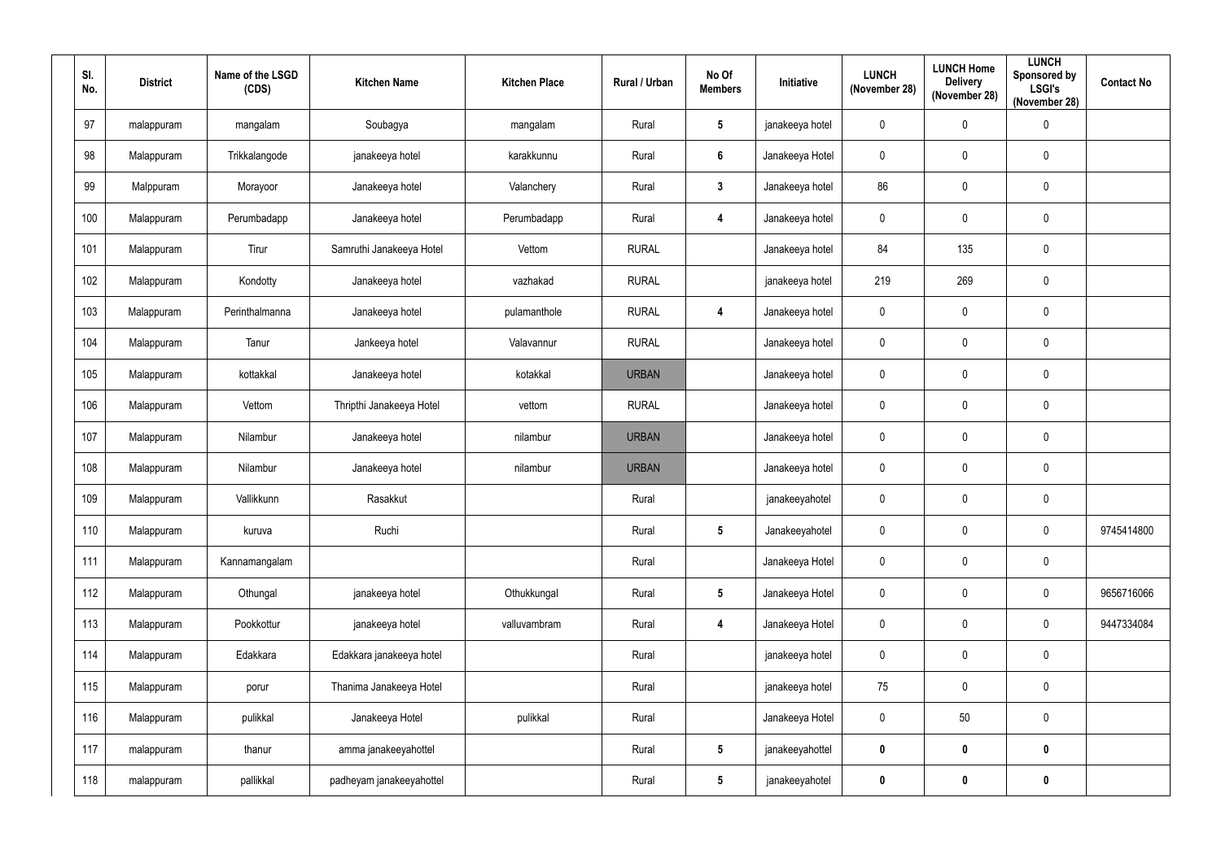| Sl. No. | District | Name of the LSGD (CDS) | Kitchen Name | Kitchen Place | Rural / Urban | No Of Members | Initiative | LUNCH (November 28) | LUNCH Home Delivery (November 28) | LUNCH Sponsored by LSGI's (November 28) | Contact No |
|---|---|---|---|---|---|---|---|---|---|---|---|
| 97 | malappuram | mangalam | Soubagya | mangalam | Rural | 5 | janakeeya hotel | 0 | 0 | 0 | |
| 98 | Malappuram | Trikkalangode | janakeeya hotel | karakkunnu | Rural | 6 | Janakeeya Hotel | 0 | 0 | 0 | |
| 99 | Malppuram | Morayoor | Janakeeya hotel | Valanchery | Rural | 3 | Janakeeya hotel | 86 | 0 | 0 | |
| 100 | Malappuram | Perumbadapp | Janakeeya hotel | Perumbadapp | Rural | 4 | Janakeeya hotel | 0 | 0 | 0 | |
| 101 | Malappuram | Tirur | Samruthi Janakeeya Hotel | Vettom | RURAL | | Janakeeya hotel | 84 | 135 | 0 | |
| 102 | Malappuram | Kondotty | Janakeeya hotel | vazhakad | RURAL | | janakeeya hotel | 219 | 269 | 0 | |
| 103 | Malappuram | Perinthalmanna | Janakeeya hotel | pulamanthole | RURAL | 4 | Janakeeya hotel | 0 | 0 | 0 | |
| 104 | Malappuram | Tanur | Jankeeya hotel | Valavannur | RURAL | | Janakeeya hotel | 0 | 0 | 0 | |
| 105 | Malappuram | kottakkal | Janakeeya hotel | kotakkal | URBAN | | Janakeeya hotel | 0 | 0 | 0 | |
| 106 | Malappuram | Vettom | Thripthi Janakeeya Hotel | vettom | RURAL | | Janakeeya hotel | 0 | 0 | 0 | |
| 107 | Malappuram | Nilambur | Janakeeya hotel | nilambur | URBAN | | Janakeeya hotel | 0 | 0 | 0 | |
| 108 | Malappuram | Nilambur | Janakeeya hotel | nilambur | URBAN | | Janakeeya hotel | 0 | 0 | 0 | |
| 109 | Malappuram | Vallikkunn | Rasakkut | | Rural | | janakeeyahotel | 0 | 0 | 0 | |
| 110 | Malappuram | kuruva | Ruchi | | Rural | 5 | Janakeeyahotel | 0 | 0 | 0 | 9745414800 |
| 111 | Malappuram | Kannamangalam | | | Rural | | Janakeeya Hotel | 0 | 0 | 0 | |
| 112 | Malappuram | Othungal | janakeeya hotel | Othukkungal | Rural | 5 | Janakeeya Hotel | 0 | 0 | 0 | 9656716066 |
| 113 | Malappuram | Pookkottur | janakeeya hotel | valluvambram | Rural | 4 | Janakeeya Hotel | 0 | 0 | 0 | 9447334084 |
| 114 | Malappuram | Edakkara | Edakkara janakeeya hotel | | Rural | | janakeeya hotel | 0 | 0 | 0 | |
| 115 | Malappuram | porur | Thanima Janakeeya Hotel | | Rural | | janakeeya hotel | 75 | 0 | 0 | |
| 116 | Malappuram | pulikkal | Janakeeya Hotel | pulikkal | Rural | | Janakeeya Hotel | 0 | 50 | 0 | |
| 117 | malappuram | thanur | amma janakeeyahottel | | Rural | 5 | janakeeyahottel | 0 | 0 | 0 | |
| 118 | malappuram | pallikkal | padheyam janakeeyahottel | | Rural | 5 | janakeeyahotel | 0 | 0 | 0 | |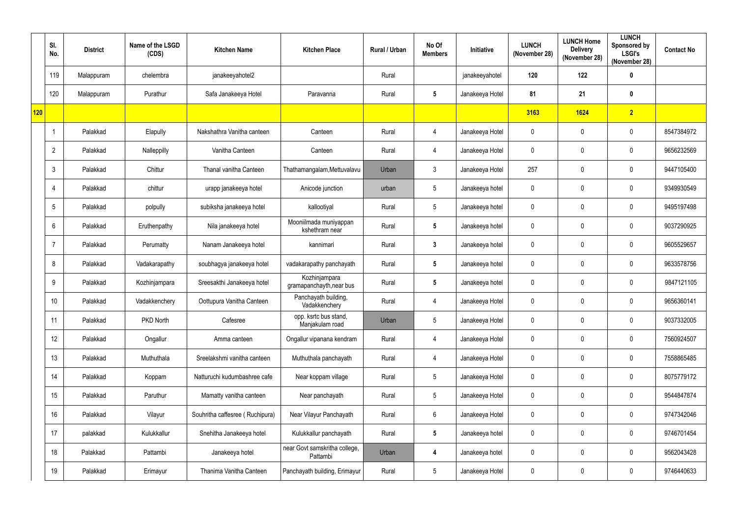| | Sl. No. | District | Name of the LSGD (CDS) | Kitchen Name | Kitchen Place | Rural / Urban | No Of Members | Initiative | LUNCH (November 28) | LUNCH Home Delivery (November 28) | LUNCH Sponsored by LSGI's (November 28) | Contact No |
|---|---|---|---|---|---|---|---|---|---|---|---|---|
| | 119 | Malappuram | chelembra | janakeeyahotel2 | | Rural | | janakeeyahotel | 120 | 122 | 0 | |
| | 120 | Malappuram | Purathur | Safa Janakeeya Hotel | Paravanna | Rural | 5 | Janakeeya Hotel | 81 | 21 | 0 | |
| **120** | | | | | | | | | **3163** | **1624** | **2** | |
| | 1 | Palakkad | Elapully | Nakshathra Vanitha canteen | Canteen | Rural | 4 | Janakeeya Hotel | 0 | 0 | 0 | 8547384972 |
| | 2 | Palakkad | Nalleppilly | Vanitha Canteen | Canteen | Rural | 4 | Janakeeya Hotel | 0 | 0 | 0 | 9656232569 |
| | 3 | Palakkad | Chittur | Thanal vanitha Canteen | Thathamangalam,Mettuvalavu | Urban | 3 | Janakeeya Hotel | 257 | 0 | 0 | 9447105400 |
| | 4 | Palakkad | chittur | urapp janakeeya hotel | Anicode junction | urban | 5 | Janakeeya hotel | 0 | 0 | 0 | 9349930549 |
| | 5 | Palakkad | polpully | subiksha janakeeya hotel | kallootiyal | Rural | 5 | Janakeeya hotel | 0 | 0 | 0 | 9495197498 |
| | 6 | Palakkad | Eruthenpathy | Nila janakeeya hotel | Mooniilmada muniyappan kshethram near | Rural | 5 | Janakeeya hotel | 0 | 0 | 0 | 9037290925 |
| | 7 | Palakkad | Perumatty | Nanam Janakeeya hotel | kannimari | Rural | 3 | Janakeeya hotel | 0 | 0 | 0 | 9605529657 |
| | 8 | Palakkad | Vadakarapathy | soubhagya janakeeya hotel | vadakarapathy panchayath | Rural | 5 | Janakeeya hotel | 0 | 0 | 0 | 9633578756 |
| | 9 | Palakkad | Kozhinjampara | Sreesakthi Janakeeya hotel | Kozhinjampara gramapanchayth,near bus | Rural | 5 | Janakeeya hotel | 0 | 0 | 0 | 9847121105 |
| | 10 | Palakkad | Vadakkenchery | Oottupura Vanitha Canteen | Panchayath building, Vadakkenchery | Rural | 4 | Janakeeya Hotel | 0 | 0 | 0 | 9656360141 |
| | 11 | Palakkad | PKD North | Cafesree | opp. ksrtc bus stand, Manjakulam road | Urban | 5 | Janakeeya Hotel | 0 | 0 | 0 | 9037332005 |
| | 12 | Palakkad | Ongallur | Amma canteen | Ongallur vipanana kendram | Rural | 4 | Janakeeya Hotel | 0 | 0 | 0 | 7560924507 |
| | 13 | Palakkad | Muthuthala | Sreelakshmi vanitha canteen | Muthuthala panchayath | Rural | 4 | Janakeeya Hotel | 0 | 0 | 0 | 7558865485 |
| | 14 | Palakkad | Koppam | Natturuchi kudumbashree cafe | Near koppam village | Rural | 5 | Janakeeya Hotel | 0 | 0 | 0 | 8075779172 |
| | 15 | Palakkad | Paruthur | Mamatty vanitha canteen | Near panchayath | Rural | 5 | Janakeeya Hotel | 0 | 0 | 0 | 9544847874 |
| | 16 | Palakkad | Vilayur | Souhritha caffesree ( Ruchipura) | Near Vilayur Panchayath | Rural | 6 | Janakeeya Hotel | 0 | 0 | 0 | 9747342046 |
| | 17 | palakkad | Kulukkallur | Snehitha Janakeeya hotel | Kulukkallur panchayath | Rural | 5 | Janakeeya hotel | 0 | 0 | 0 | 9746701454 |
| | 18 | Palakkad | Pattambi | Janakeeya hotel | near Govt samskritha college, Pattambi | Urban | 4 | Janakeeya hotel | 0 | 0 | 0 | 9562043428 |
| | 19 | Palakkad | Erimayur | Thanima Vanitha Canteen | Panchayath building, Erimayur | Rural | 5 | Janakeeya Hotel | 0 | 0 | 0 | 9746440633 |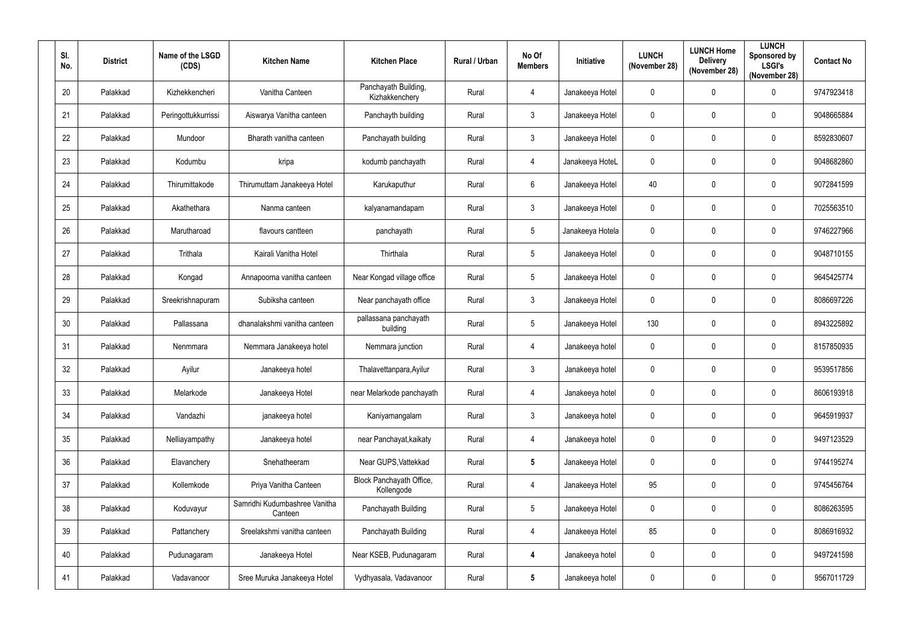| Sl. No. | District | Name of the LSGD (CDS) | Kitchen Name | Kitchen Place | Rural / Urban | No Of Members | Initiative | LUNCH (November 28) | LUNCH Home Delivery (November 28) | LUNCH Sponsored by LSGI's (November 28) | Contact No |
|---|---|---|---|---|---|---|---|---|---|---|---|
| 20 | Palakkad | Kizhekkencheri | Vanitha Canteen | Panchayath Building, Kizhakkenchery | Rural | 4 | Janakeeya Hotel | 0 | 0 | 0 | 9747923418 |
| 21 | Palakkad | Peringottukkurissi | Aiswarya Vanitha canteen | Panchayth building | Rural | 3 | Janakeeya Hotel | 0 | 0 | 0 | 9048665884 |
| 22 | Palakkad | Mundoor | Bharath vanitha canteen | Panchayath building | Rural | 3 | Janakeeya Hotel | 0 | 0 | 0 | 8592830607 |
| 23 | Palakkad | Kodumbu | kripa | kodumb panchayath | Rural | 4 | Janakeeya HoteL | 0 | 0 | 0 | 9048682860 |
| 24 | Palakkad | Thirumittakode | Thirumuttam Janakeeya Hotel | Karukaputhur | Rural | 6 | Janakeeya Hotel | 40 | 0 | 0 | 9072841599 |
| 25 | Palakkad | Akathethara | Nanma canteen | kalyanamandapam | Rural | 3 | Janakeeya Hotel | 0 | 0 | 0 | 7025563510 |
| 26 | Palakkad | Marutharoad | flavours cantteen | panchayath | Rural | 5 | Janakeeya Hotela | 0 | 0 | 0 | 9746227966 |
| 27 | Palakkad | Trithala | Kairali Vanitha Hotel | Thirthala | Rural | 5 | Janakeeya Hotel | 0 | 0 | 0 | 9048710155 |
| 28 | Palakkad | Kongad | Annapoorna vanitha canteen | Near Kongad village office | Rural | 5 | Janakeeya Hotel | 0 | 0 | 0 | 9645425774 |
| 29 | Palakkad | Sreekrishnapuram | Subiksha canteen | Near panchayath office | Rural | 3 | Janakeeya Hotel | 0 | 0 | 0 | 8086697226 |
| 30 | Palakkad | Pallassana | dhanalakshmi vanitha canteen | pallassana panchayath building | Rural | 5 | Janakeeya Hotel | 130 | 0 | 0 | 8943225892 |
| 31 | Palakkad | Nenmmara | Nemmara Janakeeya hotel | Nemmara junction | Rural | 4 | Janakeeya hotel | 0 | 0 | 0 | 8157850935 |
| 32 | Palakkad | Ayilur | Janakeeya hotel | Thalavettanpara,Ayilur | Rural | 3 | Janakeeya hotel | 0 | 0 | 0 | 9539517856 |
| 33 | Palakkad | Melarkode | Janakeeya Hotel | near Melarkode panchayath | Rural | 4 | Janakeeya hotel | 0 | 0 | 0 | 8606193918 |
| 34 | Palakkad | Vandazhi | janakeeya hotel | Kaniyamangalam | Rural | 3 | Janakeeya hotel | 0 | 0 | 0 | 9645919937 |
| 35 | Palakkad | Nelliayampathy | Janakeeya hotel | near Panchayat,kaikaty | Rural | 4 | Janakeeya hotel | 0 | 0 | 0 | 9497123529 |
| 36 | Palakkad | Elavanchery | Snehatheeram | Near GUPS,Vattekkad | Rural | **5** | Janakeeya Hotel | 0 | 0 | 0 | 9744195274 |
| 37 | Palakkad | Kollemkode | Priya Vanitha Canteen | Block Panchayath Office, Kollengode | Rural | 4 | Janakeeya Hotel | 95 | 0 | 0 | 9745456764 |
| 38 | Palakkad | Koduvayur | Samridhi Kudumbashree Vanitha Canteen | Panchayath Building | Rural | 5 | Janakeeya Hotel | 0 | 0 | 0 | 8086263595 |
| 39 | Palakkad | Pattanchery | Sreelakshmi vanitha canteen | Panchayath Building | Rural | 4 | Janakeeya Hotel | 85 | 0 | 0 | 8086916932 |
| 40 | Palakkad | Pudunagaram | Janakeeya Hotel | Near KSEB, Pudunagaram | Rural | **4** | Janakeeya hotel | 0 | 0 | 0 | 9497241598 |
| 41 | Palakkad | Vadavanoor | Sree Muruka Janakeeya Hotel | Vydhyasala, Vadavanoor | Rural | **5** | Janakeeya hotel | 0 | 0 | 0 | 9567011729 |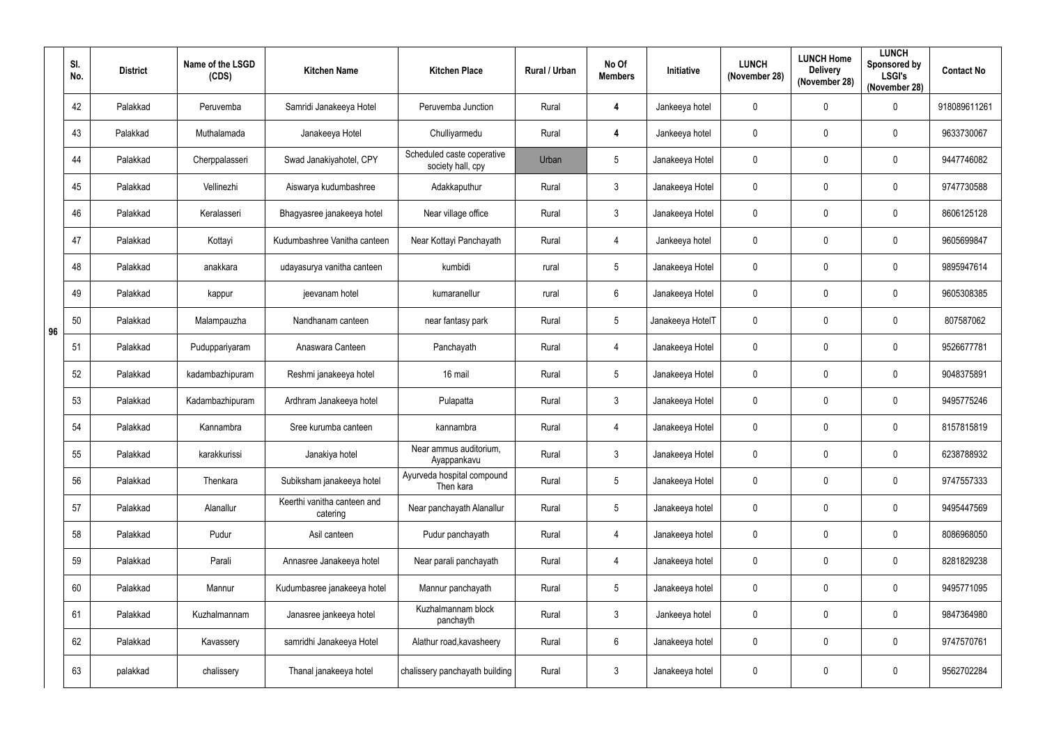|  | Sl. No. | District | Name of the LSGD (CDS) | Kitchen Name | Kitchen Place | Rural / Urban | No Of Members | Initiative | LUNCH (November 28) | LUNCH Home Delivery (November 28) | LUNCH Sponsored by LSGI's (November 28) | Contact No |
|---|---|---|---|---|---|---|---|---|---|---|---|---|
| 96 | 42 | Palakkad | Peruvemba | Samridi Janakeeya Hotel | Peruvemba Junction | Rural | 4 | Jankeeya hotel | 0 | 0 | 0 | 918089611261 |
|  | 43 | Palakkad | Muthalamada | Janakeeya Hotel | Chulliyarmedu | Rural | 4 | Jankeeya hotel | 0 | 0 | 0 | 9633730067 |
|  | 44 | Palakkad | Cherppalasseri | Swad Janakiyahotel, CPY | Scheduled caste coperative society hall, cpy | Urban | 5 | Janakeeya Hotel | 0 | 0 | 0 | 9447746082 |
|  | 45 | Palakkad | Vellinezhi | Aiswarya kudumbashree | Adakkaputhur | Rural | 3 | Janakeeya Hotel | 0 | 0 | 0 | 9747730588 |
|  | 46 | Palakkad | Keralasseri | Bhagyasree janakeeya hotel | Near village office | Rural | 3 | Janakeeya Hotel | 0 | 0 | 0 | 8606125128 |
|  | 47 | Palakkad | Kottayi | Kudumbashree Vanitha canteen | Near Kottayi Panchayath | Rural | 4 | Jankeeya hotel | 0 | 0 | 0 | 9605699847 |
|  | 48 | Palakkad | anakkara | udayasurya vanitha canteen | kumbidi | rural | 5 | Janakeeya Hotel | 0 | 0 | 0 | 9895947614 |
|  | 49 | Palakkad | kappur | jeevanam hotel | kumaranellur | rural | 6 | Janakeeya Hotel | 0 | 0 | 0 | 9605308385 |
|  | 50 | Palakkad | Malampauzha | Nandhanam canteen | near fantasy park | Rural | 5 | Janakeeya HotelT | 0 | 0 | 0 | 807587062 |
|  | 51 | Palakkad | Puduppariyaram | Anaswara Canteen | Panchayath | Rural | 4 | Janakeeya Hotel | 0 | 0 | 0 | 9526677781 |
|  | 52 | Palakkad | kadambazhipuram | Reshmi janakeeya hotel | 16 mail | Rural | 5 | Janakeeya Hotel | 0 | 0 | 0 | 9048375891 |
|  | 53 | Palakkad | Kadambazhipuram | Ardhram Janakeeya hotel | Pulapatta | Rural | 3 | Janakeeya Hotel | 0 | 0 | 0 | 9495775246 |
|  | 54 | Palakkad | Kannambra | Sree kurumba canteen | kannambra | Rural | 4 | Janakeeya Hotel | 0 | 0 | 0 | 8157815819 |
|  | 55 | Palakkad | karakkurissi | Janakiya hotel | Near ammus auditorium, Ayappankavu | Rural | 3 | Janakeeya Hotel | 0 | 0 | 0 | 6238788932 |
|  | 56 | Palakkad | Thenkara | Subiksham janakeeya hotel | Ayurveda hospital compound Then kara | Rural | 5 | Janakeeya Hotel | 0 | 0 | 0 | 9747557333 |
|  | 57 | Palakkad | Alanallur | Keerthi vanitha canteen and catering | Near panchayath Alanallur | Rural | 5 | Janakeeya hotel | 0 | 0 | 0 | 9495447569 |
|  | 58 | Palakkad | Pudur | Asil canteen | Pudur panchayath | Rural | 4 | Janakeeya hotel | 0 | 0 | 0 | 8086968050 |
|  | 59 | Palakkad | Parali | Annasree Janakeeya hotel | Near parali panchayath | Rural | 4 | Janakeeya hotel | 0 | 0 | 0 | 8281829238 |
|  | 60 | Palakkad | Mannur | Kudumbasree janakeeya hotel | Mannur panchayath | Rural | 5 | Janakeeya hotel | 0 | 0 | 0 | 9495771095 |
|  | 61 | Palakkad | Kuzhalmannam | Janasree jankeeya hotel | Kuzhalmannam block panchayth | Rural | 3 | Jankeeya hotel | 0 | 0 | 0 | 9847364980 |
|  | 62 | Palakkad | Kavassery | samridhi Janakeeya Hotel | Alathur road,kavasheery | Rural | 6 | Janakeeya hotel | 0 | 0 | 0 | 9747570761 |
|  | 63 | palakkad | chalissery | Thanal janakeeya hotel | chalissery panchayath building | Rural | 3 | Janakeeya hotel | 0 | 0 | 0 | 9562702284 |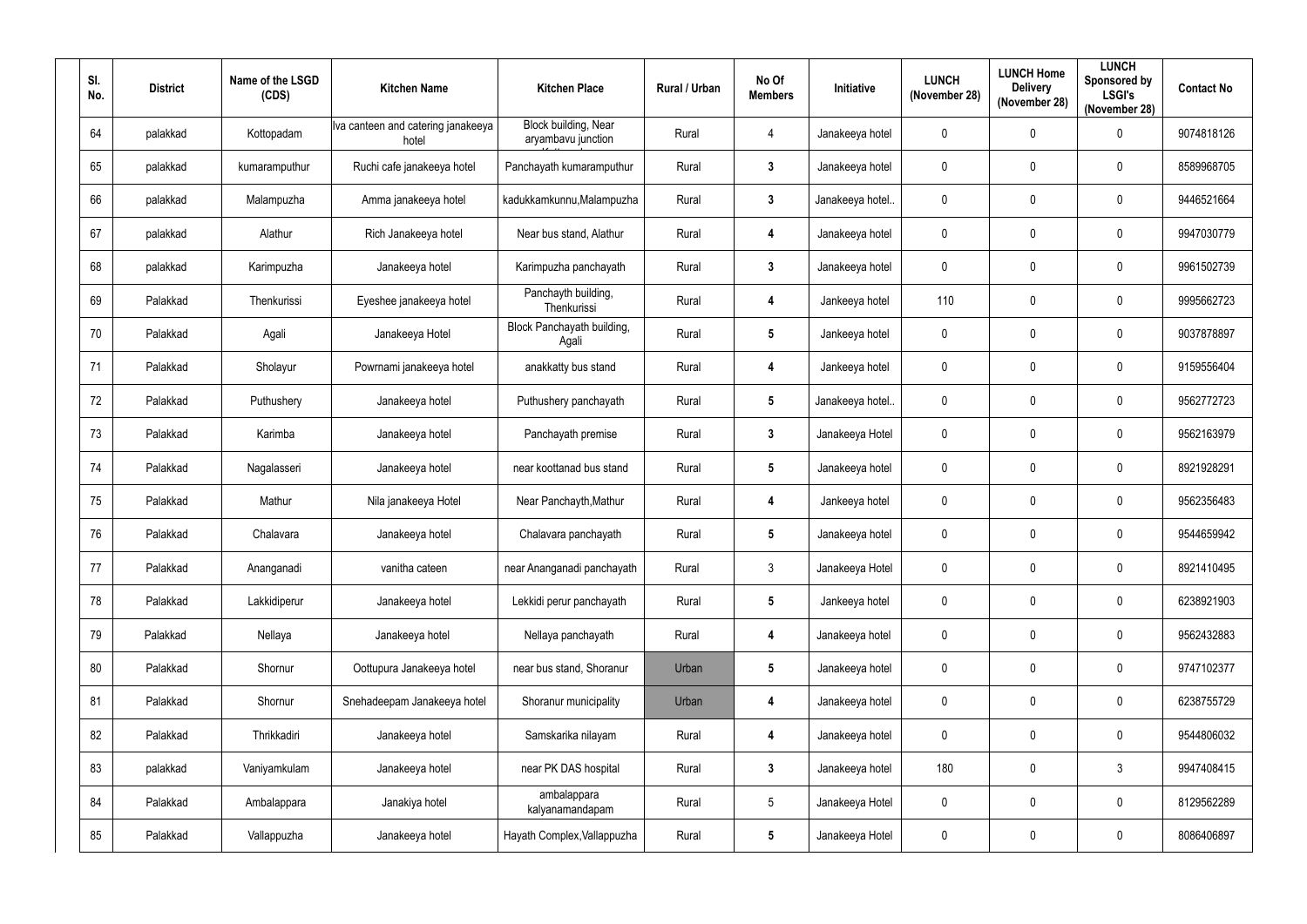| Sl. No. | District | Name of the LSGD (CDS) | Kitchen Name | Kitchen Place | Rural / Urban | No Of Members | Initiative | LUNCH (November 28) | LUNCH Home Delivery (November 28) | LUNCH Sponsored by LSGI's (November 28) | Contact No |
|---|---|---|---|---|---|---|---|---|---|---|---|
| 64 | palakkad | Kottopadam | Iva canteen and catering janakeeya hotel | Block building, Near aryambavu junction | Rural | 4 | Janakeeya hotel | 0 | 0 | 0 | 9074818126 |
| 65 | palakkad | kumaramputhur | Ruchi cafe janakeeya hotel | Panchayath kumaramputhur | Rural | 3 | Janakeeya hotel | 0 | 0 | 0 | 8589968705 |
| 66 | palakkad | Malampuzha | Amma janakeeya hotel | kadukkamkunnu,Malampuzha | Rural | 3 | Janakeeya hotel.. | 0 | 0 | 0 | 9446521664 |
| 67 | palakkad | Alathur | Rich Janakeeya hotel | Near bus stand, Alathur | Rural | 4 | Janakeeya hotel | 0 | 0 | 0 | 9947030779 |
| 68 | palakkad | Karimpuzha | Janakeeya hotel | Karimpuzha panchayath | Rural | 3 | Janakeeya hotel | 0 | 0 | 0 | 9961502739 |
| 69 | Palakkad | Thenkurissi | Eyeshee janakeeya hotel | Panchayth building, Thenkurissi | Rural | 4 | Jankeeya hotel | 110 | 0 | 0 | 9995662723 |
| 70 | Palakkad | Agali | Janakeeya Hotel | Block Panchayath building, Agali | Rural | 5 | Jankeeya hotel | 0 | 0 | 0 | 9037878897 |
| 71 | Palakkad | Sholayur | Powrnami janakeeya hotel | anakkatty bus stand | Rural | 4 | Jankeeya hotel | 0 | 0 | 0 | 9159556404 |
| 72 | Palakkad | Puthushery | Janakeeya hotel | Puthushery panchayath | Rural | 5 | Janakeeya hotel.. | 0 | 0 | 0 | 9562772723 |
| 73 | Palakkad | Karimba | Janakeeya hotel | Panchayath premise | Rural | 3 | Janakeeya Hotel | 0 | 0 | 0 | 9562163979 |
| 74 | Palakkad | Nagalasseri | Janakeeya hotel | near koottanad bus stand | Rural | 5 | Janakeeya hotel | 0 | 0 | 0 | 8921928291 |
| 75 | Palakkad | Mathur | Nila janakeeya Hotel | Near Panchayth,Mathur | Rural | 4 | Jankeeya hotel | 0 | 0 | 0 | 9562356483 |
| 76 | Palakkad | Chalavara | Janakeeya hotel | Chalavara panchayath | Rural | 5 | Janakeeya hotel | 0 | 0 | 0 | 9544659942 |
| 77 | Palakkad | Ananganadi | vanitha cateen | near Ananganadi panchayath | Rural | 3 | Janakeeya Hotel | 0 | 0 | 0 | 8921410495 |
| 78 | Palakkad | Lakkidiperur | Janakeeya hotel | Lekkidi perur panchayath | Rural | 5 | Jankeeya hotel | 0 | 0 | 0 | 6238921903 |
| 79 | Palakkad | Nellaya | Janakeeya hotel | Nellaya panchayath | Rural | 4 | Janakeeya hotel | 0 | 0 | 0 | 9562432883 |
| 80 | Palakkad | Shornur | Oottupura Janakeeya hotel | near bus stand, Shoranur | Urban | 5 | Janakeeya hotel | 0 | 0 | 0 | 9747102377 |
| 81 | Palakkad | Shornur | Snehadeepam Janakeeya hotel | Shoranur municipality | Urban | 4 | Janakeeya hotel | 0 | 0 | 0 | 6238755729 |
| 82 | Palakkad | Thrikkadiri | Janakeeya hotel | Samskarika nilayam | Rural | 4 | Janakeeya hotel | 0 | 0 | 0 | 9544806032 |
| 83 | palakkad | Vaniyamkulam | Janakeeya hotel | near PK DAS hospital | Rural | 3 | Janakeeya hotel | 180 | 0 | 3 | 9947408415 |
| 84 | Palakkad | Ambalappara | Janakiya hotel | ambalappara kalyanamandapam | Rural | 5 | Janakeeya Hotel | 0 | 0 | 0 | 8129562289 |
| 85 | Palakkad | Vallappuzha | Janakeeya hotel | Hayath Complex,Vallappuzha | Rural | 5 | Janakeeya Hotel | 0 | 0 | 0 | 8086406897 |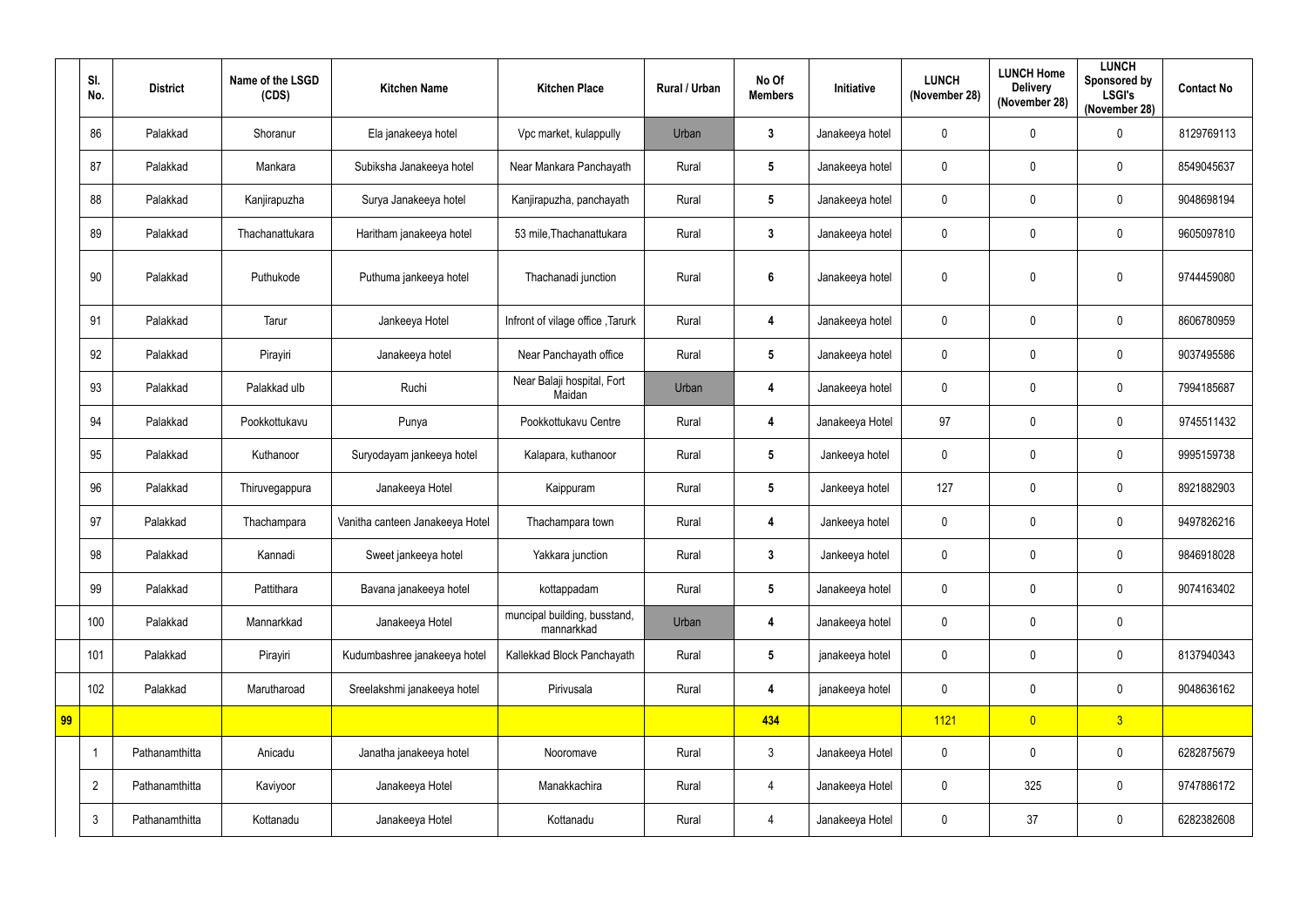| | Sl. No. | District | Name of the LSGD (CDS) | Kitchen Name | Kitchen Place | Rural / Urban | No Of Members | Initiative | LUNCH (November 28) | LUNCH Home Delivery (November 28) | LUNCH Sponsored by LSGI's (November 28) | Contact No |
|---|---|---|---|---|---|---|---|---|---|---|---|---|
| | 86 | Palakkad | Shoranur | Ela janakeeya hotel | Vpc market, kulappully | Urban | 3 | Janakeeya hotel | 0 | 0 | 0 | 8129769113 |
| | 87 | Palakkad | Mankara | Subiksha Janakeeya hotel | Near Mankara Panchayath | Rural | 5 | Janakeeya hotel | 0 | 0 | 0 | 8549045637 |
| | 88 | Palakkad | Kanjirapuzha | Surya Janakeeya hotel | Kanjirapuzha, panchayath | Rural | 5 | Janakeeya hotel | 0 | 0 | 0 | 9048698194 |
| | 89 | Palakkad | Thachanattukara | Haritham janakeeya hotel | 53 mile,Thachanattukara | Rural | 3 | Janakeeya hotel | 0 | 0 | 0 | 9605097810 |
| | 90 | Palakkad | Puthukode | Puthuma jankeeya hotel | Thachanadi junction | Rural | 6 | Janakeeya hotel | 0 | 0 | 0 | 9744459080 |
| | 91 | Palakkad | Tarur | Jankeeya Hotel | Infront of vilage office ,Tarurk | Rural | 4 | Janakeeya hotel | 0 | 0 | 0 | 8606780959 |
| | 92 | Palakkad | Pirayiri | Janakeeya hotel | Near Panchayath office | Rural | 5 | Janakeeya hotel | 0 | 0 | 0 | 9037495586 |
| | 93 | Palakkad | Palakkad ulb | Ruchi | Near Balaji hospital, Fort Maidan | Urban | 4 | Janakeeya hotel | 0 | 0 | 0 | 7994185687 |
| | 94 | Palakkad | Pookkottukavu | Punya | Pookkottukavu Centre | Rural | 4 | Janakeeya Hotel | 97 | 0 | 0 | 9745511432 |
| | 95 | Palakkad | Kuthanoor | Suryodayam jankeeya hotel | Kalapara, kuthanoor | Rural | 5 | Jankeeya hotel | 0 | 0 | 0 | 9995159738 |
| | 96 | Palakkad | Thiruvegappura | Janakeeya Hotel | Kaippuram | Rural | 5 | Jankeeya hotel | 127 | 0 | 0 | 8921882903 |
| | 97 | Palakkad | Thachampara | Vanitha canteen Janakeeya Hotel | Thachampara town | Rural | 4 | Jankeeya hotel | 0 | 0 | 0 | 9497826216 |
| | 98 | Palakkad | Kannadi | Sweet jankeeya hotel | Yakkara junction | Rural | 3 | Jankeeya hotel | 0 | 0 | 0 | 9846918028 |
| | 99 | Palakkad | Pattithara | Bavana janakeeya hotel | kottappadam | Rural | 5 | Janakeeya hotel | 0 | 0 | 0 | 9074163402 |
| | 100 | Palakkad | Mannarkkad | Janakeeya Hotel | muncipal building, busstand, mannarkkad | Urban | 4 | Janakeeya hotel | 0 | 0 | 0 | |
| | 101 | Palakkad | Pirayiri | Kudumbashree janakeeya hotel | Kallekkad Block Panchayath | Rural | 5 | janakeeya hotel | 0 | 0 | 0 | 8137940343 |
| | 102 | Palakkad | Marutharoad | Sreelakshmi janakeeya hotel | Pirivusala | Rural | 4 | janakeeya hotel | 0 | 0 | 0 | 9048636162 |
| 99 | | | | | | | 434 | | 1121 | 0 | 3 | |
| | 1 | Pathanamthitta | Anicadu | Janatha janakeeya hotel | Nooromave | Rural | 3 | Janakeeya Hotel | 0 | 0 | 0 | 6282875679 |
| | 2 | Pathanamthitta | Kaviyoor | Janakeeya Hotel | Manakkachira | Rural | 4 | Janakeeya Hotel | 0 | 325 | 0 | 9747886172 |
| | 3 | Pathanamthitta | Kottanadu | Janakeeya Hotel | Kottanadu | Rural | 4 | Janakeeya Hotel | 0 | 37 | 0 | 6282382608 |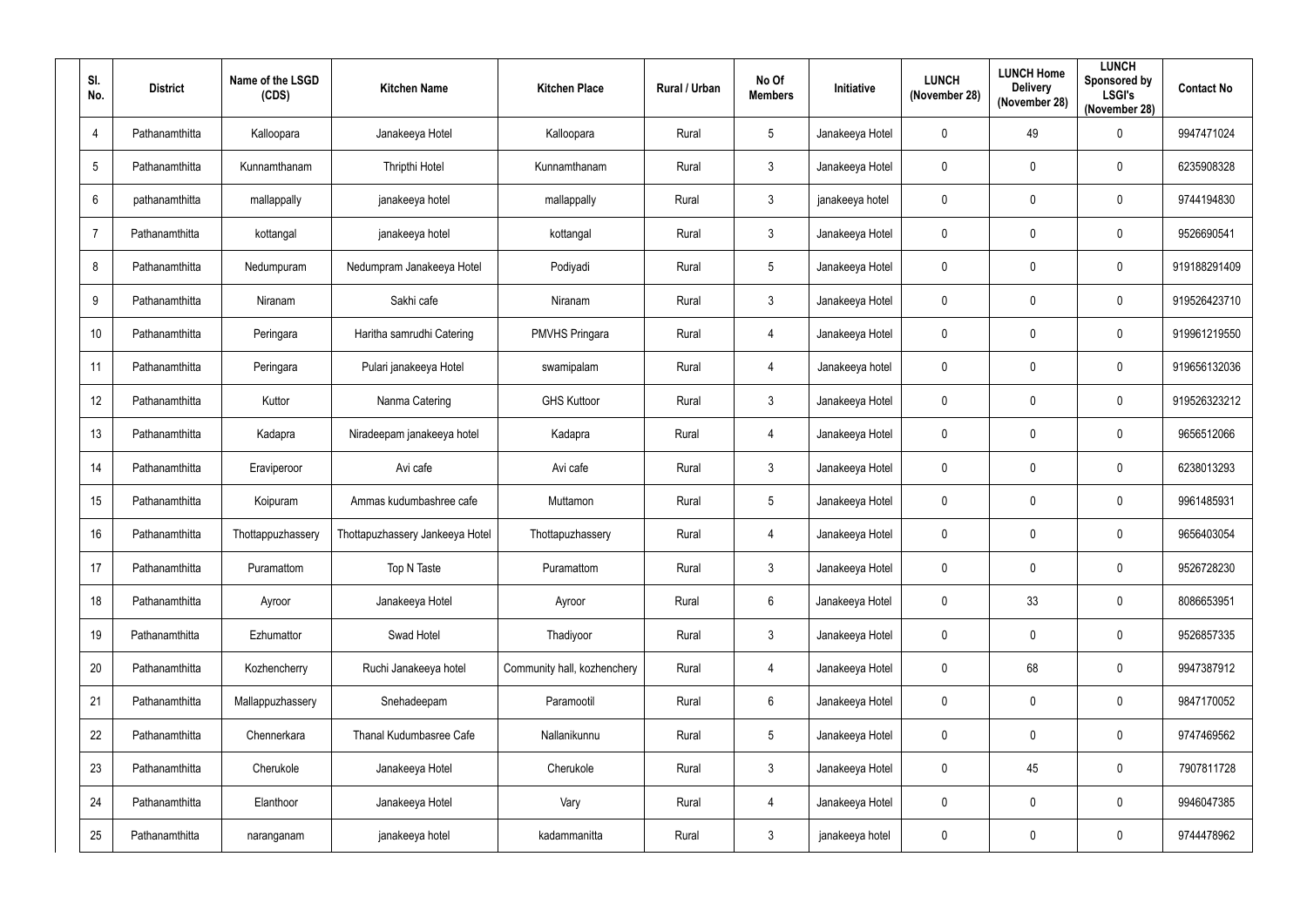| Sl. No. | District | Name of the LSGD (CDS) | Kitchen Name | Kitchen Place | Rural / Urban | No Of Members | Initiative | LUNCH (November 28) | LUNCH Home Delivery (November 28) | LUNCH Sponsored by LSGI's (November 28) | Contact No |
|---|---|---|---|---|---|---|---|---|---|---|---|
| 4 | Pathanamthitta | Kalloopara | Janakeeya Hotel | Kalloopara | Rural | 5 | Janakeeya Hotel | 0 | 49 | 0 | 9947471024 |
| 5 | Pathanamthitta | Kunnamthanam | Thripthi Hotel | Kunnamthanam | Rural | 3 | Janakeeya Hotel | 0 | 0 | 0 | 6235908328 |
| 6 | pathanamthitta | mallappally | janakeeya hotel | mallappally | Rural | 3 | janakeeya hotel | 0 | 0 | 0 | 9744194830 |
| 7 | Pathanamthitta | kottangal | janakeeya hotel | kottangal | Rural | 3 | Janakeeya Hotel | 0 | 0 | 0 | 9526690541 |
| 8 | Pathanamthitta | Nedumpuram | Nedumpram Janakeeya Hotel | Podiyadi | Rural | 5 | Janakeeya Hotel | 0 | 0 | 0 | 919188291409 |
| 9 | Pathanamthitta | Niranam | Sakhi cafe | Niranam | Rural | 3 | Janakeeya Hotel | 0 | 0 | 0 | 919526423710 |
| 10 | Pathanamthitta | Peringara | Haritha samrudhi Catering | PMVHS Pringara | Rural | 4 | Janakeeya Hotel | 0 | 0 | 0 | 919961219550 |
| 11 | Pathanamthitta | Peringara | Pulari janakeeya Hotel | swamipalam | Rural | 4 | Janakeeya hotel | 0 | 0 | 0 | 919656132036 |
| 12 | Pathanamthitta | Kuttor | Nanma Catering | GHS Kuttoor | Rural | 3 | Janakeeya Hotel | 0 | 0 | 0 | 919526323212 |
| 13 | Pathanamthitta | Kadapra | Niradeepam janakeeya hotel | Kadapra | Rural | 4 | Janakeeya Hotel | 0 | 0 | 0 | 9656512066 |
| 14 | Pathanamthitta | Eraviperoor | Avi cafe | Avi cafe | Rural | 3 | Janakeeya Hotel | 0 | 0 | 0 | 6238013293 |
| 15 | Pathanamthitta | Koipuram | Ammas kudumbashree cafe | Muttamon | Rural | 5 | Janakeeya Hotel | 0 | 0 | 0 | 9961485931 |
| 16 | Pathanamthitta | Thottappuzhassery | Thottapuzhassery Jankeeya Hotel | Thottapuzhassery | Rural | 4 | Janakeeya Hotel | 0 | 0 | 0 | 9656403054 |
| 17 | Pathanamthitta | Puramattom | Top N Taste | Puramattom | Rural | 3 | Janakeeya Hotel | 0 | 0 | 0 | 9526728230 |
| 18 | Pathanamthitta | Ayroor | Janakeeya Hotel | Ayroor | Rural | 6 | Janakeeya Hotel | 0 | 33 | 0 | 8086653951 |
| 19 | Pathanamthitta | Ezhumattor | Swad Hotel | Thadiyoor | Rural | 3 | Janakeeya Hotel | 0 | 0 | 0 | 9526857335 |
| 20 | Pathanamthitta | Kozhencherry | Ruchi Janakeeya hotel | Community hall, kozhenchery | Rural | 4 | Janakeeya Hotel | 0 | 68 | 0 | 9947387912 |
| 21 | Pathanamthitta | Mallappuzhassery | Snehadeepam | Paramootil | Rural | 6 | Janakeeya Hotel | 0 | 0 | 0 | 9847170052 |
| 22 | Pathanamthitta | Chennerkara | Thanal Kudumbasree Cafe | Nallanikunnu | Rural | 5 | Janakeeya Hotel | 0 | 0 | 0 | 9747469562 |
| 23 | Pathanamthitta | Cherukole | Janakeeya Hotel | Cherukole | Rural | 3 | Janakeeya Hotel | 0 | 45 | 0 | 7907811728 |
| 24 | Pathanamthitta | Elanthoor | Janakeeya Hotel | Vary | Rural | 4 | Janakeeya Hotel | 0 | 0 | 0 | 9946047385 |
| 25 | Pathanamthitta | naranganam | janakeeya hotel | kadammanitta | Rural | 3 | janakeeya hotel | 0 | 0 | 0 | 9744478962 |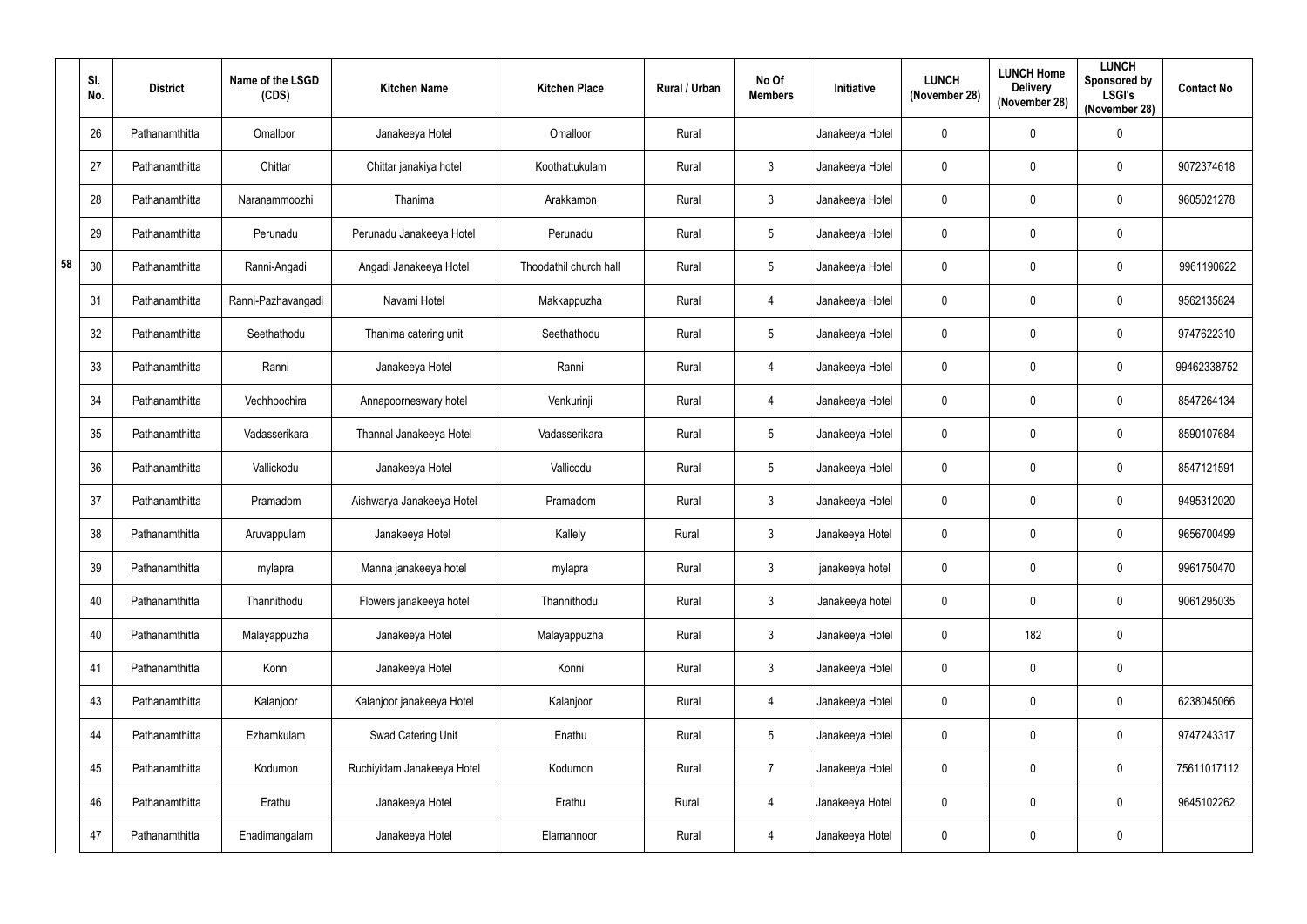| | Sl. No. | District | Name of the LSGD (CDS) | Kitchen Name | Kitchen Place | Rural / Urban | No Of Members | Initiative | LUNCH (November 28) | LUNCH Home Delivery (November 28) | LUNCH Sponsored by LSGI's (November 28) | Contact No |
|---|---|---|---|---|---|---|---|---|---|---|---|---|
| 58 | 26 | Pathanamthitta | Omalloor | Janakeeya Hotel | Omalloor | Rural | | Janakeeya Hotel | 0 | 0 | 0 | |
| | 27 | Pathanamthitta | Chittar | Chittar janakiya hotel | Koothattukulam | Rural | 3 | Janakeeya Hotel | 0 | 0 | 0 | 9072374618 |
| | 28 | Pathanamthitta | Naranammoozhi | Thanima | Arakkamon | Rural | 3 | Janakeeya Hotel | 0 | 0 | 0 | 9605021278 |
| | 29 | Pathanamthitta | Perunadu | Perunadu Janakeeya Hotel | Perunadu | Rural | 5 | Janakeeya Hotel | 0 | 0 | 0 | |
| | 30 | Pathanamthitta | Ranni-Angadi | Angadi Janakeeya Hotel | Thoodathil church hall | Rural | 5 | Janakeeya Hotel | 0 | 0 | 0 | 9961190622 |
| | 31 | Pathanamthitta | Ranni-Pazhavangadi | Navami Hotel | Makkappuzha | Rural | 4 | Janakeeya Hotel | 0 | 0 | 0 | 9562135824 |
| | 32 | Pathanamthitta | Seethathodu | Thanima catering unit | Seethathodu | Rural | 5 | Janakeeya Hotel | 0 | 0 | 0 | 9747622310 |
| | 33 | Pathanamthitta | Ranni | Janakeeya Hotel | Ranni | Rural | 4 | Janakeeya Hotel | 0 | 0 | 0 | 99462338752 |
| | 34 | Pathanamthitta | Vechhoochira | Annapoorneswary hotel | Venkurinji | Rural | 4 | Janakeeya Hotel | 0 | 0 | 0 | 8547264134 |
| | 35 | Pathanamthitta | Vadasserikara | Thannal Janakeeya Hotel | Vadasserikara | Rural | 5 | Janakeeya Hotel | 0 | 0 | 0 | 8590107684 |
| | 36 | Pathanamthitta | Vallickodu | Janakeeya Hotel | Vallicodu | Rural | 5 | Janakeeya Hotel | 0 | 0 | 0 | 8547121591 |
| | 37 | Pathanamthitta | Pramadom | Aishwarya Janakeeya Hotel | Pramadom | Rural | 3 | Janakeeya Hotel | 0 | 0 | 0 | 9495312020 |
| | 38 | Pathanamthitta | Aruvappulam | Janakeeya Hotel | Kallely | Rural | 3 | Janakeeya Hotel | 0 | 0 | 0 | 9656700499 |
| | 39 | Pathanamthitta | mylapra | Manna janakeeya hotel | mylapra | Rural | 3 | janakeeya hotel | 0 | 0 | 0 | 9961750470 |
| | 40 | Pathanamthitta | Thannithodu | Flowers janakeeya hotel | Thannithodu | Rural | 3 | Janakeeya hotel | 0 | 0 | 0 | 9061295035 |
| | 40 | Pathanamthitta | Malayappuzha | Janakeeya Hotel | Malayappuzha | Rural | 3 | Janakeeya Hotel | 0 | 182 | 0 | |
| | 41 | Pathanamthitta | Konni | Janakeeya Hotel | Konni | Rural | 3 | Janakeeya Hotel | 0 | 0 | 0 | |
| | 43 | Pathanamthitta | Kalanjoor | Kalanjoor janakeeya Hotel | Kalanjoor | Rural | 4 | Janakeeya Hotel | 0 | 0 | 0 | 6238045066 |
| | 44 | Pathanamthitta | Ezhamkulam | Swad Catering Unit | Enathu | Rural | 5 | Janakeeya Hotel | 0 | 0 | 0 | 9747243317 |
| | 45 | Pathanamthitta | Kodumon | Ruchiyidam Janakeeya Hotel | Kodumon | Rural | 7 | Janakeeya Hotel | 0 | 0 | 0 | 75611017112 |
| | 46 | Pathanamthitta | Erathu | Janakeeya Hotel | Erathu | Rural | 4 | Janakeeya Hotel | 0 | 0 | 0 | 9645102262 |
| | 47 | Pathanamthitta | Enadimangalam | Janakeeya Hotel | Elamannoor | Rural | 4 | Janakeeya Hotel | 0 | 0 | 0 | |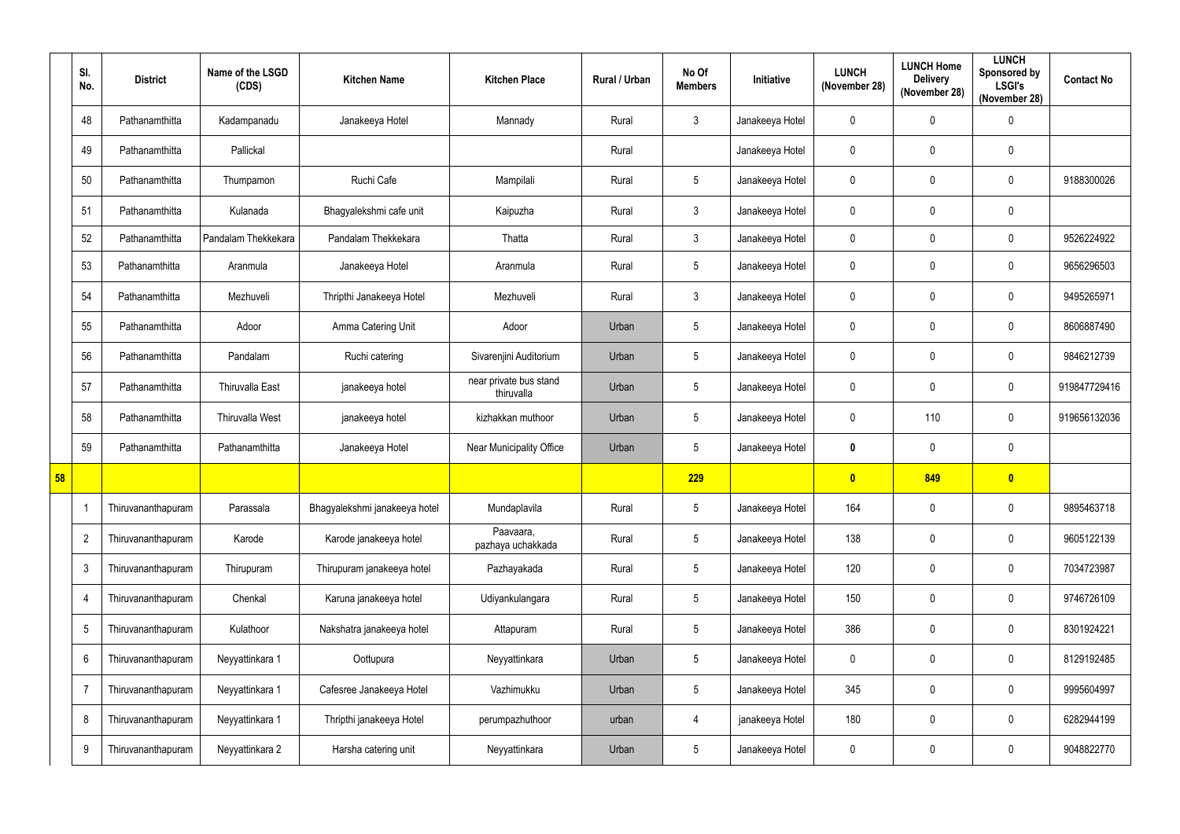| | Sl. No. | District | Name of the LSGD (CDS) | Kitchen Name | Kitchen Place | Rural / Urban | No Of Members | Initiative | LUNCH (November 28) | LUNCH Home Delivery (November 28) | LUNCH Sponsored by LSGI's (November 28) | Contact No |
|---|---|---|---|---|---|---|---|---|---|---|---|---|
| | 48 | Pathanamthitta | Kadampanadu | Janakeeya Hotel | Mannady | Rural | 3 | Janakeeya Hotel | 0 | 0 | 0 | |
| | 49 | Pathanamthitta | Pallickal | | | Rural | | Janakeeya Hotel | 0 | 0 | 0 | |
| | 50 | Pathanamthitta | Thumpamon | Ruchi Cafe | Mampilali | Rural | 5 | Janakeeya Hotel | 0 | 0 | 0 | 9188300026 |
| | 51 | Pathanamthitta | Kulanada | Bhagyalekshmi cafe unit | Kaipuzha | Rural | 3 | Janakeeya Hotel | 0 | 0 | 0 | |
| | 52 | Pathanamthitta | Pandalam Thekkekara | Pandalam Thekkekara | Thatta | Rural | 3 | Janakeeya Hotel | 0 | 0 | 0 | 9526224922 |
| | 53 | Pathanamthitta | Aranmula | Janakeeya Hotel | Aranmula | Rural | 5 | Janakeeya Hotel | 0 | 0 | 0 | 9656296503 |
| | 54 | Pathanamthitta | Mezhuveli | Thripthi Janakeeya Hotel | Mezhuveli | Rural | 3 | Janakeeya Hotel | 0 | 0 | 0 | 9495265971 |
| | 55 | Pathanamthitta | Adoor | Amma Catering Unit | Adoor | Urban | 5 | Janakeeya Hotel | 0 | 0 | 0 | 8606887490 |
| | 56 | Pathanamthitta | Pandalam | Ruchi catering | Sivarenjini Auditorium | Urban | 5 | Janakeeya Hotel | 0 | 0 | 0 | 9846212739 |
| | 57 | Pathanamthitta | Thiruvalla East | janakeeya hotel | near private bus stand thiruvalla | Urban | 5 | Janakeeya Hotel | 0 | 0 | 0 | 919847729416 |
| | 58 | Pathanamthitta | Thiruvalla West | janakeeya hotel | kizhakkan muthoor | Urban | 5 | Janakeeya Hotel | 0 | 110 | 0 | 919656132036 |
| | 59 | Pathanamthitta | Pathanamthitta | Janakeeya Hotel | Near Municipality Office | Urban | 5 | Janakeeya Hotel | **0** | 0 | 0 | |
| **58** | | | | | | | **229** | | **0** | **849** | **0** | |
| | 1 | Thiruvananthapuram | Parassala | Bhagyalekshmi janakeeya hotel | Mundaplavila | Rural | 5 | Janakeeya Hotel | 164 | 0 | 0 | 9895463718 |
| | 2 | Thiruvananthapuram | Karode | Karode janakeeya hotel | Paavaara, pazhaya uchakkada | Rural | 5 | Janakeeya Hotel | 138 | 0 | 0 | 9605122139 |
| | 3 | Thiruvananthapuram | Thirupuram | Thirupuram janakeeya hotel | Pazhayakada | Rural | 5 | Janakeeya Hotel | 120 | 0 | 0 | 7034723987 |
| | 4 | Thiruvananthapuram | Chenkal | Karuna janakeeya hotel | Udiyankulangara | Rural | 5 | Janakeeya Hotel | 150 | 0 | 0 | 9746726109 |
| | 5 | Thiruvananthapuram | Kulathoor | Nakshatra janakeeya hotel | Attapuram | Rural | 5 | Janakeeya Hotel | 386 | 0 | 0 | 8301924221 |
| | 6 | Thiruvananthapuram | Neyyattinkara 1 | Oottupura | Neyyattinkara | Urban | 5 | Janakeeya Hotel | 0 | 0 | 0 | 8129192485 |
| | 7 | Thiruvananthapuram | Neyyattinkara 1 | Cafesree Janakeeya Hotel | Vazhimukku | Urban | 5 | Janakeeya Hotel | 345 | 0 | 0 | 9995604997 |
| | 8 | Thiruvananthapuram | Neyyattinkara 1 | Thripthi janakeeya Hotel | perumpazhuthoor | urban | 4 | janakeeya Hotel | 180 | 0 | 0 | 6282944199 |
| | 9 | Thiruvananthapuram | Neyyattinkara 2 | Harsha catering unit | Neyyattinkara | Urban | 5 | Janakeeya Hotel | 0 | 0 | 0 | 9048822770 |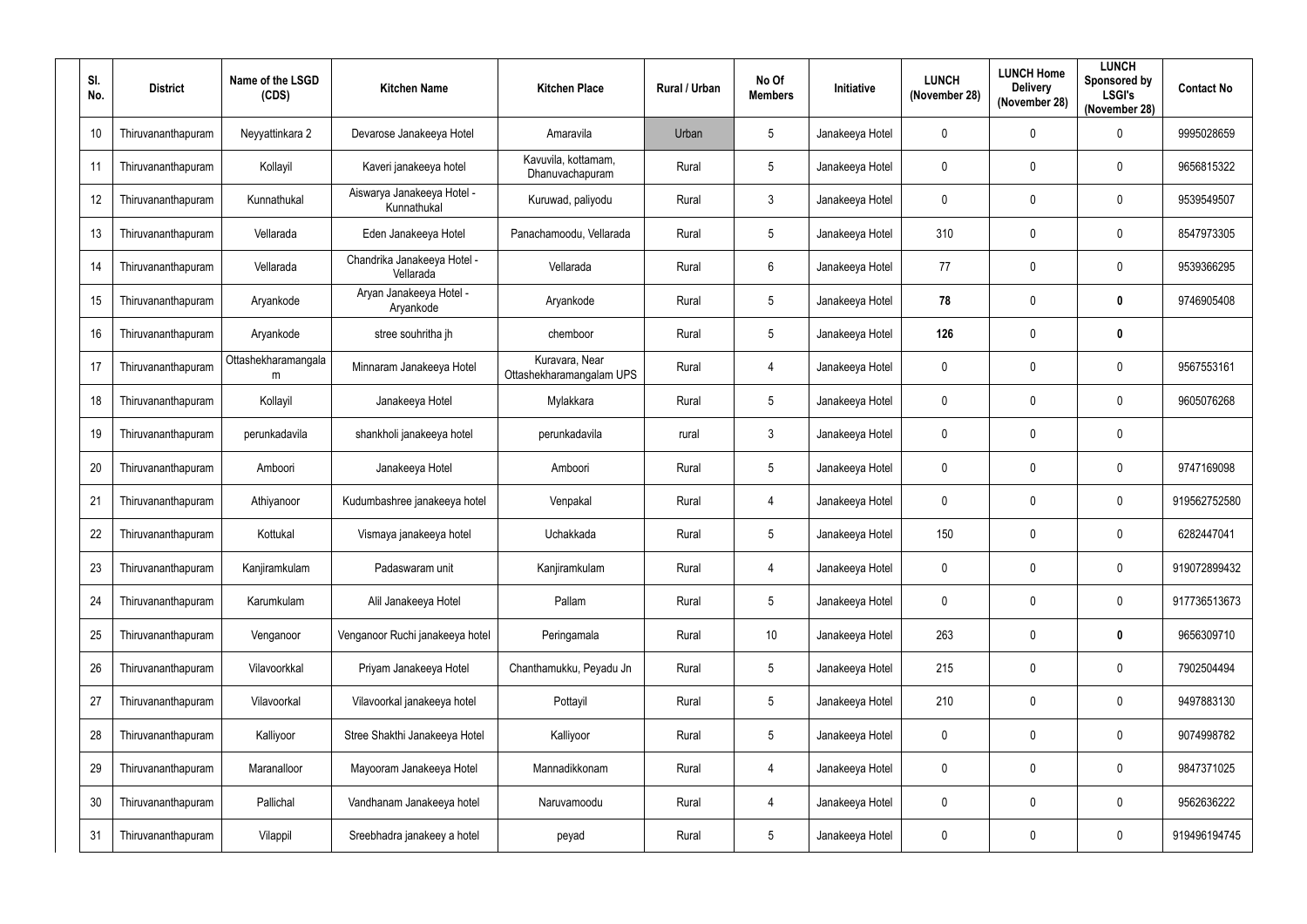| Sl. No. | District | Name of the LSGD (CDS) | Kitchen Name | Kitchen Place | Rural / Urban | No Of Members | Initiative | LUNCH (November 28) | LUNCH Home Delivery (November 28) | LUNCH Sponsored by LSGI's (November 28) | Contact No |
|---|---|---|---|---|---|---|---|---|---|---|---|
| 10 | Thiruvananthapuram | Neyyattinkara 2 | Devarose Janakeeya Hotel | Amaravila | Urban | 5 | Janakeeya Hotel | 0 | 0 | 0 | 9995028659 |
| 11 | Thiruvananthapuram | Kollayil | Kaveri janakeeya hotel | Kavuvila, kottamam, Dhanuvachapuram | Rural | 5 | Janakeeya Hotel | 0 | 0 | 0 | 9656815322 |
| 12 | Thiruvananthapuram | Kunnathukal | Aiswarya Janakeeya Hotel - Kunnathukal | Kuruwad, paliyodu | Rural | 3 | Janakeeya Hotel | 0 | 0 | 0 | 9539549507 |
| 13 | Thiruvananthapuram | Vellarada | Eden Janakeeya Hotel | Panachamoodu, Vellarada | Rural | 5 | Janakeeya Hotel | 310 | 0 | 0 | 8547973305 |
| 14 | Thiruvananthapuram | Vellarada | Chandrika Janakeeya Hotel - Vellarada | Vellarada | Rural | 6 | Janakeeya Hotel | 77 | 0 | 0 | 9539366295 |
| 15 | Thiruvananthapuram | Aryankode | Aryan Janakeeya Hotel - Aryankode | Aryankode | Rural | 5 | Janakeeya Hotel | **78** | 0 | **0** | 9746905408 |
| 16 | Thiruvananthapuram | Aryankode | stree souhritha jh | chemboor | Rural | 5 | Janakeeya Hotel | **126** | 0 | **0** | |
| 17 | Thiruvananthapuram | Ottashekharamangalam | Minnaram Janakeeya Hotel | Kuravara, Near Ottashekharamangalam UPS | Rural | 4 | Janakeeya Hotel | 0 | 0 | 0 | 9567553161 |
| 18 | Thiruvananthapuram | Kollayil | Janakeeya Hotel | Mylakkara | Rural | 5 | Janakeeya Hotel | 0 | 0 | 0 | 9605076268 |
| 19 | Thiruvananthapuram | perunkadavila | shankholi janakeeya hotel | perunkadavila | rural | 3 | Janakeeya Hotel | 0 | 0 | 0 | |
| 20 | Thiruvananthapuram | Amboori | Janakeeya Hotel | Amboori | Rural | 5 | Janakeeya Hotel | 0 | 0 | 0 | 9747169098 |
| 21 | Thiruvananthapuram | Athiyanoor | Kudumbashree janakeeya hotel | Venpakal | Rural | 4 | Janakeeya Hotel | 0 | 0 | 0 | 919562752580 |
| 22 | Thiruvananthapuram | Kottukal | Vismaya janakeeya hotel | Uchakkada | Rural | 5 | Janakeeya Hotel | 150 | 0 | 0 | 6282447041 |
| 23 | Thiruvananthapuram | Kanjiramkulam | Padaswaram unit | Kanjiramkulam | Rural | 4 | Janakeeya Hotel | 0 | 0 | 0 | 919072899432 |
| 24 | Thiruvananthapuram | Karumkulam | Alil Janakeeya Hotel | Pallam | Rural | 5 | Janakeeya Hotel | 0 | 0 | 0 | 917736513673 |
| 25 | Thiruvananthapuram | Venganoor | Venganoor Ruchi janakeeya hotel | Peringamala | Rural | 10 | Janakeeya Hotel | 263 | 0 | **0** | 9656309710 |
| 26 | Thiruvananthapuram | Vilavoorkkal | Priyam Janakeeya Hotel | Chanthamukku, Peyadu Jn | Rural | 5 | Janakeeya Hotel | 215 | 0 | 0 | 7902504494 |
| 27 | Thiruvananthapuram | Vilavoorkal | Vilavoorkal janakeeya hotel | Pottayil | Rural | 5 | Janakeeya Hotel | 210 | 0 | 0 | 9497883130 |
| 28 | Thiruvananthapuram | Kalliyoor | Stree Shakthi Janakeeya Hotel | Kalliyoor | Rural | 5 | Janakeeya Hotel | 0 | 0 | 0 | 9074998782 |
| 29 | Thiruvananthapuram | Maranalloor | Mayooram Janakeeya Hotel | Mannadikkonam | Rural | 4 | Janakeeya Hotel | 0 | 0 | 0 | 9847371025 |
| 30 | Thiruvananthapuram | Pallichal | Vandhanam Janakeeya hotel | Naruvamoodu | Rural | 4 | Janakeeya Hotel | 0 | 0 | 0 | 9562636222 |
| 31 | Thiruvananthapuram | Vilappil | Sreebhadra janakeey a hotel | peyad | Rural | 5 | Janakeeya Hotel | 0 | 0 | 0 | 919496194745 |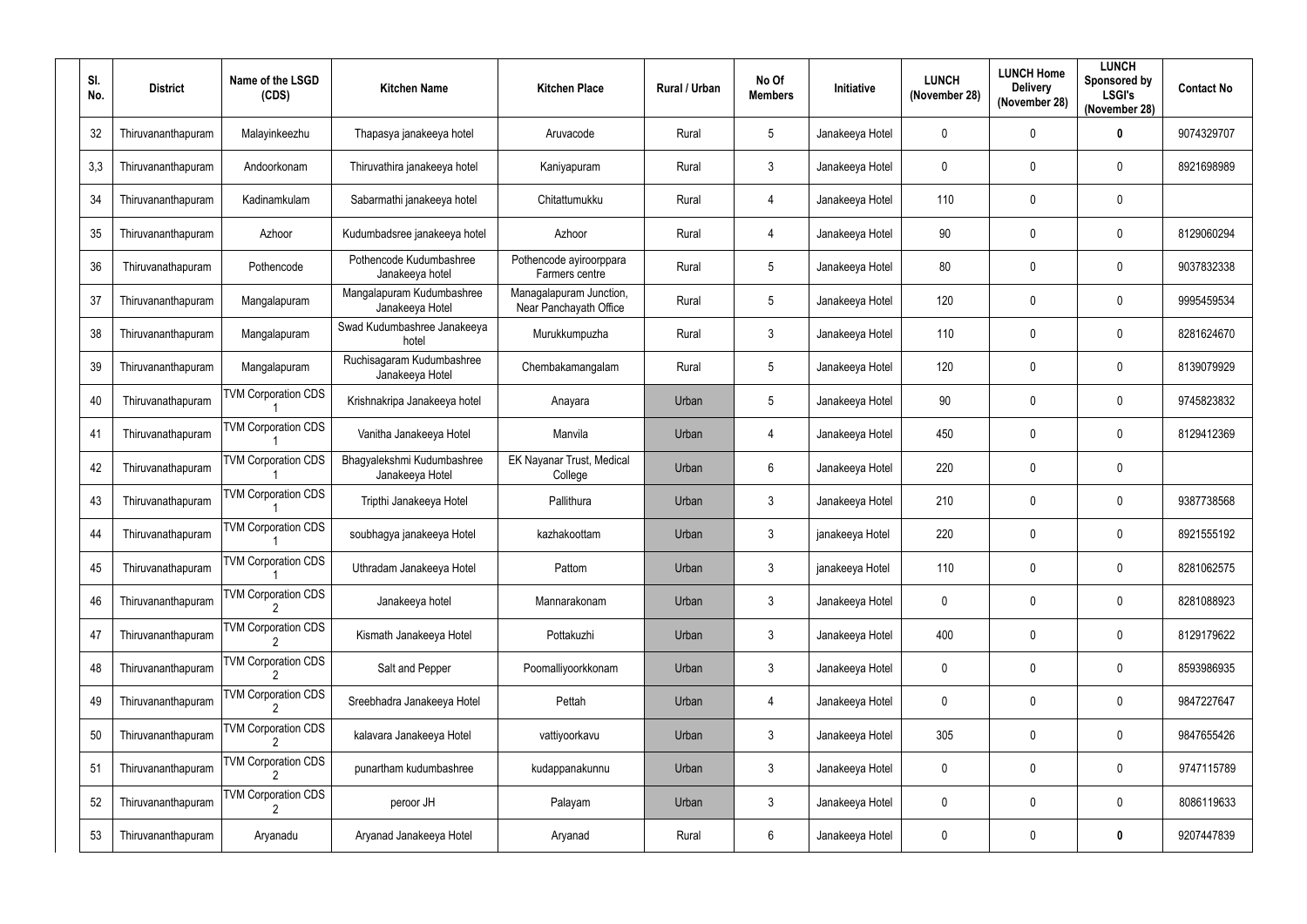| Sl. No. | District | Name of the LSGD (CDS) | Kitchen Name | Kitchen Place | Rural / Urban | No Of Members | Initiative | LUNCH (November 28) | LUNCH Home Delivery (November 28) | LUNCH Sponsored by LSGI's (November 28) | Contact No |
|---|---|---|---|---|---|---|---|---|---|---|---|
| 32 | Thiruvananthapuram | Malayinkeezhu | Thapasya janakeeya hotel | Aruvacode | Rural | 5 | Janakeeya Hotel | 0 | 0 | **0** | 9074329707 |
| 3,3 | Thiruvananthapuram | Andoorkonam | Thiruvathira janakeeya hotel | Kaniyapuram | Rural | 3 | Janakeeya Hotel | 0 | 0 | 0 | 8921698989 |
| 34 | Thiruvananthapuram | Kadinamkulam | Sabarmathi janakeeya hotel | Chitattumukku | Rural | 4 | Janakeeya Hotel | 110 | 0 | 0 | |
| 35 | Thiruvananthapuram | Azhoor | Kudumbadsree janakeeya hotel | Azhoor | Rural | 4 | Janakeeya Hotel | 90 | 0 | 0 | 8129060294 |
| 36 | Thiruvanathapuram | Pothencode | Pothencode Kudumbashree Janakeeya hotel | Pothencode ayiroorppara Farmers centre | Rural | 5 | Janakeeya Hotel | 80 | 0 | 0 | 9037832338 |
| 37 | Thiruvananthapuram | Mangalapuram | Mangalapuram Kudumbashree Janakeeya Hotel | Managalapuram Junction, Near Panchayath Office | Rural | 5 | Janakeeya Hotel | 120 | 0 | 0 | 9995459534 |
| 38 | Thiruvananthapuram | Mangalapuram | Swad Kudumbashree Janakeeya hotel | Murukkumpuzha | Rural | 3 | Janakeeya Hotel | 110 | 0 | 0 | 8281624670 |
| 39 | Thiruvananthapuram | Mangalapuram | Ruchisagaram Kudumbashree Janakeeya Hotel | Chembakamangalam | Rural | 5 | Janakeeya Hotel | 120 | 0 | 0 | 8139079929 |
| 40 | Thiruvanathapuram | TVM Corporation CDS 1 | Krishnakripa Janakeeya hotel | Anayara | Urban | 5 | Janakeeya Hotel | 90 | 0 | 0 | 9745823832 |
| 41 | Thiruvanathapuram | TVM Corporation CDS 1 | Vanitha Janakeeya Hotel | Manvila | Urban | 4 | Janakeeya Hotel | 450 | 0 | 0 | 8129412369 |
| 42 | Thiruvanathapuram | TVM Corporation CDS 1 | Bhagyalekshmi Kudumbashree Janakeeya Hotel | EK Nayanar Trust, Medical College | Urban | 6 | Janakeeya Hotel | 220 | 0 | 0 | |
| 43 | Thiruvanathapuram | TVM Corporation CDS 1 | Tripthi Janakeeya Hotel | Pallithura | Urban | 3 | Janakeeya Hotel | 210 | 0 | 0 | 9387738568 |
| 44 | Thiruvanathapuram | TVM Corporation CDS 1 | soubhagya janakeeya Hotel | kazhakoottam | Urban | 3 | janakeeya Hotel | 220 | 0 | 0 | 8921555192 |
| 45 | Thiruvanathapuram | TVM Corporation CDS 1 | Uthradam Janakeeya Hotel | Pattom | Urban | 3 | janakeeya Hotel | 110 | 0 | 0 | 8281062575 |
| 46 | Thiruvananthapuram | TVM Corporation CDS 2 | Janakeeya hotel | Mannarakonam | Urban | 3 | Janakeeya Hotel | 0 | 0 | 0 | 8281088923 |
| 47 | Thiruvananthapuram | TVM Corporation CDS 2 | Kismath Janakeeya Hotel | Pottakuzhi | Urban | 3 | Janakeeya Hotel | 400 | 0 | 0 | 8129179622 |
| 48 | Thiruvananthapuram | TVM Corporation CDS 2 | Salt and Pepper | Poomalliyoorkkonam | Urban | 3 | Janakeeya Hotel | 0 | 0 | 0 | 8593986935 |
| 49 | Thiruvananthapuram | TVM Corporation CDS 2 | Sreebhadra Janakeeya Hotel | Pettah | Urban | 4 | Janakeeya Hotel | 0 | 0 | 0 | 9847227647 |
| 50 | Thiruvananthapuram | TVM Corporation CDS 2 | kalavara Janakeeya Hotel | vattiyoorkavu | Urban | 3 | Janakeeya Hotel | 305 | 0 | 0 | 9847655426 |
| 51 | Thiruvananthapuram | TVM Corporation CDS 2 | punartham kudumbashree | kudappanakunnu | Urban | 3 | Janakeeya Hotel | 0 | 0 | 0 | 9747115789 |
| 52 | Thiruvananthapuram | TVM Corporation CDS 2 | peroor JH | Palayam | Urban | 3 | Janakeeya Hotel | 0 | 0 | 0 | 8086119633 |
| 53 | Thiruvananthapuram | Aryanadu | Aryanad Janakeeya Hotel | Aryanad | Rural | 6 | Janakeeya Hotel | 0 | 0 | **0** | 9207447839 |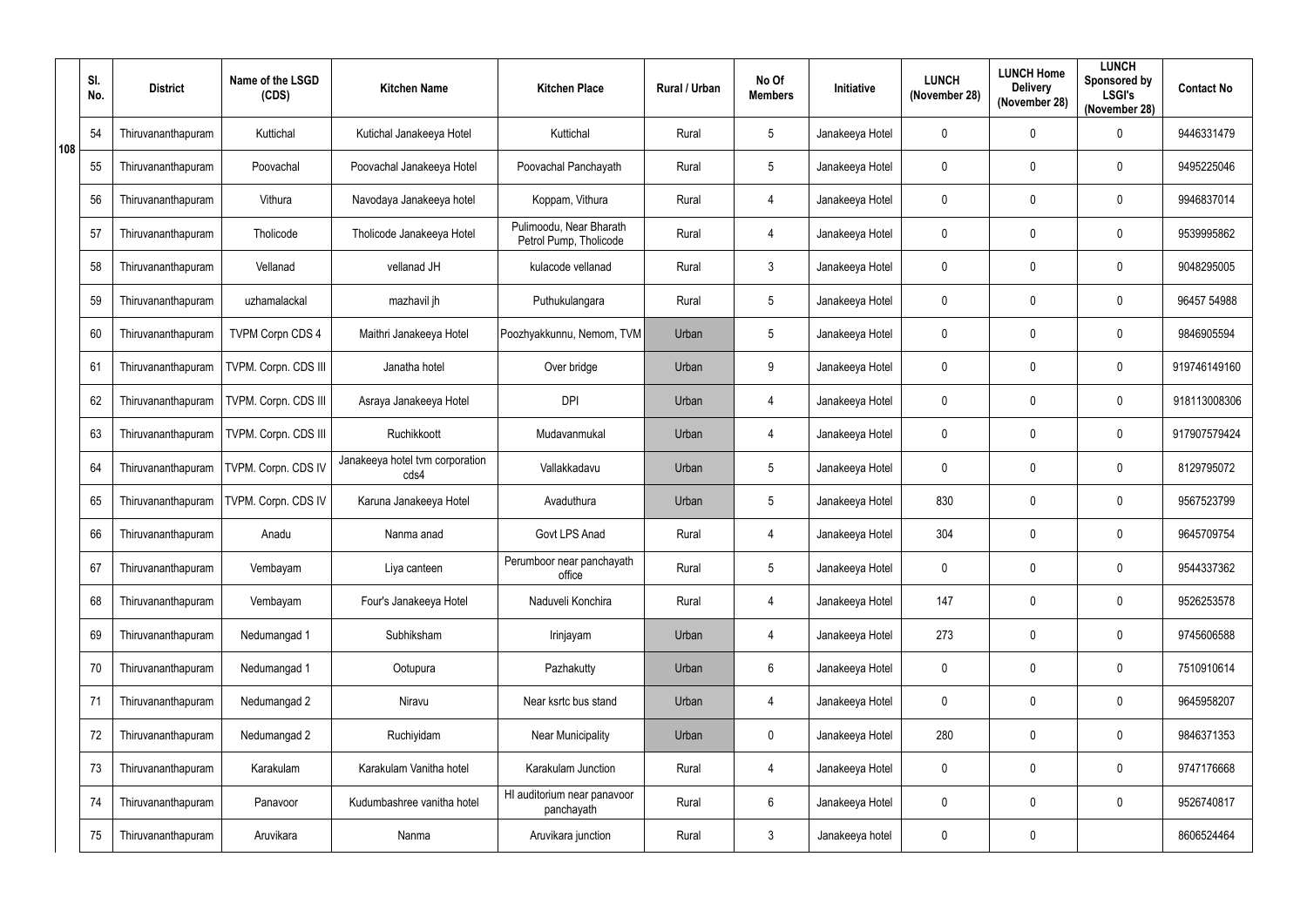| | Sl. No. | District | Name of the LSGD (CDS) | Kitchen Name | Kitchen Place | Rural / Urban | No Of Members | Initiative | LUNCH (November 28) | LUNCH Home Delivery (November 28) | LUNCH Sponsored by LSGI's (November 28) | Contact No |
|---|---|---|---|---|---|---|---|---|---|---|---|---|
| 108 | 54 | Thiruvananthapuram | Kuttichal | Kutichal Janakeeya Hotel | Kuttichal | Rural | 5 | Janakeeya Hotel | 0 | 0 | 0 | 9446331479 |
| | 55 | Thiruvananthapuram | Poovachal | Poovachal Janakeeya Hotel | Poovachal Panchayath | Rural | 5 | Janakeeya Hotel | 0 | 0 | 0 | 9495225046 |
| | 56 | Thiruvananthapuram | Vithura | Navodaya Janakeeya hotel | Koppam, Vithura | Rural | 4 | Janakeeya Hotel | 0 | 0 | 0 | 9946837014 |
| | 57 | Thiruvananthapuram | Tholicode | Tholicode Janakeeya Hotel | Pulimoodu, Near Bharath Petrol Pump, Tholicode | Rural | 4 | Janakeeya Hotel | 0 | 0 | 0 | 9539995862 |
| | 58 | Thiruvananthapuram | Vellanad | vellanad JH | kulacode vellanad | Rural | 3 | Janakeeya Hotel | 0 | 0 | 0 | 9048295005 |
| | 59 | Thiruvananthapuram | uzhamalackal | mazhavil jh | Puthukulangara | Rural | 5 | Janakeeya Hotel | 0 | 0 | 0 | 96457 54988 |
| | 60 | Thiruvananthapuram | TVPM Corpn CDS 4 | Maithri Janakeeya Hotel | Poozhyakkunnu, Nemom, TVM | Urban | 5 | Janakeeya Hotel | 0 | 0 | 0 | 9846905594 |
| | 61 | Thiruvananthapuram | TVPM. Corpn. CDS III | Janatha hotel | Over bridge | Urban | 9 | Janakeeya Hotel | 0 | 0 | 0 | 919746149160 |
| | 62 | Thiruvananthapuram | TVPM. Corpn. CDS III | Asraya Janakeeya Hotel | DPI | Urban | 4 | Janakeeya Hotel | 0 | 0 | 0 | 918113008306 |
| | 63 | Thiruvananthapuram | TVPM. Corpn. CDS III | Ruchikkoott | Mudavanmukal | Urban | 4 | Janakeeya Hotel | 0 | 0 | 0 | 917907579424 |
| | 64 | Thiruvananthapuram | TVPM. Corpn. CDS IV | Janakeeya hotel tvm corporation cds4 | Vallakkadavu | Urban | 5 | Janakeeya Hotel | 0 | 0 | 0 | 8129795072 |
| | 65 | Thiruvananthapuram | TVPM. Corpn. CDS IV | Karuna Janakeeya Hotel | Avaduthura | Urban | 5 | Janakeeya Hotel | 830 | 0 | 0 | 9567523799 |
| | 66 | Thiruvananthapuram | Anadu | Nanma anad | Govt LPS Anad | Rural | 4 | Janakeeya Hotel | 304 | 0 | 0 | 9645709754 |
| | 67 | Thiruvananthapuram | Vembayam | Liya canteen | Perumboor near panchayath office | Rural | 5 | Janakeeya Hotel | 0 | 0 | 0 | 9544337362 |
| | 68 | Thiruvananthapuram | Vembayam | Four's Janakeeya Hotel | Naduveli Konchira | Rural | 4 | Janakeeya Hotel | 147 | 0 | 0 | 9526253578 |
| | 69 | Thiruvananthapuram | Nedumangad 1 | Subhiksham | Irinjayam | Urban | 4 | Janakeeya Hotel | 273 | 0 | 0 | 9745606588 |
| | 70 | Thiruvananthapuram | Nedumangad 1 | Ootupura | Pazhakutty | Urban | 6 | Janakeeya Hotel | 0 | 0 | 0 | 7510910614 |
| | 71 | Thiruvananthapuram | Nedumangad 2 | Niravu | Near ksrtc bus stand | Urban | 4 | Janakeeya Hotel | 0 | 0 | 0 | 9645958207 |
| | 72 | Thiruvananthapuram | Nedumangad 2 | Ruchiyidam | Near Municipality | Urban | 0 | Janakeeya Hotel | 280 | 0 | 0 | 9846371353 |
| | 73 | Thiruvananthapuram | Karakulam | Karakulam Vanitha hotel | Karakulam Junction | Rural | 4 | Janakeeya Hotel | 0 | 0 | 0 | 9747176668 |
| | 74 | Thiruvananthapuram | Panavoor | Kudumbashree vanitha hotel | Hl auditorium near panavoor panchayath | Rural | 6 | Janakeeya Hotel | 0 | 0 | 0 | 9526740817 |
| | 75 | Thiruvananthapuram | Aruvikara | Nanma | Aruvikara junction | Rural | 3 | Janakeeya hotel | 0 | 0 | | 8606524464 |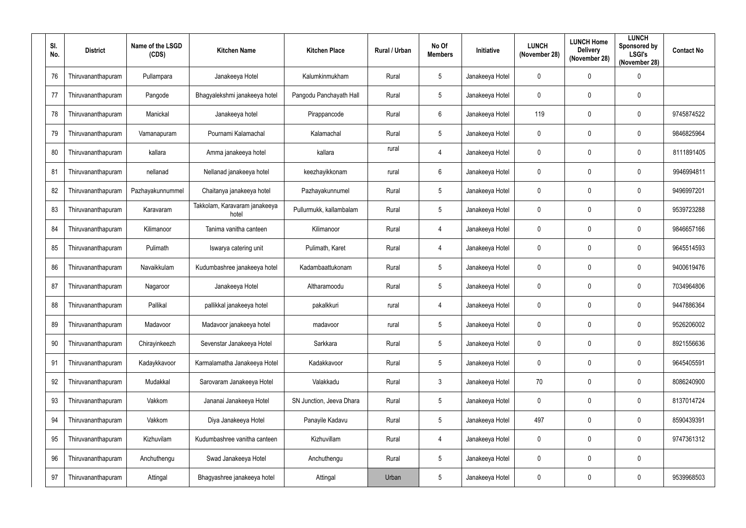| Sl. No. | District | Name of the LSGD (CDS) | Kitchen Name | Kitchen Place | Rural / Urban | No Of Members | Initiative | LUNCH (November 28) | LUNCH Home Delivery (November 28) | LUNCH Sponsored by LSGI's (November 28) | Contact No |
|---|---|---|---|---|---|---|---|---|---|---|---|
| 76 | Thiruvananthapuram | Pullampara | Janakeeya Hotel | Kalumkinmukham | Rural | 5 | Janakeeya Hotel | 0 | 0 | 0 | |
| 77 | Thiruvananthapuram | Pangode | Bhagyalekshmi janakeeya hotel | Pangodu Panchayath Hall | Rural | 5 | Janakeeya Hotel | 0 | 0 | 0 | |
| 78 | Thiruvananthapuram | Manickal | Janakeeya hotel | Pirappancode | Rural | 6 | Janakeeya Hotel | 119 | 0 | 0 | 9745874522 |
| 79 | Thiruvananthapuram | Vamanapuram | Pournami Kalamachal | Kalamachal | Rural | 5 | Janakeeya Hotel | 0 | 0 | 0 | 9846825964 |
| 80 | Thiruvananthapuram | kallara | Amma janakeeya hotel | kallara | rural | 4 | Janakeeya Hotel | 0 | 0 | 0 | 8111891405 |
| 81 | Thiruvananthapuram | nellanad | Nellanad janakeeya hotel | keezhayikkonam | rural | 6 | Janakeeya Hotel | 0 | 0 | 0 | 9946994811 |
| 82 | Thiruvananthapuram | Pazhayakunnummel | Chaitanya janakeeya hotel | Pazhayakunnumel | Rural | 5 | Janakeeya Hotel | 0 | 0 | 0 | 9496997201 |
| 83 | Thiruvananthapuram | Karavaram | Takkolam, Karavaram janakeeya hotel | Pullurmukk, kallambalam | Rural | 5 | Janakeeya Hotel | 0 | 0 | 0 | 9539723288 |
| 84 | Thiruvananthapuram | Kilimanoor | Tanima vanitha canteen | Kilimanoor | Rural | 4 | Janakeeya Hotel | 0 | 0 | 0 | 9846657166 |
| 85 | Thiruvananthapuram | Pulimath | Iswarya catering unit | Pulimath, Karet | Rural | 4 | Janakeeya Hotel | 0 | 0 | 0 | 9645514593 |
| 86 | Thiruvananthapuram | Navaikkulam | Kudumbashree janakeeya hotel | Kadambaattukonam | Rural | 5 | Janakeeya Hotel | 0 | 0 | 0 | 9400619476 |
| 87 | Thiruvananthapuram | Nagaroor | Janakeeya Hotel | Altharamoodu | Rural | 5 | Janakeeya Hotel | 0 | 0 | 0 | 7034964806 |
| 88 | Thiruvananthapuram | Pallikal | pallikkal janakeeya hotel | pakalkkuri | rural | 4 | Janakeeya Hotel | 0 | 0 | 0 | 9447886364 |
| 89 | Thiruvananthapuram | Madavoor | Madavoor janakeeya hotel | madavoor | rural | 5 | Janakeeya Hotel | 0 | 0 | 0 | 9526206002 |
| 90 | Thiruvananthapuram | Chirayinkeezh | Sevenstar Janakeeya Hotel | Sarkkara | Rural | 5 | Janakeeya Hotel | 0 | 0 | 0 | 8921556636 |
| 91 | Thiruvananthapuram | Kadaykkavoor | Karmalamatha Janakeeya Hotel | Kadakkavoor | Rural | 5 | Janakeeya Hotel | 0 | 0 | 0 | 9645405591 |
| 92 | Thiruvananthapuram | Mudakkal | Sarovaram Janakeeya Hotel | Valakkadu | Rural | 3 | Janakeeya Hotel | 70 | 0 | 0 | 8086240900 |
| 93 | Thiruvananthapuram | Vakkom | Jananai Janakeeya Hotel | SN Junction, Jeeva Dhara | Rural | 5 | Janakeeya Hotel | 0 | 0 | 0 | 8137014724 |
| 94 | Thiruvananthapuram | Vakkom | Diya Janakeeya Hotel | Panayile Kadavu | Rural | 5 | Janakeeya Hotel | 497 | 0 | 0 | 8590439391 |
| 95 | Thiruvananthapuram | Kizhuvilam | Kudumbashree vanitha canteen | Kizhuvillam | Rural | 4 | Janakeeya Hotel | 0 | 0 | 0 | 9747361312 |
| 96 | Thiruvananthapuram | Anchuthengu | Swad Janakeeya Hotel | Anchuthengu | Rural | 5 | Janakeeya Hotel | 0 | 0 | 0 | |
| 97 | Thiruvananthapuram | Attingal | Bhagyashree janakeeya hotel | Attingal | Urban | 5 | Janakeeya Hotel | 0 | 0 | 0 | 9539968503 |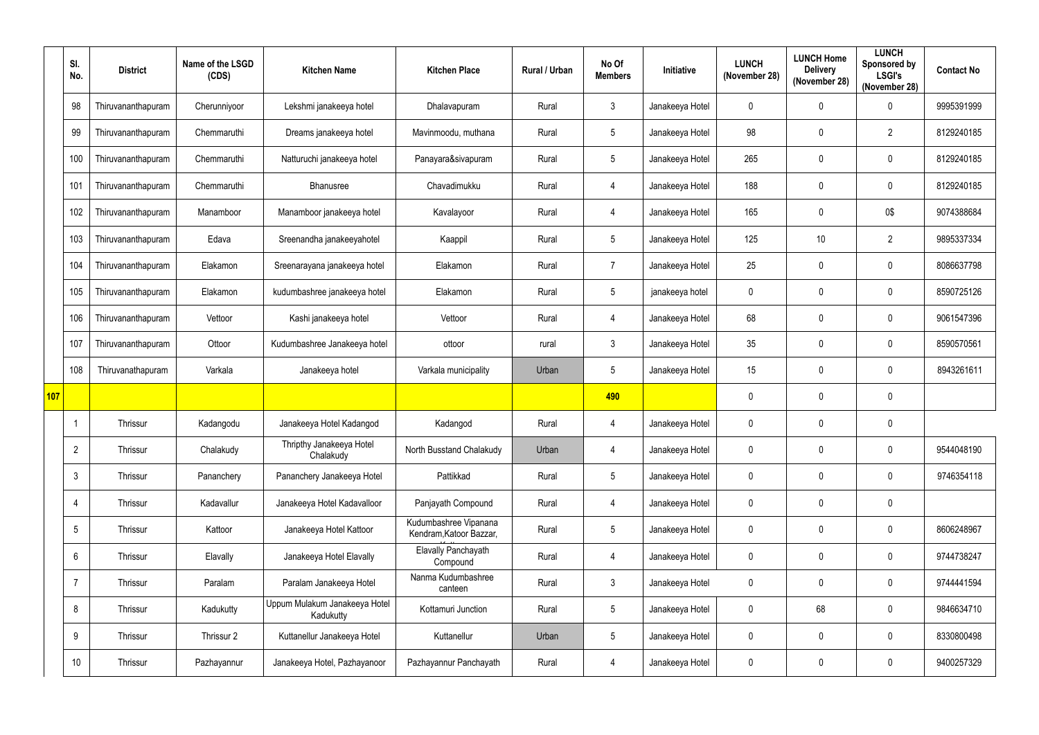| | Sl. No. | District | Name of the LSGD (CDS) | Kitchen Name | Kitchen Place | Rural / Urban | No Of Members | Initiative | LUNCH (November 28) | LUNCH Home Delivery (November 28) | LUNCH Sponsored by LSGI's (November 28) | Contact No |
|---|---|---|---|---|---|---|---|---|---|---|---|---|
| | 98 | Thiruvananthapuram | Cherunniyoor | Lekshmi janakeeya hotel | Dhalavapuram | Rural | 3 | Janakeeya Hotel | 0 | 0 | 0 | 9995391999 |
| | 99 | Thiruvananthapuram | Chemmaruthi | Dreams janakeeya hotel | Mavinmoodu, muthana | Rural | 5 | Janakeeya Hotel | 98 | 0 | 2 | 8129240185 |
| | 100 | Thiruvananthapuram | Chemmaruthi | Natturuchi janakeeya hotel | Panayara&sivapuram | Rural | 5 | Janakeeya Hotel | 265 | 0 | 0 | 8129240185 |
| | 101 | Thiruvananthapuram | Chemmaruthi | Bhanusree | Chavadimukku | Rural | 4 | Janakeeya Hotel | 188 | 0 | 0 | 8129240185 |
| | 102 | Thiruvananthapuram | Manamboor | Manamboor janakeeya hotel | Kavalayoor | Rural | 4 | Janakeeya Hotel | 165 | 0 | 0$ | 9074388684 |
| | 103 | Thiruvananthapuram | Edava | Sreenandha janakeeyahotel | Kaappil | Rural | 5 | Janakeeya Hotel | 125 | 10 | 2 | 9895337334 |
| | 104 | Thiruvananthapuram | Elakamon | Sreenarayana janakeeya hotel | Elakamon | Rural | 7 | Janakeeya Hotel | 25 | 0 | 0 | 8086637798 |
| | 105 | Thiruvananthapuram | Elakamon | kudumbashree janakeeya hotel | Elakamon | Rural | 5 | janakeeya hotel | 0 | 0 | 0 | 8590725126 |
| | 106 | Thiruvananthapuram | Vettoor | Kashi janakeeya hotel | Vettoor | Rural | 4 | Janakeeya Hotel | 68 | 0 | 0 | 9061547396 |
| | 107 | Thiruvananthapuram | Ottoor | Kudumbashree Janakeeya hotel | ottoor | rural | 3 | Janakeeya Hotel | 35 | 0 | 0 | 8590570561 |
| | 108 | Thiruvanathapuram | Varkala | Janakeeya hotel | Varkala municipality | Urban | 5 | Janakeeya Hotel | 15 | 0 | 0 | 8943261611 |
| **107** | | | | | | | **490** | | 0 | 0 | 0 | |
| | 1 | Thrissur | Kadangodu | Janakeeya Hotel Kadangod | Kadangod | Rural | 4 | Janakeeya Hotel | 0 | 0 | 0 | |
| | 2 | Thrissur | Chalakudy | Thripthy Janakeeya Hotel Chalakudy | North Busstand Chalakudy | Urban | 4 | Janakeeya Hotel | 0 | 0 | 0 | 9544048190 |
| | 3 | Thrissur | Pananchery | Pananchery Janakeeya Hotel | Pattikkad | Rural | 5 | Janakeeya Hotel | 0 | 0 | 0 | 9746354118 |
| | 4 | Thrissur | Kadavallur | Janakeeya Hotel Kadavalloor | Panjayath Compound | Rural | 4 | Janakeeya Hotel | 0 | 0 | 0 | |
| | 5 | Thrissur | Kattoor | Janakeeya Hotel Kattoor | Kudumbashree Vipanana Kendram,Katoor Bazzar, | Rural | 5 | Janakeeya Hotel | 0 | 0 | 0 | 8606248967 |
| | 6 | Thrissur | Elavally | Janakeeya Hotel Elavally | Elavally Panchayath Compound | Rural | 4 | Janakeeya Hotel | 0 | 0 | 0 | 9744738247 |
| | 7 | Thrissur | Paralam | Paralam Janakeeya Hotel | Nanma Kudumbashree canteen | Rural | 3 | Janakeeya Hotel | 0 | 0 | 0 | 9744441594 |
| | 8 | Thrissur | Kadukutty | Uppum Mulakum Janakeeya Hotel Kadukutty | Kottamuri Junction | Rural | 5 | Janakeeya Hotel | 0 | 68 | 0 | 9846634710 |
| | 9 | Thrissur | Thrissur 2 | Kuttanellur Janakeeya Hotel | Kuttanellur | Urban | 5 | Janakeeya Hotel | 0 | 0 | 0 | 8330800498 |
| | 10 | Thrissur | Pazhayannur | Janakeeya Hotel, Pazhayanoor | Pazhayannur Panchayath | Rural | 4 | Janakeeya Hotel | 0 | 0 | 0 | 9400257329 |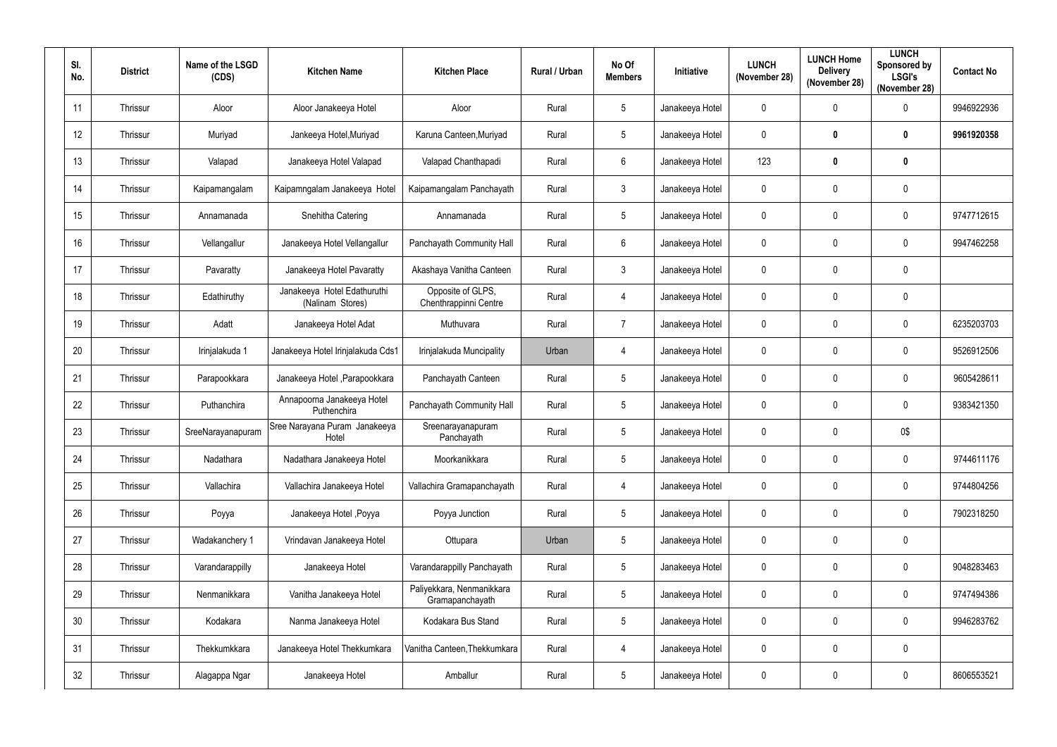| Sl. No. | District | Name of the LSGD (CDS) | Kitchen Name | Kitchen Place | Rural / Urban | No Of Members | Initiative | LUNCH (November 28) | LUNCH Home Delivery (November 28) | LUNCH Sponsored by LSGI's (November 28) | Contact No |
|---|---|---|---|---|---|---|---|---|---|---|---|
| 11 | Thrissur | Aloor | Aloor Janakeeya Hotel | Aloor | Rural | 5 | Janakeeya Hotel | 0 | 0 | 0 | 9946922936 |
| 12 | Thrissur | Muriyad | Jankeeya Hotel,Muriyad | Karuna Canteen,Muriyad | Rural | 5 | Janakeeya Hotel | 0 | **0** | **0** | **9961920358** |
| 13 | Thrissur | Valapad | Janakeeya Hotel Valapad | Valapad Chanthapadi | Rural | 6 | Janakeeya Hotel | 123 | **0** | **0** | |
| 14 | Thrissur | Kaipamangalam | Kaipamngalam Janakeeya Hotel | Kaipamangalam Panchayath | Rural | 3 | Janakeeya Hotel | 0 | 0 | 0 | |
| 15 | Thrissur | Annamanada | Snehitha Catering | Annamanada | Rural | 5 | Janakeeya Hotel | 0 | 0 | 0 | 9747712615 |
| 16 | Thrissur | Vellangallur | Janakeeya Hotel Vellangallur | Panchayath Community Hall | Rural | 6 | Janakeeya Hotel | 0 | 0 | 0 | 9947462258 |
| 17 | Thrissur | Pavaratty | Janakeeya Hotel Pavaratty | Akashaya Vanitha Canteen | Rural | 3 | Janakeeya Hotel | 0 | 0 | 0 | |
| 18 | Thrissur | Edathiruthy | Janakeeya Hotel Edathuruthi (Nalinam Stores) | Opposite of GLPS, Chenthrappinni Centre | Rural | 4 | Janakeeya Hotel | 0 | 0 | 0 | |
| 19 | Thrissur | Adatt | Janakeeya Hotel Adat | Muthuvara | Rural | 7 | Janakeeya Hotel | 0 | 0 | 0 | 6235203703 |
| 20 | Thrissur | Irinjalakuda 1 | Janakeeya Hotel Irinjalakuda Cds1 | Irinjalakuda Muncipality | Urban | 4 | Janakeeya Hotel | 0 | 0 | 0 | 9526912506 |
| 21 | Thrissur | Parapookkara | Janakeeya Hotel ,Parapookkara | Panchayath Canteen | Rural | 5 | Janakeeya Hotel | 0 | 0 | 0 | 9605428611 |
| 22 | Thrissur | Puthanchira | Annapoorna Janakeeya Hotel Puthenchira | Panchayath Community Hall | Rural | 5 | Janakeeya Hotel | 0 | 0 | 0 | 9383421350 |
| 23 | Thrissur | SreeNarayanapuram | Sree Narayana Puram Janakeeya Hotel | Sreenarayanapuram Panchayath | Rural | 5 | Janakeeya Hotel | 0 | 0 | 0$ | |
| 24 | Thrissur | Nadathara | Nadathara Janakeeya Hotel | Moorkanikkara | Rural | 5 | Janakeeya Hotel | 0 | 0 | 0 | 9744611176 |
| 25 | Thrissur | Vallachira | Vallachira Janakeeya Hotel | Vallachira Gramapanchayath | Rural | 4 | Janakeeya Hotel | 0 | 0 | 0 | 9744804256 |
| 26 | Thrissur | Poyya | Janakeeya Hotel ,Poyya | Poyya Junction | Rural | 5 | Janakeeya Hotel | 0 | 0 | 0 | 7902318250 |
| 27 | Thrissur | Wadakanchery 1 | Vrindavan Janakeeya Hotel | Ottupara | Urban | 5 | Janakeeya Hotel | 0 | 0 | 0 | |
| 28 | Thrissur | Varandarappilly | Janakeeya Hotel | Varandarappilly Panchayath | Rural | 5 | Janakeeya Hotel | 0 | 0 | 0 | 9048283463 |
| 29 | Thrissur | Nenmanikkara | Vanitha Janakeeya Hotel | Paliyekkara, Nenmanikkara Gramapanchayath | Rural | 5 | Janakeeya Hotel | 0 | 0 | 0 | 9747494386 |
| 30 | Thrissur | Kodakara | Nanma Janakeeya Hotel | Kodakara Bus Stand | Rural | 5 | Janakeeya Hotel | 0 | 0 | 0 | 9946283762 |
| 31 | Thrissur | Thekkumkkara | Janakeeya Hotel Thekkumkara | Vanitha Canteen,Thekkumkara | Rural | 4 | Janakeeya Hotel | 0 | 0 | 0 | |
| 32 | Thrissur | Alagappa Ngar | Janakeeya Hotel | Amballur | Rural | 5 | Janakeeya Hotel | 0 | 0 | 0 | 8606553521 |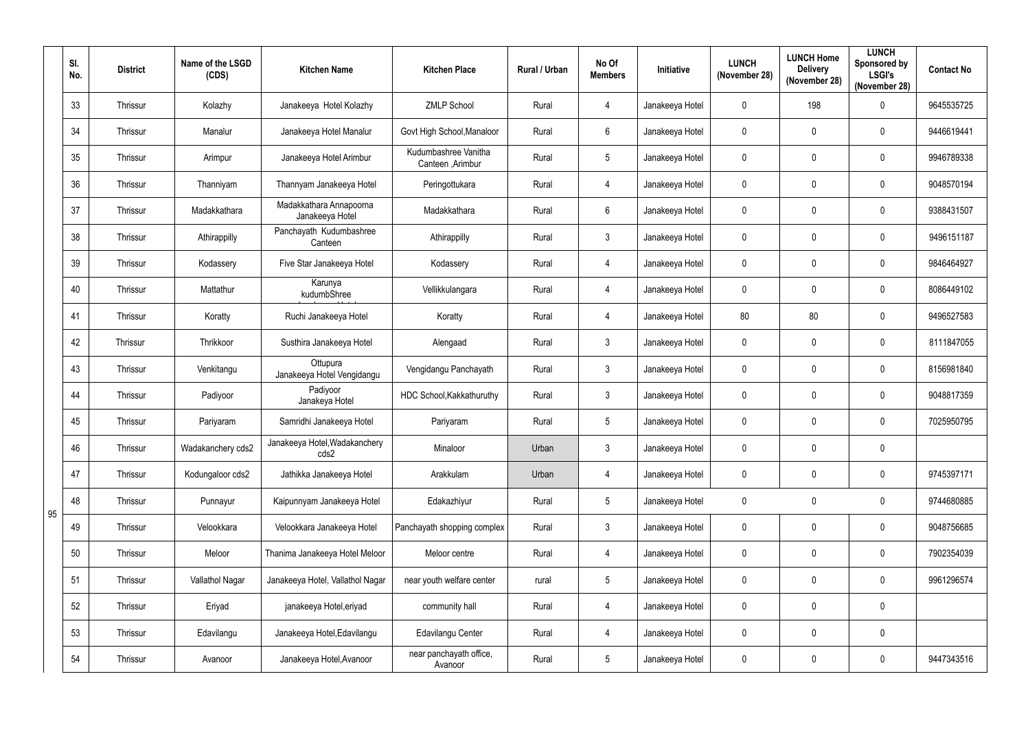| Sl. No. | District | Name of the LSGD (CDS) | Kitchen Name | Kitchen Place | Rural / Urban | No Of Members | Initiative | LUNCH (November 28) | LUNCH Home Delivery (November 28) | LUNCH Sponsored by LSGI's (November 28) | Contact No |
|---|---|---|---|---|---|---|---|---|---|---|---|
| 33 | Thrissur | Kolazhy | Janakeeya Hotel Kolazhy | ZMLP School | Rural | 4 | Janakeeya Hotel | 0 | 198 | 0 | 9645535725 |
| 34 | Thrissur | Manalur | Janakeeya Hotel Manalur | Govt High School,Manaloor | Rural | 6 | Janakeeya Hotel | 0 | 0 | 0 | 9446619441 |
| 35 | Thrissur | Arimpur | Janakeeya Hotel Arimbur | Kudumbashree Vanitha Canteen ,Arimbur | Rural | 5 | Janakeeya Hotel | 0 | 0 | 0 | 9946789338 |
| 36 | Thrissur | Thanniyam | Thannyam Janakeeya Hotel | Peringottukara | Rural | 4 | Janakeeya Hotel | 0 | 0 | 0 | 9048570194 |
| 37 | Thrissur | Madakkathara | Madakkathara Annapoorna Janakeeya Hotel | Madakkathara | Rural | 6 | Janakeeya Hotel | 0 | 0 | 0 | 9388431507 |
| 38 | Thrissur | Athirappilly | Panchayath Kudumbashree Canteen | Athirappilly | Rural | 3 | Janakeeya Hotel | 0 | 0 | 0 | 9496151187 |
| 39 | Thrissur | Kodassery | Five Star Janakeeya Hotel | Kodassery | Rural | 4 | Janakeeya Hotel | 0 | 0 | 0 | 9846464927 |
| 40 | Thrissur | Mattathur | Karunya kudumbShree | Vellikkulangara | Rural | 4 | Janakeeya Hotel | 0 | 0 | 0 | 8086449102 |
| 41 | Thrissur | Koratty | Ruchi Janakeeya Hotel | Koratty | Rural | 4 | Janakeeya Hotel | 80 | 80 | 0 | 9496527583 |
| 42 | Thrissur | Thrikkoor | Susthira Janakeeya Hotel | Alengaad | Rural | 3 | Janakeeya Hotel | 0 | 0 | 0 | 8111847055 |
| 43 | Thrissur | Venkitangu | Ottupura Janakeeya Hotel Vengidangu | Vengidangu Panchayath | Rural | 3 | Janakeeya Hotel | 0 | 0 | 0 | 8156981840 |
| 44 | Thrissur | Padiyoor | Padiyoor Janakeya Hotel | HDC School,Kakkathuruthy | Rural | 3 | Janakeeya Hotel | 0 | 0 | 0 | 9048817359 |
| 45 | Thrissur | Pariyaram | Samridhi Janakeeya Hotel | Pariyaram | Rural | 5 | Janakeeya Hotel | 0 | 0 | 0 | 7025950795 |
| 46 | Thrissur | Wadakanchery cds2 | Janakeeya Hotel,Wadakanchery cds2 | Minaloor | Urban | 3 | Janakeeya Hotel | 0 | 0 | 0 | |
| 47 | Thrissur | Kodungaloor cds2 | Jathikka Janakeeya Hotel | Arakkulam | Urban | 4 | Janakeeya Hotel | 0 | 0 | 0 | 9745397171 |
| 48 | Thrissur | Punnayur | Kaipunnyam Janakeeya Hotel | Edakazhiyur | Rural | 5 | Janakeeya Hotel | 0 | 0 | 0 | 9744680885 |
| 49 | Thrissur | Velookkara | Velookkara Janakeeya Hotel | Panchayath shopping complex | Rural | 3 | Janakeeya Hotel | 0 | 0 | 0 | 9048756685 |
| 50 | Thrissur | Meloor | Thanima Janakeeya Hotel Meloor | Meloor centre | Rural | 4 | Janakeeya Hotel | 0 | 0 | 0 | 7902354039 |
| 51 | Thrissur | Vallathol Nagar | Janakeeya Hotel, Vallathol Nagar | near youth welfare center | rural | 5 | Janakeeya Hotel | 0 | 0 | 0 | 9961296574 |
| 52 | Thrissur | Eriyad | janakeeya Hotel,eriyad | community hall | Rural | 4 | Janakeeya Hotel | 0 | 0 | 0 | |
| 53 | Thrissur | Edavilangu | Janakeeya Hotel,Edavilangu | Edavilangu Center | Rural | 4 | Janakeeya Hotel | 0 | 0 | 0 | |
| 54 | Thrissur | Avanoor | Janakeeya Hotel,Avanoor | near panchayath office, Avanoor | Rural | 5 | Janakeeya Hotel | 0 | 0 | 0 | 9447343516 |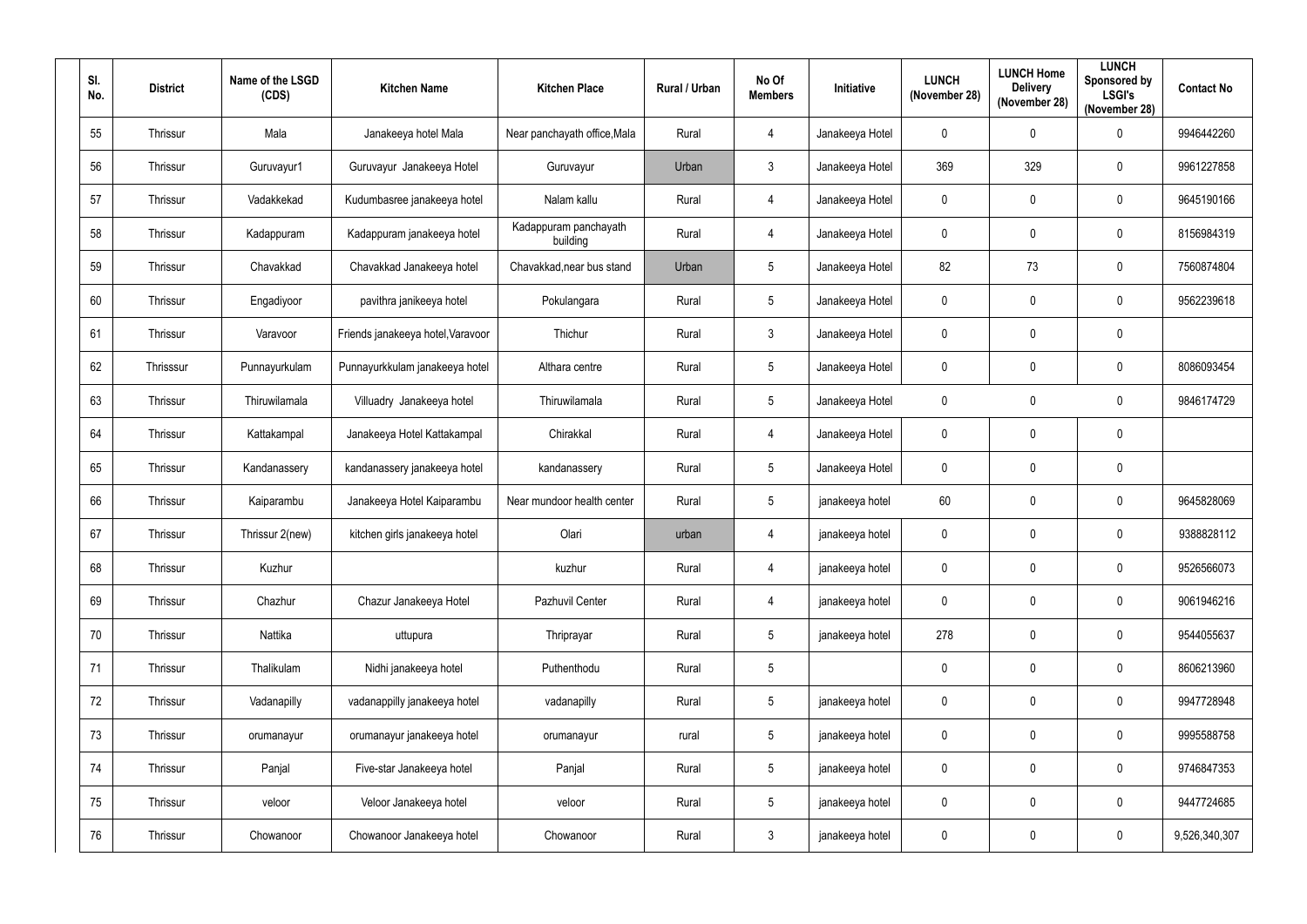| Sl. No. | District | Name of the LSGD (CDS) | Kitchen Name | Kitchen Place | Rural / Urban | No Of Members | Initiative | LUNCH (November 28) | LUNCH Home Delivery (November 28) | LUNCH Sponsored by LSGI's (November 28) | Contact No |
|---|---|---|---|---|---|---|---|---|---|---|---|
| 55 | Thrissur | Mala | Janakeeya hotel Mala | Near panchayath office,Mala | Rural | 4 | Janakeeya Hotel | 0 | 0 | 0 | 9946442260 |
| 56 | Thrissur | Guruvayur1 | Guruvayur Janakeeya Hotel | Guruvayur | Urban | 3 | Janakeeya Hotel | 369 | 329 | 0 | 9961227858 |
| 57 | Thrissur | Vadakkekad | Kudumbasree janakeeya hotel | Nalam kallu | Rural | 4 | Janakeeya Hotel | 0 | 0 | 0 | 9645190166 |
| 58 | Thrissur | Kadappuram | Kadappuram janakeeya hotel | Kadappuram panchayath building | Rural | 4 | Janakeeya Hotel | 0 | 0 | 0 | 8156984319 |
| 59 | Thrissur | Chavakkad | Chavakkad Janakeeya hotel | Chavakkad,near bus stand | Urban | 5 | Janakeeya Hotel | 82 | 73 | 0 | 7560874804 |
| 60 | Thrissur | Engadiyoor | pavithra janikeeya hotel | Pokulangara | Rural | 5 | Janakeeya Hotel | 0 | 0 | 0 | 9562239618 |
| 61 | Thrissur | Varavoor | Friends janakeeya hotel,Varavoor | Thichur | Rural | 3 | Janakeeya Hotel | 0 | 0 | 0 | |
| 62 | Thrisssur | Punnayurkulam | Punnayurkkulam janakeeya hotel | Althara centre | Rural | 5 | Janakeeya Hotel | 0 | 0 | 0 | 8086093454 |
| 63 | Thrissur | Thiruwilamala | Villuadry Janakeeya hotel | Thiruwilamala | Rural | 5 | Janakeeya Hotel | 0 | 0 | 0 | 9846174729 |
| 64 | Thrissur | Kattakampal | Janakeeya Hotel Kattakampal | Chirakkal | Rural | 4 | Janakeeya Hotel | 0 | 0 | 0 | |
| 65 | Thrissur | Kandanassery | kandanassery janakeeya hotel | kandanassery | Rural | 5 | Janakeeya Hotel | 0 | 0 | 0 | |
| 66 | Thrissur | Kaiparambu | Janakeeya Hotel Kaiparambu | Near mundoor health center | Rural | 5 | janakeeya hotel | 60 | 0 | 0 | 9645828069 |
| 67 | Thrissur | Thrissur 2(new) | kitchen girls janakeeya hotel | Olari | urban | 4 | janakeeya hotel | 0 | 0 | 0 | 9388828112 |
| 68 | Thrissur | Kuzhur | | kuzhur | Rural | 4 | janakeeya hotel | 0 | 0 | 0 | 9526566073 |
| 69 | Thrissur | Chazhur | Chazur Janakeeya Hotel | Pazhuvil Center | Rural | 4 | janakeeya hotel | 0 | 0 | 0 | 9061946216 |
| 70 | Thrissur | Nattika | uttupura | Thriprayar | Rural | 5 | janakeeya hotel | 278 | 0 | 0 | 9544055637 |
| 71 | Thrissur | Thalikulam | Nidhi janakeeya hotel | Puthenthodu | Rural | 5 | | 0 | 0 | 0 | 8606213960 |
| 72 | Thrissur | Vadanapilly | vadanappilly janakeeya hotel | vadanapilly | Rural | 5 | janakeeya hotel | 0 | 0 | 0 | 9947728948 |
| 73 | Thrissur | orumanayur | orumanayur janakeeya hotel | orumanayur | rural | 5 | janakeeya hotel | 0 | 0 | 0 | 9995588758 |
| 74 | Thrissur | Panjal | Five-star Janakeeya hotel | Panjal | Rural | 5 | janakeeya hotel | 0 | 0 | 0 | 9746847353 |
| 75 | Thrissur | veloor | Veloor Janakeeya hotel | veloor | Rural | 5 | janakeeya hotel | 0 | 0 | 0 | 9447724685 |
| 76 | Thrissur | Chowanoor | Chowanoor Janakeeya hotel | Chowanoor | Rural | 3 | janakeeya hotel | 0 | 0 | 0 | 9,526,340,307 |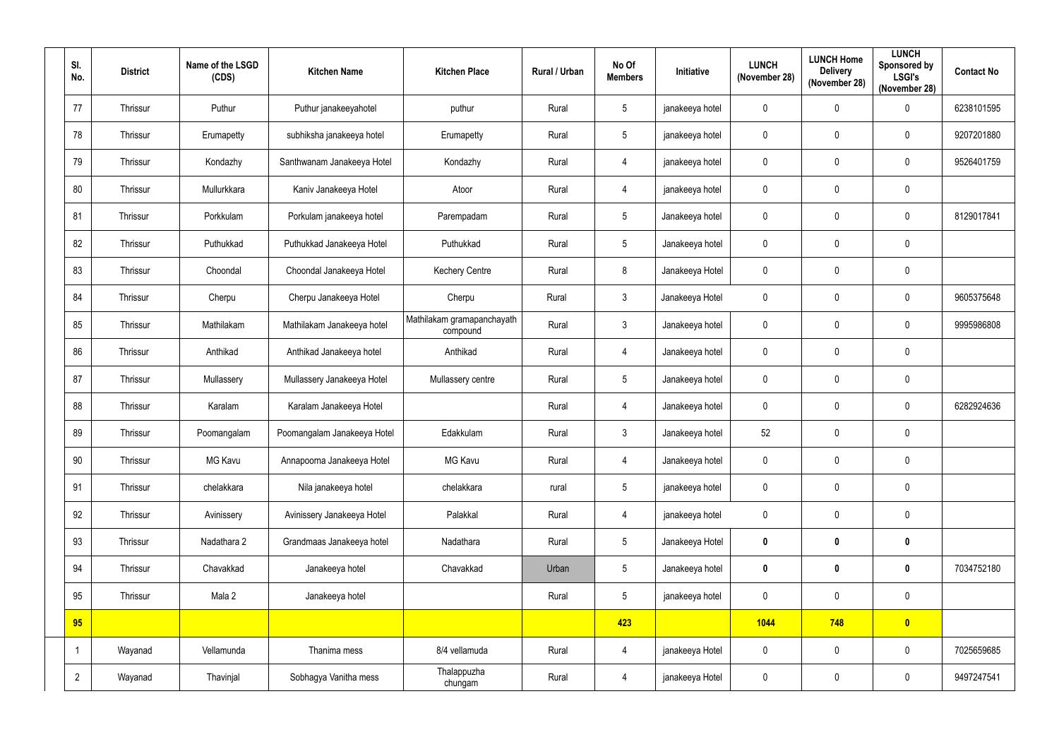| Sl. No. | District | Name of the LSGD (CDS) | Kitchen Name | Kitchen Place | Rural / Urban | No Of Members | Initiative | LUNCH (November 28) | LUNCH Home Delivery (November 28) | LUNCH Sponsored by LSGI's (November 28) | Contact No |
|---|---|---|---|---|---|---|---|---|---|---|---|
| 77 | Thrissur | Puthur | Puthur janakeeyahotel | puthur | Rural | 5 | janakeeya hotel | 0 | 0 | 0 | 6238101595 |
| 78 | Thrissur | Erumapetty | subhiksha janakeeya hotel | Erumapetty | Rural | 5 | janakeeya hotel | 0 | 0 | 0 | 9207201880 |
| 79 | Thrissur | Kondazhy | Santhwanam Janakeeya Hotel | Kondazhy | Rural | 4 | janakeeya hotel | 0 | 0 | 0 | 9526401759 |
| 80 | Thrissur | Mullurkkara | Kaniv Janakeeya Hotel | Atoor | Rural | 4 | janakeeya hotel | 0 | 0 | 0 | |
| 81 | Thrissur | Porkkulam | Porkulam janakeeya hotel | Parempadam | Rural | 5 | Janakeeya hotel | 0 | 0 | 0 | 8129017841 |
| 82 | Thrissur | Puthukkad | Puthukkad Janakeeya Hotel | Puthukkad | Rural | 5 | Janakeeya hotel | 0 | 0 | 0 | |
| 83 | Thrissur | Choondal | Choondal Janakeeya Hotel | Kechery Centre | Rural | 8 | Janakeeya Hotel | 0 | 0 | 0 | |
| 84 | Thrissur | Cherpu | Cherpu Janakeeya Hotel | Cherpu | Rural | 3 | Janakeeya Hotel | 0 | 0 | 0 | 9605375648 |
| 85 | Thrissur | Mathilakam | Mathilakam Janakeeya hotel | Mathilakam gramapanchayath compound | Rural | 3 | Janakeeya hotel | 0 | 0 | 0 | 9995986808 |
| 86 | Thrissur | Anthikad | Anthikad Janakeeya hotel | Anthikad | Rural | 4 | Janakeeya hotel | 0 | 0 | 0 | |
| 87 | Thrissur | Mullassery | Mullassery Janakeeya Hotel | Mullassery centre | Rural | 5 | Janakeeya hotel | 0 | 0 | 0 | |
| 88 | Thrissur | Karalam | Karalam Janakeeya Hotel | | Rural | 4 | Janakeeya hotel | 0 | 0 | 0 | 6282924636 |
| 89 | Thrissur | Poomangalam | Poomangalam Janakeeya Hotel | Edakkulam | Rural | 3 | Janakeeya hotel | 52 | 0 | 0 | |
| 90 | Thrissur | MG Kavu | Annapoorna Janakeeya Hotel | MG Kavu | Rural | 4 | Janakeeya hotel | 0 | 0 | 0 | |
| 91 | Thrissur | chelakkara | Nila janakeeya hotel | chelakkara | rural | 5 | janakeeya hotel | 0 | 0 | 0 | |
| 92 | Thrissur | Avinissery | Avinissery Janakeeya Hotel | Palakkal | Rural | 4 | janakeeya hotel | 0 | 0 | 0 | |
| 93 | Thrissur | Nadathara 2 | Grandmaas Janakeeya hotel | Nadathara | Rural | 5 | Janakeeya Hotel | **0** | **0** | **0** | |
| 94 | Thrissur | Chavakkad | Janakeeya hotel | Chavakkad | Urban | 5 | Janakeeya hotel | **0** | **0** | **0** | 7034752180 |
| 95 | Thrissur | Mala 2 | Janakeeya hotel | | Rural | 5 | janakeeya hotel | 0 | 0 | 0 | |
| **95** | | | | | | **423** | | **1044** | **748** | **0** | |
| 1 | Wayanad | Vellamunda | Thanima mess | 8/4 vellamuda | Rural | 4 | janakeeya Hotel | 0 | 0 | 0 | 7025659685 |
| 2 | Wayanad | Thavinjal | Sobhagya Vanitha mess | Thalappuzha chungam | Rural | 4 | janakeeya Hotel | 0 | 0 | 0 | 9497247541 |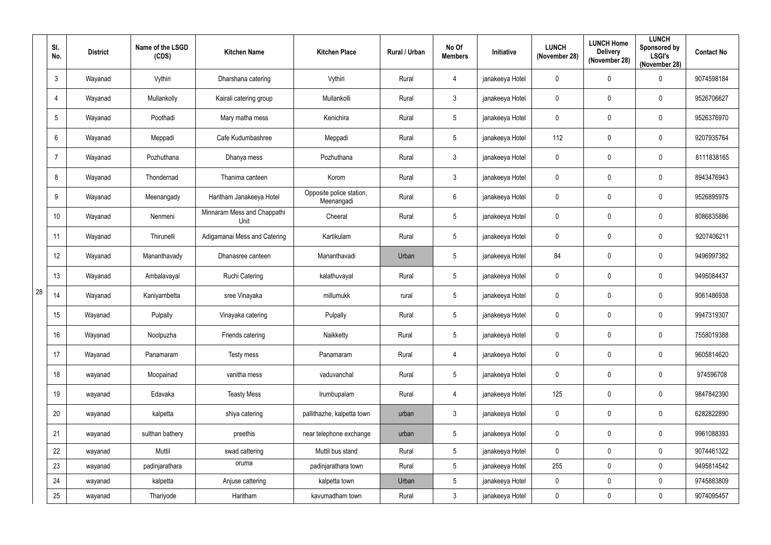| | Sl. No. | District | Name of the LSGD (CDS) | Kitchen Name | Kitchen Place | Rural / Urban | No Of Members | Initiative | LUNCH (November 28) | LUNCH Home Delivery (November 28) | LUNCH Sponsored by LSGI's (November 28) | Contact No |
|---|---|---|---|---|---|---|---|---|---|---|---|---|
| 28 | 3 | Wayanad | Vythiri | Dharshana catering | Vythiri | Rural | 4 | janakeeya Hotel | 0 | 0 | 0 | 9074598184 |
| | 4 | Wayanad | Mullankolly | Kairali catering group | Mullankolli | Rural | 3 | janakeeya Hotel | 0 | 0 | 0 | 9526706627 |
| | 5 | Wayanad | Poothadi | Mary matha mess | Kenichira | Rural | 5 | janakeeya Hotel | 0 | 0 | 0 | 9526376970 |
| | 6 | Wayanad | Meppadi | Cafe Kudumbashree | Meppadi | Rural | 5 | janakeeya Hotel | 112 | 0 | 0 | 9207935764 |
| | 7 | Wayanad | Pozhuthana | Dhanya mess | Pozhuthana | Rural | 3 | janakeeya Hotel | 0 | 0 | 0 | 8111838165 |
| | 8 | Wayanad | Thondernad | Thanima canteen | Korom | Rural | 3 | janakeeya Hotel | 0 | 0 | 0 | 8943476943 |
| | 9 | Wayanad | Meenangady | Haritham Janakeeya Hotel | Opposite police station, Meenangadi | Rural | 6 | janakeeya Hotel | 0 | 0 | 0 | 9526895975 |
| | 10 | Wayanad | Nenmeni | Minnaram Mess and Chappathi Unit | Cheeral | Rural | 5 | janakeeya Hotel | 0 | 0 | 0 | 8086835886 |
| | 11 | Wayanad | Thirunelli | Adigamanai Mess and Catering | Kartikulam | Rural | 5 | janakeeya Hotel | 0 | 0 | 0 | 9207406211 |
| | 12 | Wayanad | Mananthavady | Dhanasree canteen | Mananthavadi | Urban | 5 | janakeeya Hotel | 84 | 0 | 0 | 9496997382 |
| | 13 | Wayanad | Ambalavayal | Ruchi Catering | kalathuvayal | Rural | 5 | janakeeya Hotel | 0 | 0 | 0 | 9495084437 |
| | 14 | Wayanad | Kaniyambetta | sree Vinayaka | millumukk | rural | 5 | janakeeya Hotel | 0 | 0 | 0 | 9061486938 |
| | 15 | Wayanad | Pulpally | Vinayaka catering | Pulpally | Rural | 5 | janakeeya Hotel | 0 | 0 | 0 | 9947319307 |
| | 16 | Wayanad | Noolpuzha | Friends catering | Naikketty | Rural | 5 | janakeeya Hotel | 0 | 0 | 0 | 7558019388 |
| | 17 | Wayanad | Panamaram | Testy mess | Panamaram | Rural | 4 | janakeeya Hotel | 0 | 0 | 0 | 9605814620 |
| | 18 | wayanad | Moopainad | vanitha mess | vaduvanchal | Rural | 5 | janakeeya Hotel | 0 | 0 | 0 | 974596708 |
| | 19 | wayanad | Edavaka | Teasty Mess | Irumbupalam | Rural | 4 | janakeeya Hotel | 125 | 0 | 0 | 9847842390 |
| | 20 | wayanad | kalpetta | shiya catering | pallithazhe, kalpetta town | urban | 3 | janakeeya Hotel | 0 | 0 | 0 | 6282822890 |
| | 21 | wayanad | sulthan bathery | preethis | near telephone exchange | urban | 5 | janakeeya Hotel | 0 | 0 | 0 | 9961088393 |
| | 22 | wayanad | Muttil | swad cattering | Muttil bus stand | Rural | 5 | janakeeya Hotel | 0 | 0 | 0 | 9074461322 |
| | 23 | wayanad | padinjarathara | oruma | padinjarathara town | Rural | 5 | janakeeya Hotel | 255 | 0 | 0 | 9495814542 |
| | 24 | wayanad | kalpetta | Anjuse cattering | kalpetta town | Urban | 5 | janakeeya Hotel | 0 | 0 | 0 | 9745883809 |
| | 25 | wayanad | Thariyode | Haritham | kavumadham town | Rural | 3 | janakeeya Hotel | 0 | 0 | 0 | 9074095457 |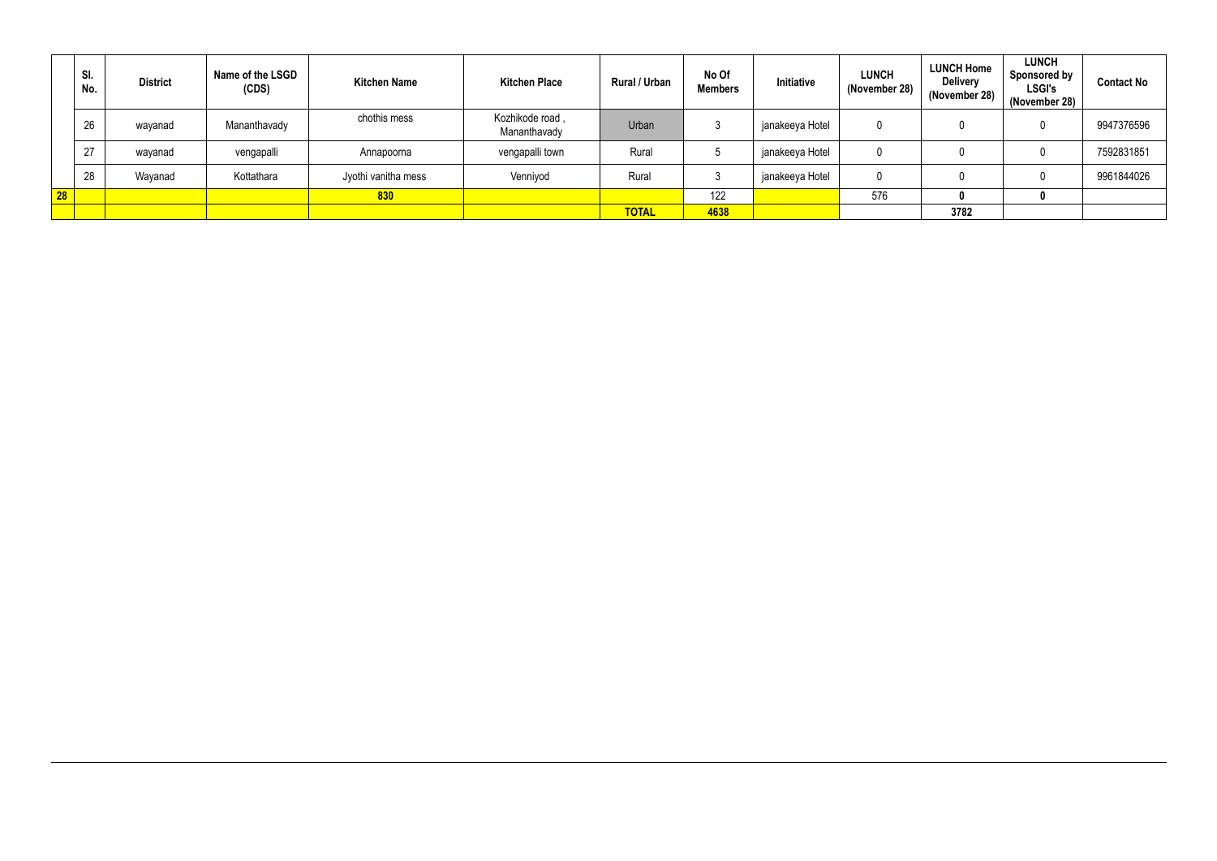| | Sl. No. | District | Name of the LSGD (CDS) | Kitchen Name | Kitchen Place | Rural / Urban | No Of Members | Initiative | LUNCH (November 28) | LUNCH Home Delivery (November 28) | LUNCH Sponsored by LSGI's (November 28) | Contact No |
|---|---|---|---|---|---|---|---|---|---|---|---|---|
| | 26 | wayanad | Mananthavady | chothis mess | Kozhikode road , Mananthavady | Urban | 3 | janakeeya Hotel | 0 | 0 | 0 | 9947376596 |
| | 27 | wayanad | vengapalli | Annapoorna | vengapalli town | Rural | 5 | janakeeya Hotel | 0 | 0 | 0 | 7592831851 |
| | 28 | Wayanad | Kottathara | Jyothi vanitha mess | Venniyod | Rural | 3 | janakeeya Hotel | 0 | 0 | 0 | 9961844026 |
| **28** | | | | **830** | | | 122 | | 576 | **0** | **0** | |
| | | | | | | **TOTAL** | **4638** | | | **3782** | | |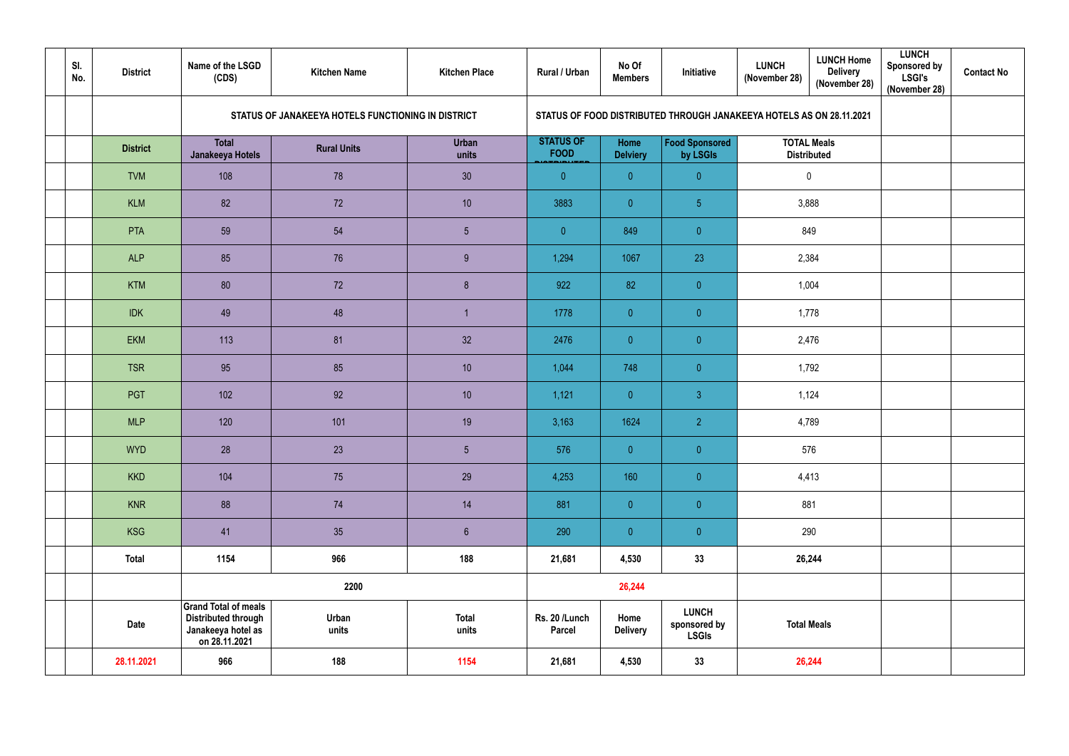| | Sl. No. | District | Name of the LSGD (CDS) | Kitchen Name | Kitchen Place | Rural / Urban | No Of Members | Initiative | LUNCH (November 28) | LUNCH Home Delivery (November 28) | LUNCH Sponsored by LSGI's (November 28) | Contact No |
|---|---|---|---|---|---|---|---|---|---|---|---|---|
| | | | STATUS OF JANAKEEYA HOTELS FUNCTIONING IN DISTRICT | | | STATUS OF FOOD DISTRIBUTED THROUGH JANAKEEYA HOTELS AS ON 28.11.2021 | | | | | | |
| | | District | Total Janakeeya Hotels | Rural Units | Urban units | STATUS OF FOOD DISTRIBUTED | Home Delviery | Food Sponsored by LSGIs | TOTAL Meals Distributed | | | |
| | | TVM | 108 | 78 | 30 | 0 | 0 | 0 | 0 | | | |
| | | KLM | 82 | 72 | 10 | 3883 | 0 | 5 | 3,888 | | | |
| | | PTA | 59 | 54 | 5 | 0 | 849 | 0 | 849 | | | |
| | | ALP | 85 | 76 | 9 | 1,294 | 1067 | 23 | 2,384 | | | |
| | | KTM | 80 | 72 | 8 | 922 | 82 | 0 | 1,004 | | | |
| | | IDK | 49 | 48 | 1 | 1778 | 0 | 0 | 1,778 | | | |
| | | EKM | 113 | 81 | 32 | 2476 | 0 | 0 | 2,476 | | | |
| | | TSR | 95 | 85 | 10 | 1,044 | 748 | 0 | 1,792 | | | |
| | | PGT | 102 | 92 | 10 | 1,121 | 0 | 3 | 1,124 | | | |
| | | MLP | 120 | 101 | 19 | 3,163 | 1624 | 2 | 4,789 | | | |
| | | WYD | 28 | 23 | 5 | 576 | 0 | 0 | 576 | | | |
| | | KKD | 104 | 75 | 29 | 4,253 | 160 | 0 | 4,413 | | | |
| | | KNR | 88 | 74 | 14 | 881 | 0 | 0 | 881 | | | |
| | | KSG | 41 | 35 | 6 | 290 | 0 | 0 | 290 | | | |
| | | Total | 1154 | 966 | 188 | 21,681 | 4,530 | 33 | 26,244 | | | |
| | | | 2200 | | | 26,244 | | | | | | |
| | | Date | Grand Total of meals Distributed through Janakeeya hotel as on 28.11.2021 | Urban units | Total units | Rs. 20 /Lunch Parcel | Home Delivery | LUNCH sponsored by LSGIs | Total Meals | | | |
| | | 28.11.2021 | 966 | 188 | 1154 | 21,681 | 4,530 | 33 | 26,244 | | | |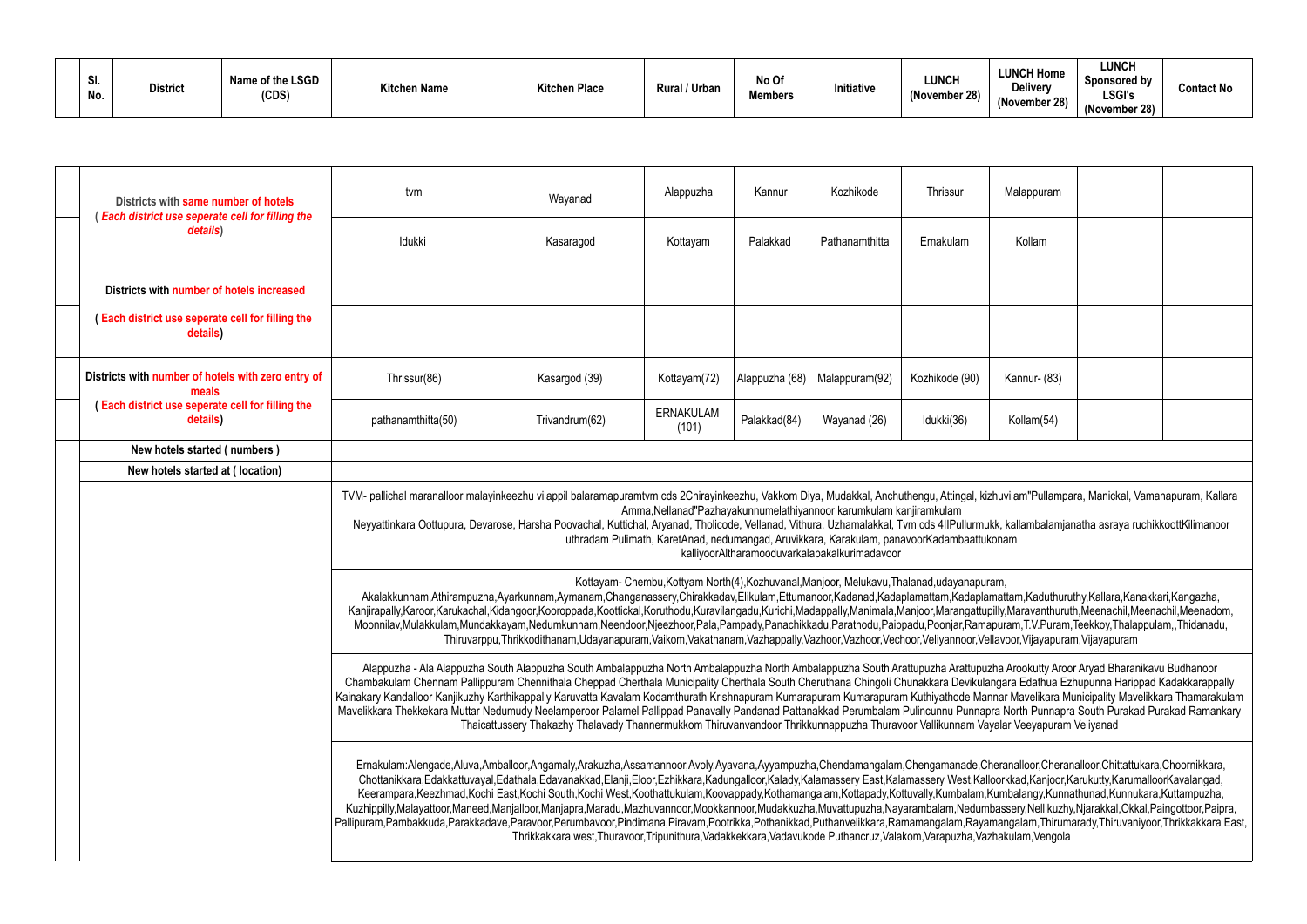| Sl. No. | District | Name of the LSGD (CDS) | Kitchen Name | Kitchen Place | Rural / Urban | No Of Members | Initiative | LUNCH (November 28) | LUNCH Home Delivery (November 28) | LUNCH Sponsored by LSGI's (November 28) | Contact No |
|---|---|---|---|---|---|---|---|---|---|---|---|

| | | | | | | | | | | |
|---|---|---|---|---|---|---|---|---|---|---|
| | Districts with **same number of hotels** (*Each district use seperate cell for filling the details*) | tvm | Wayanad | Alappuzha | Kannur | Kozhikode | Thrissur | Malappuram | | |
| | | Idukki | Kasaragod | Kottayam | Palakkad | Pathanamthitta | Ernakulam | Kollam | | |
| | Districts with **number of hotels increased** | | | | | | | | | |
| | (**Each district use seperate cell for filling the details**) | | | | | | | | | |
| | Districts with **number of hotels with zero entry of meals** (**Each district use seperate cell for filling the details**) | Thrissur(86) | Kasargod (39) | Kottayam(72) | Alappuzha (68) | Malappuram(92) | Kozhikode (90) | Kannur- (83) | | |
| | | pathanamthitta(50) | Trivandrum(62) | ERNAKULAM (101) | Palakkad(84) | Wayanad (26) | Idukki(36) | Kollam(54) | | |
| | New hotels started ( numbers ) | | | | | | | | | |
| | New hotels started at ( location) | | | | | | | | | |

TVM- pallichal maranalloor malayinkeezhu vilappil balaramapuramtvm cds 2Chirayinkeezhu, Vakkom Diya, Mudakkal, Anchuthengu, Attingal, kizhuvilam"Pullampara, Manickal, Vamanapuram, Kallara Amma,Nellanad"Pazhayakunnumelathiyannoor karumkulam kanjiramkulam
Neyyattinkara Oottupura, Devarose, Harsha Poovachal, Kuttichal, Aryanad, Tholicode, Vellanad, Vithura, Uzhamalakkal, Tvm cds 4IIPullurmukk, kallambalamjanatha asraya ruchikkottKilimanoor uthradam Pulimath, KaretAnad, nedumangad, Aruvikkara, Karakulam, panavoorKadambaattukonam kalliyoorAltharamooduvarkalapakalkurimadavoor

Kottayam- Chembu,Kottyam North(4),Kozhuvanal,Manjoor, Melukavu,Thalanad,udayanapuram, Akalakkunnam,Athirampuzha,Ayarkunnam,Aymanam,Changanassery,Chirakkadav,Elikulam,Ettumanoor,Kadanad,Kadaplamattam,Kadaplamattam,Kaduthuruthy,Kallara,Kanakkari,Kangazha, Kanjirapally,Karoor,Karukachal,Kidangoor,Kooroppada,Koottickal,Koruthodu,Kuravilangadu,Kurichi,Madappally,Manimala,Manjoor,Marangattupilly,Maravanthuruth,Meenachil,Meenachil,Meenadom, Moonnilav,Mulakkulam,Mundakkayam,Nedumkunnam,Neendoor,Njeezhoor,Pala,Pampady,Panachikkadu,Parathodu,Paippadu,Poonjar,Ramapuram,T.V.Puram,Teekkoy,Thalappulam,,Thidanadu, Thiruvarppu,Thrikkodithanam,Udayanapuram,Vaikom,Vakathanam,Vazhappally,Vazhoor,Vazhoor,Vechoor,Veliyannoor,Vellavoor,Vijayapuram,Vijayapuram

Alappuzha - Ala Alappuzha South Alappuzha South Ambalappuzha North Ambalappuzha North Ambalappuzha South Arattupuzha Arattupuzha Arookutty Aroor Aryad Bharanikavu Budhanoor Chambakulam Chennam Pallippuram Chennithala Cheppad Cherthala Municipality Cherthala South Cheruthana Chingoli Chunakkara Devikulangara Edathua Ezhupunna Harippad Kadakkarappally Kainakary Kandalloor Kanjikuzhy Karthikappally Karuvatta Kavalam Kodamthurath Krishnapuram Kumarapuram Kumarapuram Kuthiyathode Mannar Mavelikara Municipality Mavelikkara Thamarakulam Mavelikkara Thekkekara Muttar Nedumudy Neelamperoor Palamel Pallippad Panavally Pandanad Pattanakkad Perumbalam Pulincunnu Punnapra North Punnapra South Purakad Purakad Ramankary Thaicattussery Thakazhy Thalavady Thannermukkom Thiruvanvandoor Thrikkunnappuzha Thuravoor Vallikunnam Vayalar Veeyapuram Veliyanad

Ernakulam:Alengade,Aluva,Amballoor,Angamaly,Arakuzha,Assamannoor,Avoly,Ayavana,Ayyampuzha,Chendamangalam,Chengamanade,Cheranalloor,Cheranalloor,Chittattukara,Choornikkara, Chottanikkara,Edakkattuvayal,Edathala,Edavanakkad,Elanji,Eloor,Ezhikkara,Kadungalloor,Kalady,Kalamassery East,Kalamassery West,Kalloorkkad,Kanjoor,Karukutty,KarumalloorKavalangad, Keerampara,Keezhmad,Kochi East,Kochi South,Kochi West,Koothattukulam,Koovappady,Kothamangalam,Kottapady,Kottuvally,Kumbalam,Kumbalangy,Kunnathunad,Kunnukara,Kuttampuzha, Kuzhippilly,Malayattoor,Maneed,Manjalloor,Manjapra,Maradu,Mazhuvannoor,Mookkannoor,Mudakkuzha,Muvattupuzha,Nayarambalam,Nedumbassery,Nellikuzhy,Njarakkal,Okkal,Paingottoor,Paipra, Pallipuram,Pambakkuda,Parakkadave,Paravoor,Perumbavoor,Pindimana,Piravam,Pootrikka,Pothanikkad,Puthanvelikkara,Ramamangalam,Rayamangalam,Thirumarady,Thiruvaniyoor,Thrikkakkara East, Thrikkakkara west,Thuravoor,Tripunithura,Vadakkekkara,Vadavukode Puthancruz,Valakom,Varapuzha,Vazhakulam,Vengola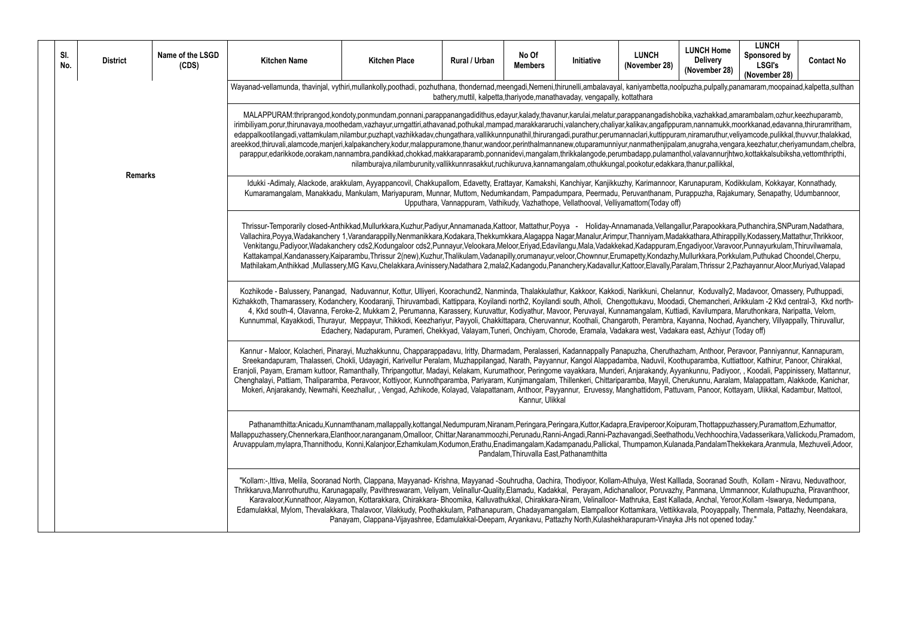| Sl. No. | District | Name of the LSGD (CDS) | Kitchen Name | Kitchen Place | Rural / Urban | No Of Members | Initiative | LUNCH (November 28) | LUNCH Home Delivery (November 28) | LUNCH Sponsored by LSGI's (November 28) | Contact No |
|---|---|---|---|---|---|---|---|---|---|---|---|
| | Remarks | | Wayanad-vellamunda, thavinjal, vythiri,mullankolly,poothadi, pozhuthana, thondernad,meengadi,Nemeni,thirunelli,ambalavayal, kaniyambetta,noolpuzha,pulpally,panamaram,moopainad,kalpetta,sulthan bathery,muttil, kalpetta,thariyode,manathavaday, vengapally, kottathara | | | | | | | | | |
| | | | MALAPPURAM:thriprangod,kondoty,ponmundam,ponnani,parappanangadidithus,edayur,kalady,thavanur,karulai,melatur,parappanangadishobika,vazhakkad,amarambalam,ozhur,keezhuparamb, irimbiliyam,porur,thirunavaya,moothedam,vazhayur,urngattiri,athavanad,pothukal,mampad,marakkararuchi,valanchery,chaliyar,kalikav,angafippuram,nannamukk,moorkkanad,edavanna,thiruramritham, edappalkootilangadi,vattamkulam,nilambur,puzhapt,vazhikkadav,chungathara,vallikkunnpunathil,thirurangadi,purathur,perumannaclari,kuttippuram,niramaruthur,veliyamcode,pulikkal,thuvvur,thalakkad, areekkod,thiruvali,alamcode,manjeri,kalpakanchery,kodur,malappuramone,thanur,wandoor,perinthalmannanew,otuparamunniyur,nanmathenjipalam,anugraha,vengara,keezhatur,cheriyamundam,chelbra, parappur,edarikkode,oorakam,nannambra,pandikkad,chokkad,makkaraparamb,ponnanidevi,mangalam,thrikkalangode,perumbadapp,pulamanthol,valavannurjhtwo,kottakkalsubiksha,vettomthripthi, nilamburajva,nilamburunity,vallikkunnrasakkut,ruchikuruva,kannamangalam,othukkungal,pookotur,edakkara,thanur,pallikkal, | | | | | | | | | |
| | | | Idukki -Adimaly, Alackode, arakkulam, Ayyappancovil, Chakkupallom, Edavetty, Erattayar, Kamakshi, Kanchiyar, Kanjikkuzhy, Karimannoor, Karunapuram, Kodikkulam, Kokkayar, Konnathady, Kumaramangalam, Manakkadu, Mankulam, Mariyapuram, Munnar, Muttom, Nedumkandam, Pampadumpara, Peermadu, Peruvanthanam, Purappuzha, Rajakumary, Senapathy, Udumbannoor, Upputhara, Vannappuram, Vathikudy, Vazhathope, Vellathooval, Velliyamattom(Today off) | | | | | | | | | |
| | | | Thrissur-Temporarily closed-Anthikkad,Mullurkkara,Kuzhur,Padiyur,Annamanada,Kattoor, Mattathur,Poyya - Holiday-Annamanada,Vellangallur,Parapookkara,Puthanchira,SNPuram,Nadathara, Vallachira,Poyya,Wadakanchery 1,Varandarappilly,Nenmanikkara,Kodakara,Thekkumkkara,Alagappa Nagar,Manalur,Arimpur,Thanniyam,Madakkathara,Athirappilly,Kodassery,Mattathur,Thrikkoor, Venkitangu,Padiyoor,Wadakanchery cds2,Kodungaloor cds2,Punnayur,Velookara,Meloor,Eriyad,Edavilangu,Mala,Vadakkekad,Kadappuram,Engadiyoor,Varavoor,Punnayurkulam,Thiruvilwamala, Kattakampal,Kandanassery,Kaiparambu,Thrissur 2(new),Kuzhur,Thalikulam,Vadanapilly,orumanayur,veloor,Chownnur,Erumapetty,Kondazhy,Mullurkkara,Porkkulam,Puthukad Choondel,Cherpu, Mathilakam,Anthikkad ,Mullassery,MG Kavu,Chelakkara,Avinissery,Nadathara 2,mala2,Kadangodu,Pananchery,Kadavallur,Kattoor,Elavally,Paralam,Thrissur 2,Pazhayannur,Aloor,Muriyad,Valapad | | | | | | | | | |
| | | | Kozhikode - Balussery, Panangad, Naduvannur, Kottur, Ulliyeri, Koorachund2, Nanminda, Thalakkulathur, Kakkoor, Kakkodi, Narikkuni, Chelannur, Koduvally2, Madavoor, Omassery, Puthuppadi, Kizhakkoth, Thamarassery, Kodanchery, Koodaranji, Thiruvambadi, Kattippara, Koyilandi north2, Koyilandi south, Atholi, Chengottukavu, Moodadi, Chemancheri, Arikkulam -2 Kkd central-3, Kkd north-4, Kkd south-4, Olavanna, Feroke-2, Mukkam 2, Perumanna, Karassery, Kuruvattur, Kodiyathur, Mavoor, Peruvayal, Kunnamangalam, Kuttiadi, Kavilumpara, Maruthonkara, Naripatta, Velom, Kunnummal, Kayakkodi, Thurayur, Meppayur, Thikkodi, Keezhariyur, Payyoli, Chakkittapara, Cheruvannur, Koothali, Changaroth, Perambra, Kayanna, Nochad, Ayanchery, Villyappally, Thiruvallur, Edachery, Nadapuram, Purameri, Chekkyad, Valayam,Tuneri, Onchiyam, Chorode, Eramala, Vadakara west, Vadakara east, Azhiyur (Today off) | | | | | | | | | |
| | | | Kannur - Maloor, Kolacheri, Pinarayi, Muzhakkunnu, Chapparappadavu, Iritty, Dharmadam, Peralasseri, Kadannappally Panapuzha, Cheruthazham, Anthoor, Peravoor, Panniyannur, Kannapuram, Sreekandapuram, Thalasseri, Chokli, Udayagiri, Karivellur Peralam, Muzhappilangad, Narath, Payyannur, Kangol Alappadamba, Naduvil, Koothuparamba, Kuttiattoor, Kathirur, Panoor, Chirakkal, Eranjoli, Payam, Eramam kuttoor, Ramanthally, Thripangottur, Madayi, Kelakam, Kurumathoor, Peringome vayakkara, Munderi, Anjarakandy, Ayyankunnu, Padiyoor, , Koodali, Pappinissery, Mattannur, Chenghalayi, Pattiam, Thaliparamba, Peravoor, Kottiyoor, Kunnothparamba, Pariyaram, Kunjimangalam, Thillenkeri, Chittariparamba, Mayyil, Cherukunnu, Aaralam, Malappattam, Alakkode, Kanichar, Mokeri, Anjarakandy, Newmahi, Keezhallur, , Vengad, Azhikode, Kolayad, Valapattanam, Anthoor, Payyannur, Eruvessy, Manghattidom, Pattuvam, Panoor, Kottayam, Ulikkal, Kadambur, Mattool, Kannur, Ulikkal | | | | | | | | | |
| | | | Pathanamthitta:Anicadu,Kunnamthanam,mallappally,kottangal,Nedumpuram,Niranam,Peringara,Peringara,Kuttor,Kadapra,Eraviperoor,Koipuram,Thottappuzhassery,Puramattom,Ezhumattor, Mallappuzhassery,Chennerkara,Elanthoor,naranganam,Omalloor, Chittar,Naranammoozhi,Perunadu,Ranni-Angadi,Ranni-Pazhavangadi,Seethathodu,Vechhoochira,Vadasserikara,Vallickodu,Pramadom, Aruvappulam,mylapra,Thannithodu, Konni,Kalanjoor,Ezhamkulam,Kodumon,Erathu,Enadimangalam,Kadampanadu,Pallickal, Thumpamon,Kulanada,PandalamThekkekara,Aranmula, Mezhuveli,Adoor, Pandalam,Thiruvalla East,Pathanamthitta | | | | | | | | | |
| | | | "Kollam:-,Ittiva, Melila, Sooranad North, Clappana, Mayyanad- Krishna, Mayyanad -Souhrudha, Oachira, Thodiyoor, Kollam-Athulya, West Kalllada, Sooranad South, Kollam - Niravu, Neduvathoor, Thrikkaruva,Manrothuruthu, Karunagapally, Pavithreswaram, Veliyam, Velinallur-Quality,Elamadu, Kadakkal, Perayam, Adichanalloor, Poruvazhy, Panmana, Ummannoor, Kulathupuzha, Piravanthoor, Karavaloor,Kunnathoor, Alayamon, Kottarakkara, Chirakkara- Bhoomika, Kalluvathukkal, Chirakkara-Niram, Velinalloor- Mathruka, East Kallada, Anchal, Yeroor,Kollam -Iswarya, Nedumpana, Edamulakkal, Mylom, Thevalakkara, Thalavoor, Vilakkudy, Poothakkulam, Pathanapuram, Chadayamangalam, Elampalloor Kottamkara, Vettikkavala, Pooyappally, Thenmala, Pattazhy, Neendakara, Panayam, Clappana-Vijayashree, Edamulakkal-Deepam, Aryankavu, Pattazhy North,Kulashekharapuram-Vinayka JHs not opened today." | | | | | | | | | |